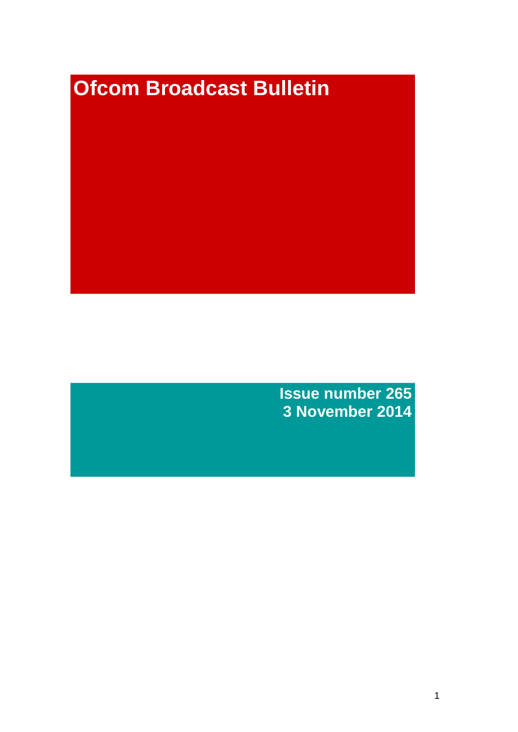# Ofcom Broadcast Bulletin

**Issue number 265**
**3 November 2014**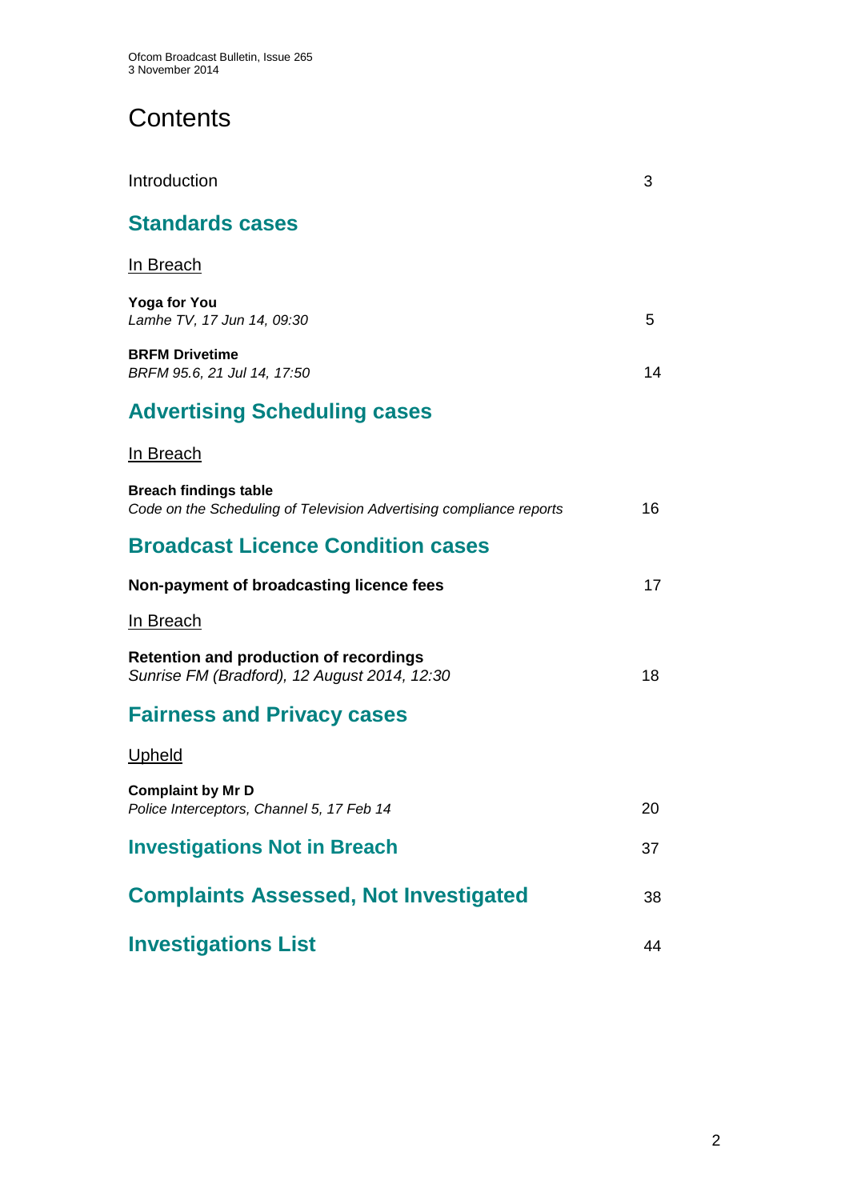# Contents

Introduction 3

## Standards cases

In Breach

**Yoga for You**
*Lamhe TV, 17 Jun 14, 09:30* 5

**BRFM Drivetime**
*BRFM 95.6, 21 Jul 14, 17:50* 14

## Advertising Scheduling cases

In Breach

**Breach findings table**
*Code on the Scheduling of Television Advertising compliance reports* 16

## Broadcast Licence Condition cases

**Non-payment of broadcasting licence fees** 17

In Breach

**Retention and production of recordings**
*Sunrise FM (Bradford), 12 August 2014, 12:30* 18

## Fairness and Privacy cases

Upheld

**Complaint by Mr D**
*Police Interceptors, Channel 5, 17 Feb 14* 20

## Investigations Not in Breach 37

## Complaints Assessed, Not Investigated 38

## Investigations List 44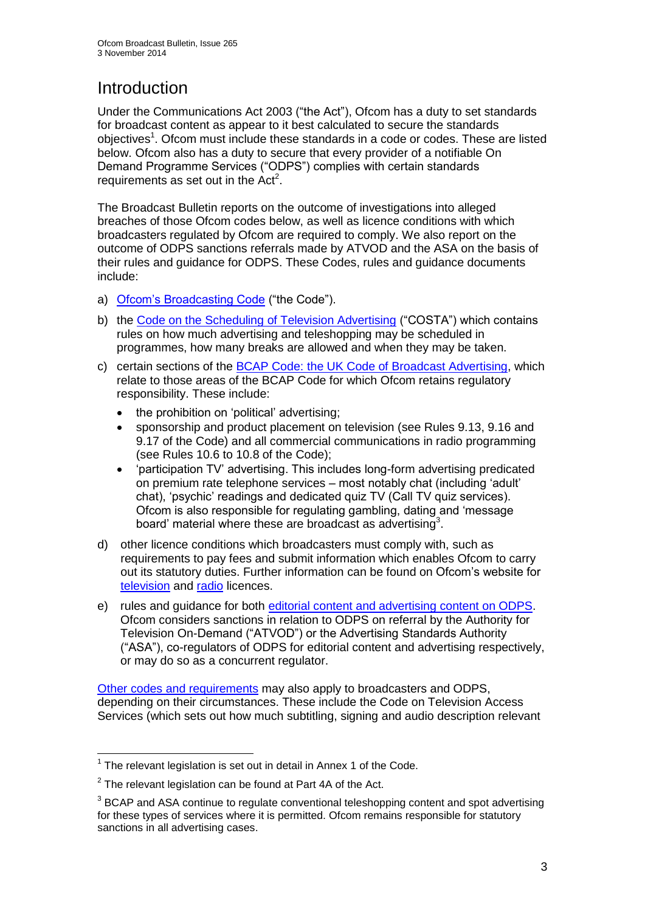# Introduction

Under the Communications Act 2003 ("the Act"), Ofcom has a duty to set standards for broadcast content as appear to it best calculated to secure the standards objectives[1]. Ofcom must include these standards in a code or codes. These are listed below. Ofcom also has a duty to secure that every provider of a notifiable On Demand Programme Services ("ODPS") complies with certain standards requirements as set out in the Act[2].

The Broadcast Bulletin reports on the outcome of investigations into alleged breaches of those Ofcom codes below, as well as licence conditions with which broadcasters regulated by Ofcom are required to comply. We also report on the outcome of ODPS sanctions referrals made by ATVOD and the ASA on the basis of their rules and guidance for ODPS. These Codes, rules and guidance documents include:

a) Ofcom's Broadcasting Code ("the Code").

b) the Code on the Scheduling of Television Advertising ("COSTA") which contains rules on how much advertising and teleshopping may be scheduled in programmes, how many breaks are allowed and when they may be taken.

c) certain sections of the BCAP Code: the UK Code of Broadcast Advertising, which relate to those areas of the BCAP Code for which Ofcom retains regulatory responsibility. These include:
   - the prohibition on 'political' advertising;
   - sponsorship and product placement on television (see Rules 9.13, 9.16 and 9.17 of the Code) and all commercial communications in radio programming (see Rules 10.6 to 10.8 of the Code);
   - 'participation TV' advertising. This includes long-form advertising predicated on premium rate telephone services – most notably chat (including 'adult' chat), 'psychic' readings and dedicated quiz TV (Call TV quiz services). Ofcom is also responsible for regulating gambling, dating and 'message board' material where these are broadcast as advertising[3].

d) other licence conditions which broadcasters must comply with, such as requirements to pay fees and submit information which enables Ofcom to carry out its statutory duties. Further information can be found on Ofcom's website for television and radio licences.

e) rules and guidance for both editorial content and advertising content on ODPS. Ofcom considers sanctions in relation to ODPS on referral by the Authority for Television On-Demand ("ATVOD") or the Advertising Standards Authority ("ASA"), co-regulators of ODPS for editorial content and advertising respectively, or may do so as a concurrent regulator.

Other codes and requirements may also apply to broadcasters and ODPS, depending on their circumstances. These include the Code on Television Access Services (which sets out how much subtitling, signing and audio description relevant

---

[1] The relevant legislation is set out in detail in Annex 1 of the Code.

[2] The relevant legislation can be found at Part 4A of the Act.

[3] BCAP and ASA continue to regulate conventional teleshopping content and spot advertising for these types of services where it is permitted. Ofcom remains responsible for statutory sanctions in all advertising cases.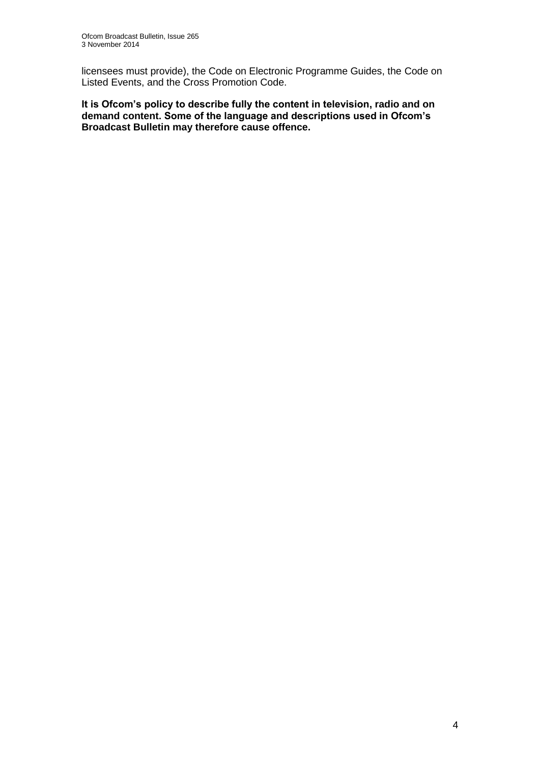licensees must provide), the Code on Electronic Programme Guides, the Code on Listed Events, and the Cross Promotion Code.

**It is Ofcom's policy to describe fully the content in television, radio and on demand content. Some of the language and descriptions used in Ofcom's Broadcast Bulletin may therefore cause offence.**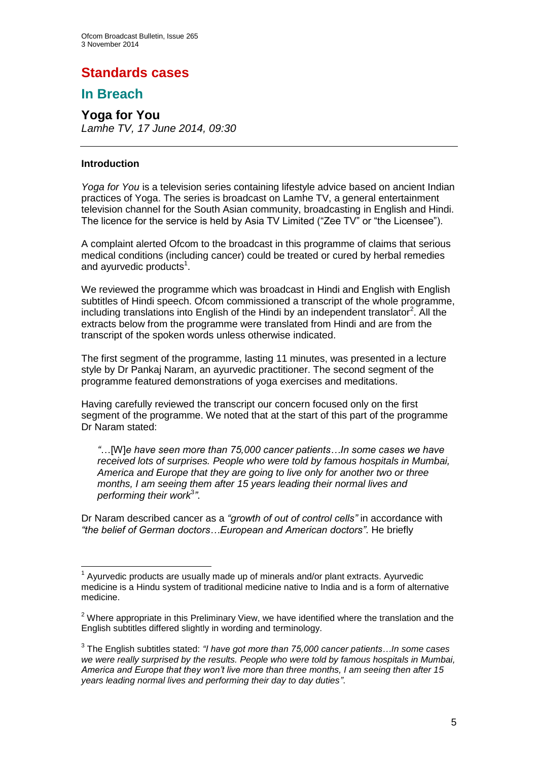# Standards cases

## In Breach

### Yoga for You

*Lamhe TV, 17 June 2014, 09:30*

---

#### Introduction

*Yoga for You* is a television series containing lifestyle advice based on ancient Indian practices of Yoga. The series is broadcast on Lamhe TV, a general entertainment television channel for the South Asian community, broadcasting in English and Hindi. The licence for the service is held by Asia TV Limited ("Zee TV" or "the Licensee").

A complaint alerted Ofcom to the broadcast in this programme of claims that serious medical conditions (including cancer) could be treated or cured by herbal remedies and ayurvedic products[1].

We reviewed the programme which was broadcast in Hindi and English with English subtitles of Hindi speech. Ofcom commissioned a transcript of the whole programme, including translations into English of the Hindi by an independent translator[2]. All the extracts below from the programme were translated from Hindi and are from the transcript of the spoken words unless otherwise indicated.

The first segment of the programme, lasting 11 minutes, was presented in a lecture style by Dr Pankaj Naram, an ayurvedic practitioner. The second segment of the programme featured demonstrations of yoga exercises and meditations.

Having carefully reviewed the transcript our concern focused only on the first segment of the programme. We noted that at the start of this part of the programme Dr Naram stated:

> *"…*[W]*e have seen more than 75,000 cancer patients…In some cases we have received lots of surprises. People who were told by famous hospitals in Mumbai, America and Europe that they are going to live only for another two or three months, I am seeing them after 15 years leading their normal lives and performing their work*[3]*"*.

Dr Naram described cancer as a *"growth of out of control cells"* in accordance with *"the belief of German doctors…European and American doctors"*. He briefly

---

[1] Ayurvedic products are usually made up of minerals and/or plant extracts. Ayurvedic medicine is a Hindu system of traditional medicine native to India and is a form of alternative medicine.

[2] Where appropriate in this Preliminary View, we have identified where the translation and the English subtitles differed slightly in wording and terminology.

[3] The English subtitles stated: *"I have got more than 75,000 cancer patients…In some cases we were really surprised by the results. People who were told by famous hospitals in Mumbai, America and Europe that they won't live more than three months, I am seeing then after 15 years leading normal lives and performing their day to day duties"*.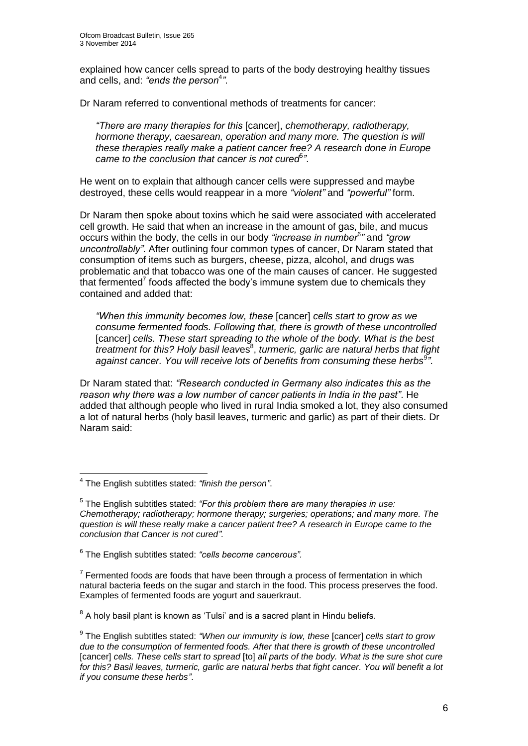explained how cancer cells spread to parts of the body destroying healthy tissues and cells, and: *"ends the person*[4]*"*.

Dr Naram referred to conventional methods of treatments for cancer:

> *"There are many therapies for this* [cancer], *chemotherapy, radiotherapy, hormone therapy, caesarean, operation and many more. The question is will these therapies really make a patient cancer free? A research done in Europe came to the conclusion that cancer is not cured*[5]*"*.

He went on to explain that although cancer cells were suppressed and maybe destroyed, these cells would reappear in a more *"violent"* and *"powerful"* form.

Dr Naram then spoke about toxins which he said were associated with accelerated cell growth. He said that when an increase in the amount of gas, bile, and mucus occurs within the body, the cells in our body *"increase in number*[6]*"* and *"grow uncontrollably"*. After outlining four common types of cancer, Dr Naram stated that consumption of items such as burgers, cheese, pizza, alcohol, and drugs was problematic and that tobacco was one of the main causes of cancer. He suggested that fermented[7] foods affected the body's immune system due to chemicals they contained and added that:

> *"When this immunity becomes low, these* [cancer] *cells start to grow as we consume fermented foods. Following that, there is growth of these uncontrolled* [cancer] *cells. These start spreading to the whole of the body. What is the best treatment for this? Holy basil leaves*[8]*, turmeric, garlic are natural herbs that fight against cancer. You will receive lots of benefits from consuming these herbs*[9]*"*.

Dr Naram stated that: *"Research conducted in Germany also indicates this as the reason why there was a low number of cancer patients in India in the past"*. He added that although people who lived in rural India smoked a lot, they also consumed a lot of natural herbs (holy basil leaves, turmeric and garlic) as part of their diets. Dr Naram said:

---

[4] The English subtitles stated: *"finish the person"*.

[5] The English subtitles stated: *"For this problem there are many therapies in use: Chemotherapy; radiotherapy; hormone therapy; surgeries; operations; and many more. The question is will these really make a cancer patient free? A research in Europe came to the conclusion that Cancer is not cured".*

[6] The English subtitles stated: *"cells become cancerous".*

[7] Fermented foods are foods that have been through a process of fermentation in which natural bacteria feeds on the sugar and starch in the food. This process preserves the food. Examples of fermented foods are yogurt and sauerkraut.

[8] A holy basil plant is known as 'Tulsi' and is a sacred plant in Hindu beliefs.

[9] The English subtitles stated: *"When our immunity is low, these* [cancer] *cells start to grow due to the consumption of fermented foods. After that there is growth of these uncontrolled* [cancer] *cells. These cells start to spread* [to] *all parts of the body. What is the sure shot cure for this? Basil leaves, turmeric, garlic are natural herbs that fight cancer. You will benefit a lot if you consume these herbs".*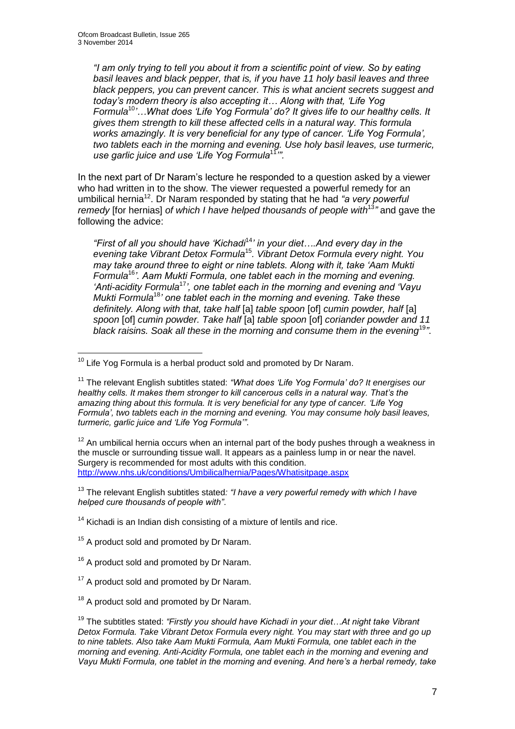*"I am only trying to tell you about it from a scientific point of view. So by eating basil leaves and black pepper, that is, if you have 11 holy basil leaves and three black peppers, you can prevent cancer. This is what ancient secrets suggest and today's modern theory is also accepting it… Along with that, 'Life Yog Formula[10]'…What does 'Life Yog Formula' do? It gives life to our healthy cells. It gives them strength to kill these affected cells in a natural way. This formula works amazingly. It is very beneficial for any type of cancer. 'Life Yog Formula', two tablets each in the morning and evening. Use holy basil leaves, use turmeric, use garlic juice and use 'Life Yog Formula[11]'".*

In the next part of Dr Naram's lecture he responded to a question asked by a viewer who had written in to the show. The viewer requested a powerful remedy for an umbilical hernia[12]. Dr Naram responded by stating that he had *"a very powerful remedy* [for hernias] *of which I have helped thousands of people with[13]"* and gave the following advice:

*"First of all you should have 'Kichadi[14]' in your diet….And every day in the evening take Vibrant Detox Formula[15]. Vibrant Detox Formula every night. You may take around three to eight or nine tablets. Along with it, take 'Aam Mukti Formula[16]'. Aam Mukti Formula, one tablet each in the morning and evening. 'Anti-acidity Formula[17]', one tablet each in the morning and evening and 'Vayu Mukti Formula[18]' one tablet each in the morning and evening. Take these definitely. Along with that, take half* [a] *table spoon* [of] *cumin powder, half* [a] *spoon* [of] *cumin powder. Take half* [a] *table spoon* [of] *coriander powder and 11 black raisins. Soak all these in the morning and consume them in the evening[19]"*.

---

[10] Life Yog Formula is a herbal product sold and promoted by Dr Naram.

[11] The relevant English subtitles stated: *"What does 'Life Yog Formula' do? It energises our healthy cells. It makes them stronger to kill cancerous cells in a natural way. That's the amazing thing about this formula. It is very beneficial for any type of cancer. 'Life Yog Formula', two tablets each in the morning and evening. You may consume holy basil leaves, turmeric, garlic juice and 'Life Yog Formula'"*.

[12] An umbilical hernia occurs when an internal part of the body pushes through a weakness in the muscle or surrounding tissue wall. It appears as a painless lump in or near the navel. Surgery is recommended for most adults with this condition. http://www.nhs.uk/conditions/Umbilicalhernia/Pages/Whatisitpage.aspx

[13] The relevant English subtitles stated*: "I have a very powerful remedy with which I have helped cure thousands of people with"*.

[14] Kichadi is an Indian dish consisting of a mixture of lentils and rice.

[15] A product sold and promoted by Dr Naram.

[16] A product sold and promoted by Dr Naram.

[17] A product sold and promoted by Dr Naram.

[18] A product sold and promoted by Dr Naram.

[19] The subtitles stated: *"Firstly you should have Kichadi in your diet…At night take Vibrant Detox Formula. Take Vibrant Detox Formula every night. You may start with three and go up to nine tablets. Also take Aam Mukti Formula, Aam Mukti Formula, one tablet each in the morning and evening. Anti-Acidity Formula, one tablet each in the morning and evening and Vayu Mukti Formula, one tablet in the morning and evening. And here's a herbal remedy, take*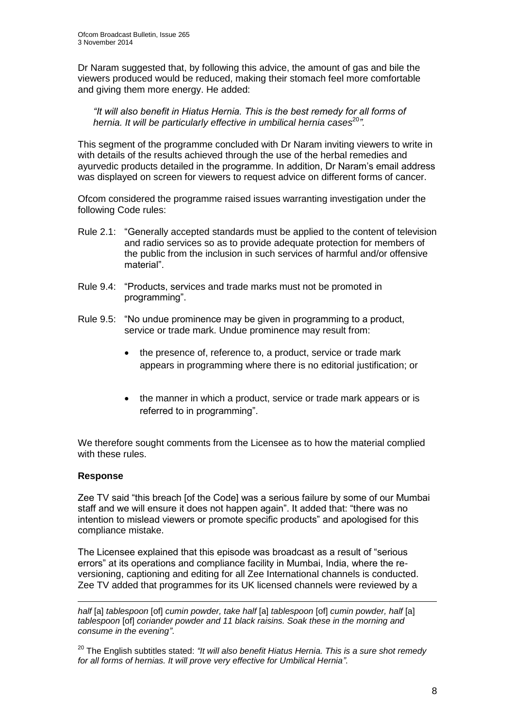Dr Naram suggested that, by following this advice, the amount of gas and bile the viewers produced would be reduced, making their stomach feel more comfortable and giving them more energy. He added:

> *"It will also benefit in Hiatus Hernia. This is the best remedy for all forms of hernia. It will be particularly effective in umbilical hernia cases*[20]*".*

This segment of the programme concluded with Dr Naram inviting viewers to write in with details of the results achieved through the use of the herbal remedies and ayurvedic products detailed in the programme. In addition, Dr Naram's email address was displayed on screen for viewers to request advice on different forms of cancer.

Ofcom considered the programme raised issues warranting investigation under the following Code rules:

Rule 2.1: "Generally accepted standards must be applied to the content of television and radio services so as to provide adequate protection for members of the public from the inclusion in such services of harmful and/or offensive material".

Rule 9.4: "Products, services and trade marks must not be promoted in programming".

Rule 9.5: "No undue prominence may be given in programming to a product, service or trade mark. Undue prominence may result from:

- the presence of, reference to, a product, service or trade mark appears in programming where there is no editorial justification; or
- the manner in which a product, service or trade mark appears or is referred to in programming".

We therefore sought comments from the Licensee as to how the material complied with these rules.

**Response**

Zee TV said "this breach [of the Code] was a serious failure by some of our Mumbai staff and we will ensure it does not happen again". It added that: "there was no intention to mislead viewers or promote specific products" and apologised for this compliance mistake.

The Licensee explained that this episode was broadcast as a result of "serious errors" at its operations and compliance facility in Mumbai, India, where the re-versioning, captioning and editing for all Zee International channels is conducted. Zee TV added that programmes for its UK licensed channels were reviewed by a

---

*half* [a] *tablespoon* [of] *cumin powder, take half* [a] *tablespoon* [of] *cumin powder, half* [a] *tablespoon* [of] *coriander powder and 11 black raisins. Soak these in the morning and consume in the evening"*.

[20] The English subtitles stated: *"It will also benefit Hiatus Hernia. This is a sure shot remedy for all forms of hernias. It will prove very effective for Umbilical Hernia"*.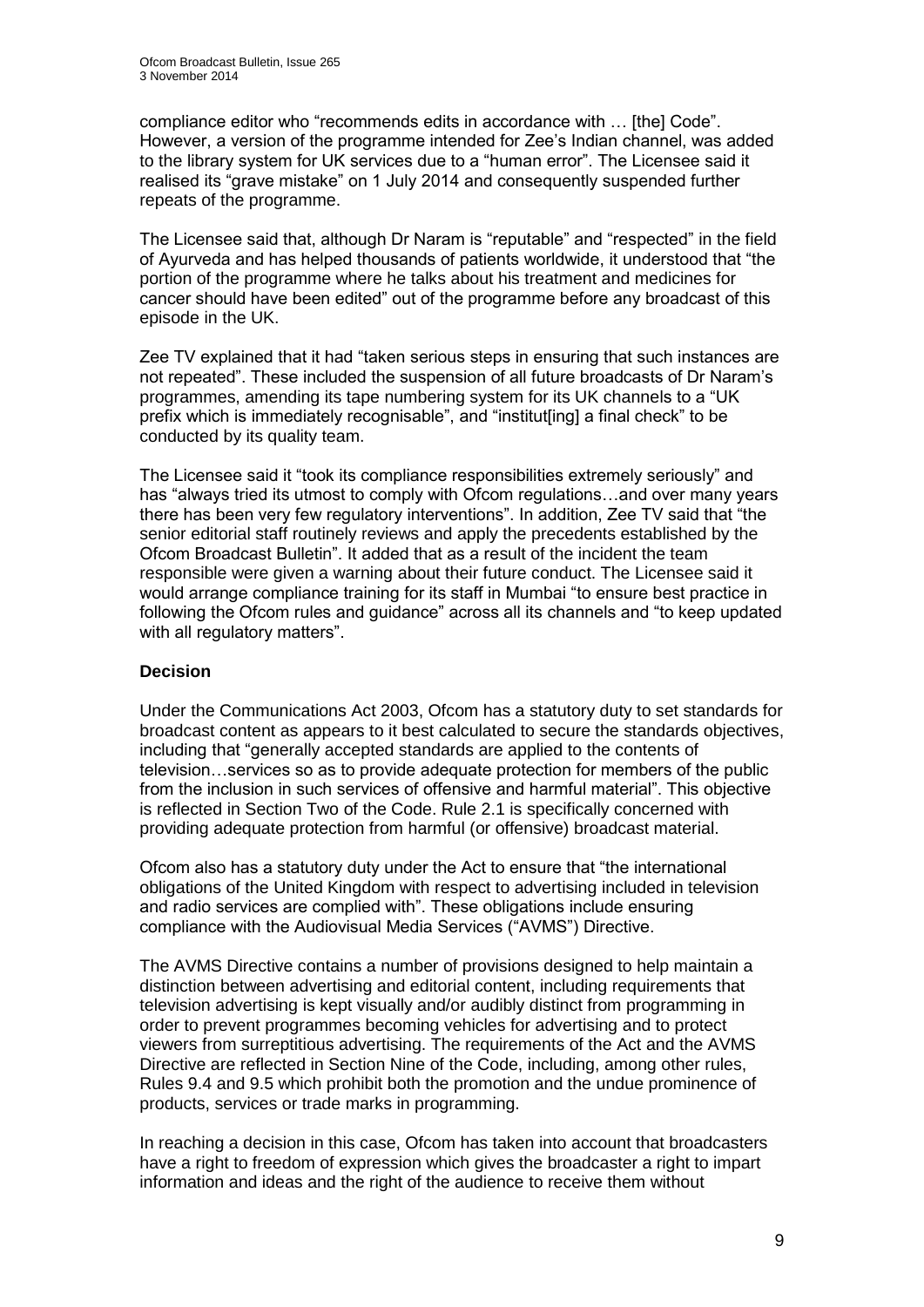compliance editor who "recommends edits in accordance with … [the] Code". However, a version of the programme intended for Zee's Indian channel, was added to the library system for UK services due to a "human error". The Licensee said it realised its "grave mistake" on 1 July 2014 and consequently suspended further repeats of the programme.

The Licensee said that, although Dr Naram is "reputable" and "respected" in the field of Ayurveda and has helped thousands of patients worldwide, it understood that "the portion of the programme where he talks about his treatment and medicines for cancer should have been edited" out of the programme before any broadcast of this episode in the UK.

Zee TV explained that it had "taken serious steps in ensuring that such instances are not repeated". These included the suspension of all future broadcasts of Dr Naram's programmes, amending its tape numbering system for its UK channels to a "UK prefix which is immediately recognisable", and "institut[ing] a final check" to be conducted by its quality team.

The Licensee said it "took its compliance responsibilities extremely seriously" and has "always tried its utmost to comply with Ofcom regulations…and over many years there has been very few regulatory interventions". In addition, Zee TV said that "the senior editorial staff routinely reviews and apply the precedents established by the Ofcom Broadcast Bulletin". It added that as a result of the incident the team responsible were given a warning about their future conduct. The Licensee said it would arrange compliance training for its staff in Mumbai "to ensure best practice in following the Ofcom rules and guidance" across all its channels and "to keep updated with all regulatory matters".

**Decision**

Under the Communications Act 2003, Ofcom has a statutory duty to set standards for broadcast content as appears to it best calculated to secure the standards objectives, including that "generally accepted standards are applied to the contents of television…services so as to provide adequate protection for members of the public from the inclusion in such services of offensive and harmful material". This objective is reflected in Section Two of the Code. Rule 2.1 is specifically concerned with providing adequate protection from harmful (or offensive) broadcast material.

Ofcom also has a statutory duty under the Act to ensure that "the international obligations of the United Kingdom with respect to advertising included in television and radio services are complied with". These obligations include ensuring compliance with the Audiovisual Media Services ("AVMS") Directive.

The AVMS Directive contains a number of provisions designed to help maintain a distinction between advertising and editorial content, including requirements that television advertising is kept visually and/or audibly distinct from programming in order to prevent programmes becoming vehicles for advertising and to protect viewers from surreptitious advertising. The requirements of the Act and the AVMS Directive are reflected in Section Nine of the Code, including, among other rules, Rules 9.4 and 9.5 which prohibit both the promotion and the undue prominence of products, services or trade marks in programming.

In reaching a decision in this case, Ofcom has taken into account that broadcasters have a right to freedom of expression which gives the broadcaster a right to impart information and ideas and the right of the audience to receive them without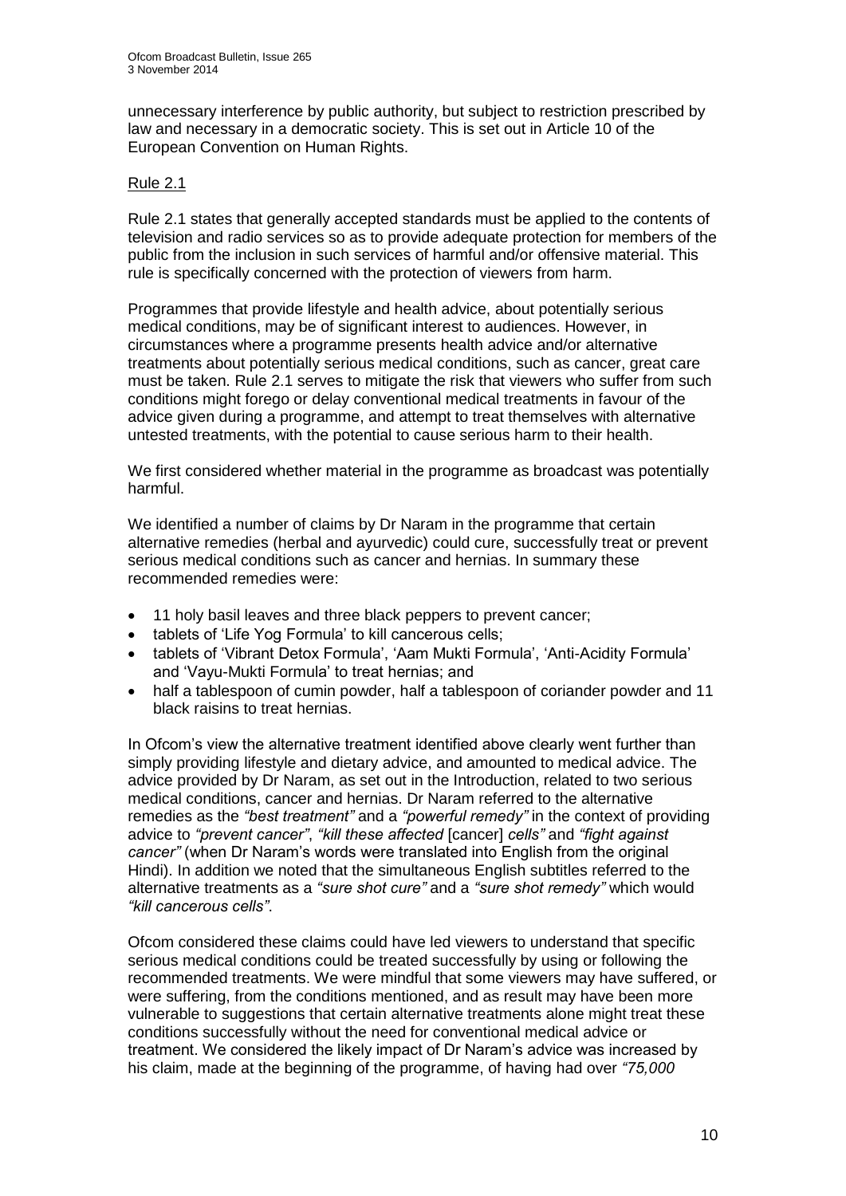unnecessary interference by public authority, but subject to restriction prescribed by law and necessary in a democratic society. This is set out in Article 10 of the European Convention on Human Rights.

Rule 2.1

Rule 2.1 states that generally accepted standards must be applied to the contents of television and radio services so as to provide adequate protection for members of the public from the inclusion in such services of harmful and/or offensive material. This rule is specifically concerned with the protection of viewers from harm.

Programmes that provide lifestyle and health advice, about potentially serious medical conditions, may be of significant interest to audiences. However, in circumstances where a programme presents health advice and/or alternative treatments about potentially serious medical conditions, such as cancer, great care must be taken. Rule 2.1 serves to mitigate the risk that viewers who suffer from such conditions might forego or delay conventional medical treatments in favour of the advice given during a programme, and attempt to treat themselves with alternative untested treatments, with the potential to cause serious harm to their health.

We first considered whether material in the programme as broadcast was potentially harmful.

We identified a number of claims by Dr Naram in the programme that certain alternative remedies (herbal and ayurvedic) could cure, successfully treat or prevent serious medical conditions such as cancer and hernias. In summary these recommended remedies were:

- 11 holy basil leaves and three black peppers to prevent cancer;
- tablets of 'Life Yog Formula' to kill cancerous cells;
- tablets of 'Vibrant Detox Formula', 'Aam Mukti Formula', 'Anti-Acidity Formula' and 'Vayu-Mukti Formula' to treat hernias; and
- half a tablespoon of cumin powder, half a tablespoon of coriander powder and 11 black raisins to treat hernias.

In Ofcom's view the alternative treatment identified above clearly went further than simply providing lifestyle and dietary advice, and amounted to medical advice. The advice provided by Dr Naram, as set out in the Introduction, related to two serious medical conditions, cancer and hernias. Dr Naram referred to the alternative remedies as the *"best treatment"* and a *"powerful remedy"* in the context of providing advice to *"prevent cancer"*, *"kill these affected* [cancer] *cells"* and *"fight against cancer"* (when Dr Naram's words were translated into English from the original Hindi). In addition we noted that the simultaneous English subtitles referred to the alternative treatments as a *"sure shot cure"* and a *"sure shot remedy"* which would *"kill cancerous cells"*.

Ofcom considered these claims could have led viewers to understand that specific serious medical conditions could be treated successfully by using or following the recommended treatments. We were mindful that some viewers may have suffered, or were suffering, from the conditions mentioned, and as result may have been more vulnerable to suggestions that certain alternative treatments alone might treat these conditions successfully without the need for conventional medical advice or treatment. We considered the likely impact of Dr Naram's advice was increased by his claim, made at the beginning of the programme, of having had over *"75,000*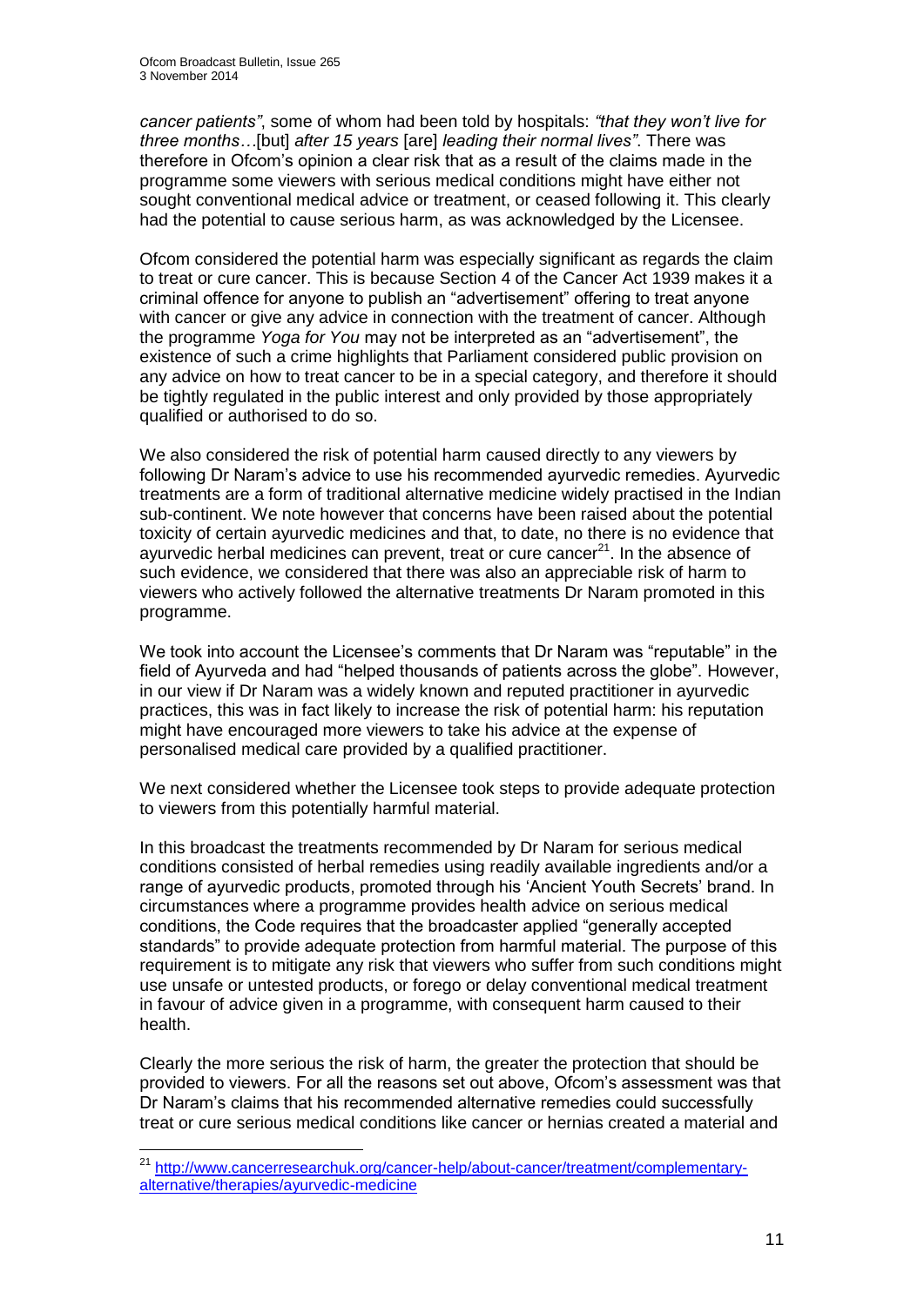*cancer patients"*, some of whom had been told by hospitals: *"that they won't live for three months…*[but] *after 15 years* [are] *leading their normal lives"*. There was therefore in Ofcom's opinion a clear risk that as a result of the claims made in the programme some viewers with serious medical conditions might have either not sought conventional medical advice or treatment, or ceased following it. This clearly had the potential to cause serious harm, as was acknowledged by the Licensee.

Ofcom considered the potential harm was especially significant as regards the claim to treat or cure cancer. This is because Section 4 of the Cancer Act 1939 makes it a criminal offence for anyone to publish an "advertisement" offering to treat anyone with cancer or give any advice in connection with the treatment of cancer. Although the programme *Yoga for You* may not be interpreted as an "advertisement", the existence of such a crime highlights that Parliament considered public provision on any advice on how to treat cancer to be in a special category, and therefore it should be tightly regulated in the public interest and only provided by those appropriately qualified or authorised to do so.

We also considered the risk of potential harm caused directly to any viewers by following Dr Naram's advice to use his recommended ayurvedic remedies. Ayurvedic treatments are a form of traditional alternative medicine widely practised in the Indian sub-continent. We note however that concerns have been raised about the potential toxicity of certain ayurvedic medicines and that, to date, no there is no evidence that ayurvedic herbal medicines can prevent, treat or cure cancer[21]. In the absence of such evidence, we considered that there was also an appreciable risk of harm to viewers who actively followed the alternative treatments Dr Naram promoted in this programme.

We took into account the Licensee's comments that Dr Naram was "reputable" in the field of Ayurveda and had "helped thousands of patients across the globe". However, in our view if Dr Naram was a widely known and reputed practitioner in ayurvedic practices, this was in fact likely to increase the risk of potential harm: his reputation might have encouraged more viewers to take his advice at the expense of personalised medical care provided by a qualified practitioner.

We next considered whether the Licensee took steps to provide adequate protection to viewers from this potentially harmful material.

In this broadcast the treatments recommended by Dr Naram for serious medical conditions consisted of herbal remedies using readily available ingredients and/or a range of ayurvedic products, promoted through his 'Ancient Youth Secrets' brand. In circumstances where a programme provides health advice on serious medical conditions, the Code requires that the broadcaster applied "generally accepted standards" to provide adequate protection from harmful material. The purpose of this requirement is to mitigate any risk that viewers who suffer from such conditions might use unsafe or untested products, or forego or delay conventional medical treatment in favour of advice given in a programme, with consequent harm caused to their health.

Clearly the more serious the risk of harm, the greater the protection that should be provided to viewers. For all the reasons set out above, Ofcom's assessment was that Dr Naram's claims that his recommended alternative remedies could successfully treat or cure serious medical conditions like cancer or hernias created a material and

---

[21] http://www.cancerresearchuk.org/cancer-help/about-cancer/treatment/complementary-alternative/therapies/ayurvedic-medicine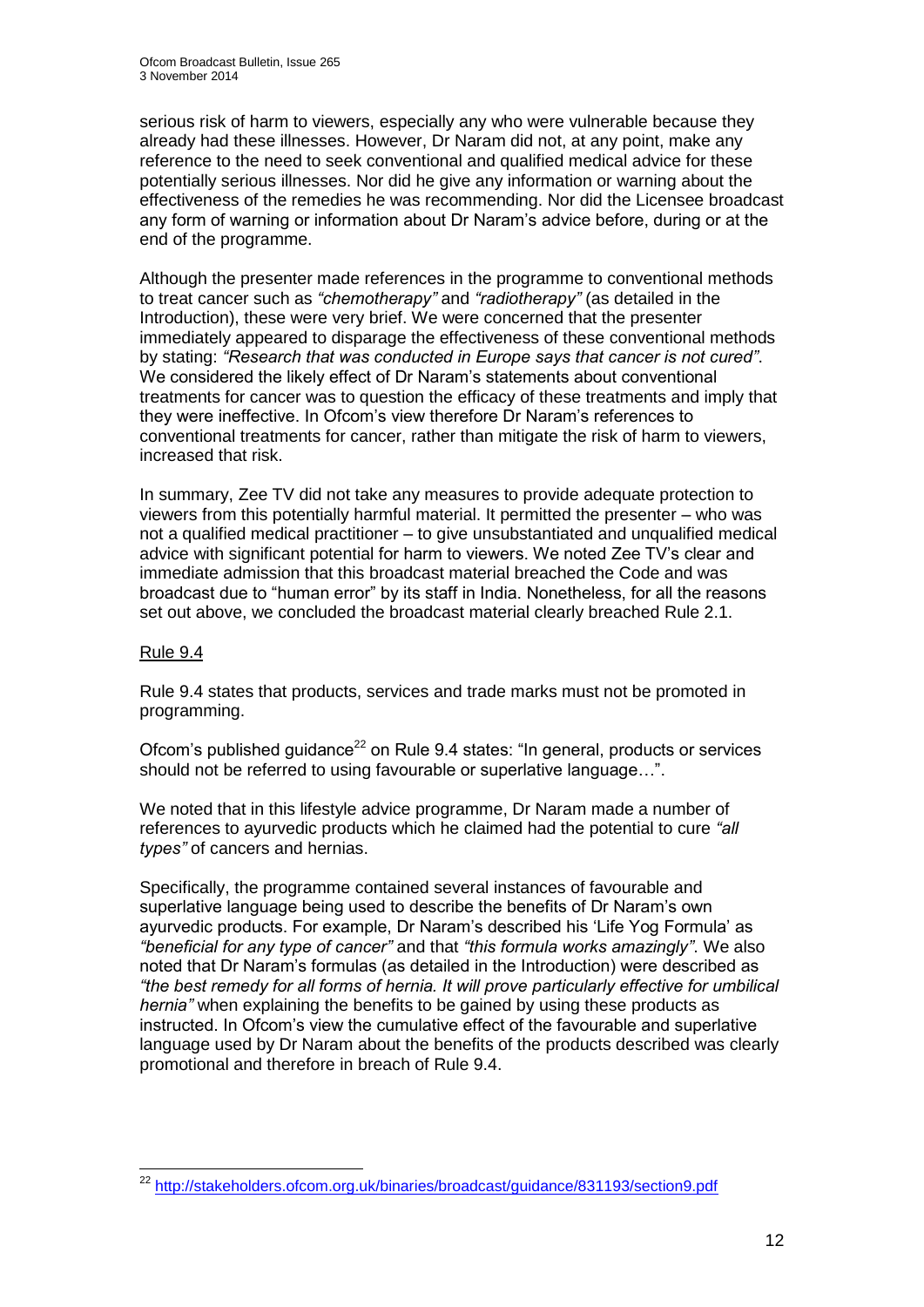serious risk of harm to viewers, especially any who were vulnerable because they already had these illnesses. However, Dr Naram did not, at any point, make any reference to the need to seek conventional and qualified medical advice for these potentially serious illnesses. Nor did he give any information or warning about the effectiveness of the remedies he was recommending. Nor did the Licensee broadcast any form of warning or information about Dr Naram's advice before, during or at the end of the programme.

Although the presenter made references in the programme to conventional methods to treat cancer such as *"chemotherapy"* and *"radiotherapy"* (as detailed in the Introduction), these were very brief. We were concerned that the presenter immediately appeared to disparage the effectiveness of these conventional methods by stating: *"Research that was conducted in Europe says that cancer is not cured"*. We considered the likely effect of Dr Naram's statements about conventional treatments for cancer was to question the efficacy of these treatments and imply that they were ineffective. In Ofcom's view therefore Dr Naram's references to conventional treatments for cancer, rather than mitigate the risk of harm to viewers, increased that risk.

In summary, Zee TV did not take any measures to provide adequate protection to viewers from this potentially harmful material. It permitted the presenter – who was not a qualified medical practitioner – to give unsubstantiated and unqualified medical advice with significant potential for harm to viewers. We noted Zee TV's clear and immediate admission that this broadcast material breached the Code and was broadcast due to "human error" by its staff in India. Nonetheless, for all the reasons set out above, we concluded the broadcast material clearly breached Rule 2.1.

Rule 9.4

Rule 9.4 states that products, services and trade marks must not be promoted in programming.

Ofcom's published guidance[22] on Rule 9.4 states: "In general, products or services should not be referred to using favourable or superlative language…".

We noted that in this lifestyle advice programme, Dr Naram made a number of references to ayurvedic products which he claimed had the potential to cure *"all types"* of cancers and hernias.

Specifically, the programme contained several instances of favourable and superlative language being used to describe the benefits of Dr Naram's own ayurvedic products. For example, Dr Naram's described his 'Life Yog Formula' as *"beneficial for any type of cancer"* and that *"this formula works amazingly"*. We also noted that Dr Naram's formulas (as detailed in the Introduction) were described as *"the best remedy for all forms of hernia. It will prove particularly effective for umbilical hernia"* when explaining the benefits to be gained by using these products as instructed. In Ofcom's view the cumulative effect of the favourable and superlative language used by Dr Naram about the benefits of the products described was clearly promotional and therefore in breach of Rule 9.4.

---

[22] http://stakeholders.ofcom.org.uk/binaries/broadcast/guidance/831193/section9.pdf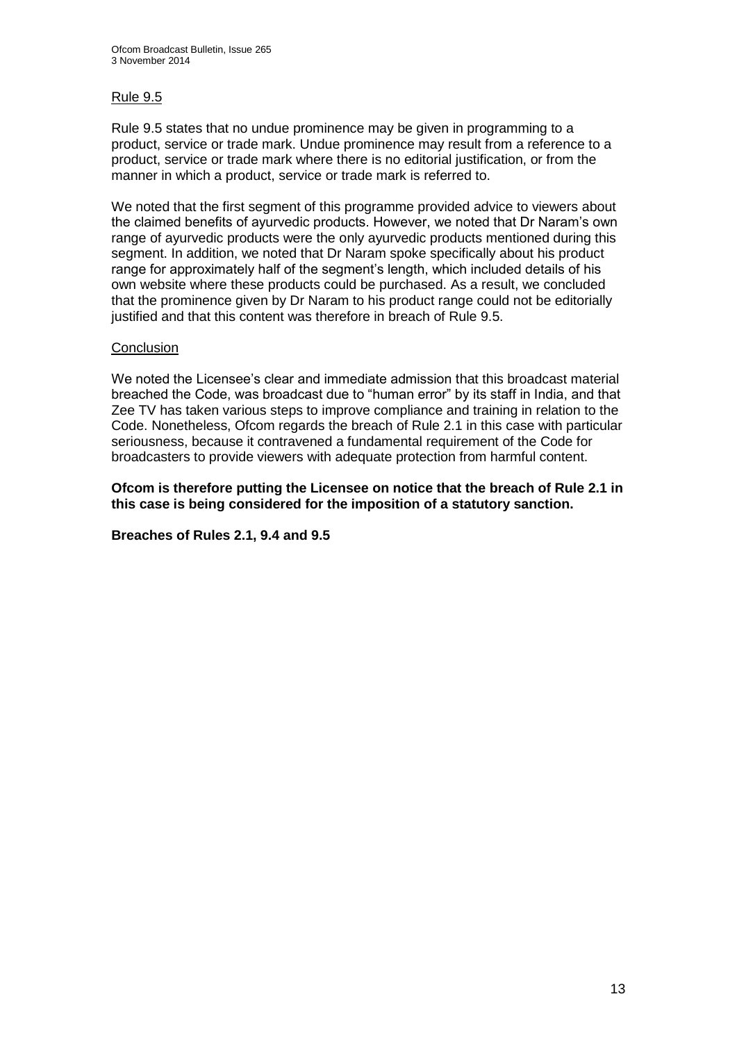Rule 9.5

Rule 9.5 states that no undue prominence may be given in programming to a product, service or trade mark. Undue prominence may result from a reference to a product, service or trade mark where there is no editorial justification, or from the manner in which a product, service or trade mark is referred to.

We noted that the first segment of this programme provided advice to viewers about the claimed benefits of ayurvedic products. However, we noted that Dr Naram's own range of ayurvedic products were the only ayurvedic products mentioned during this segment. In addition, we noted that Dr Naram spoke specifically about his product range for approximately half of the segment's length, which included details of his own website where these products could be purchased. As a result, we concluded that the prominence given by Dr Naram to his product range could not be editorially justified and that this content was therefore in breach of Rule 9.5.

Conclusion

We noted the Licensee's clear and immediate admission that this broadcast material breached the Code, was broadcast due to "human error" by its staff in India, and that Zee TV has taken various steps to improve compliance and training in relation to the Code. Nonetheless, Ofcom regards the breach of Rule 2.1 in this case with particular seriousness, because it contravened a fundamental requirement of the Code for broadcasters to provide viewers with adequate protection from harmful content.

**Ofcom is therefore putting the Licensee on notice that the breach of Rule 2.1 in this case is being considered for the imposition of a statutory sanction.**

**Breaches of Rules 2.1, 9.4 and 9.5**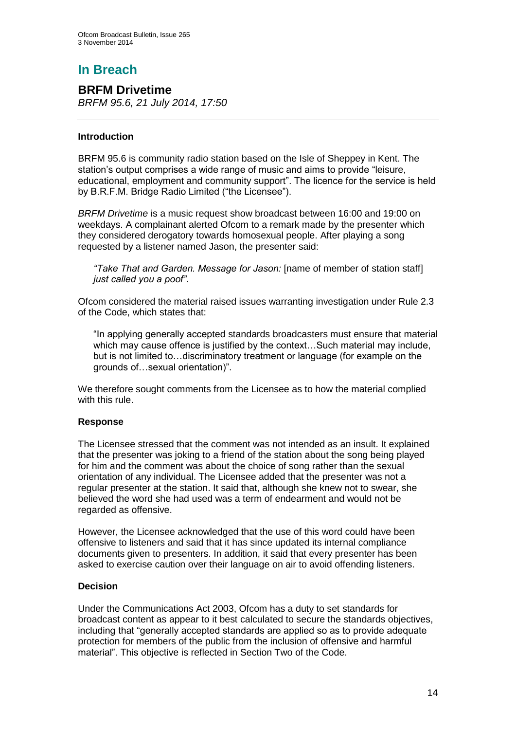# In Breach

## BRFM Drivetime

*BRFM 95.6, 21 July 2014, 17:50*

### Introduction

BRFM 95.6 is community radio station based on the Isle of Sheppey in Kent. The station's output comprises a wide range of music and aims to provide "leisure, educational, employment and community support". The licence for the service is held by B.R.F.M. Bridge Radio Limited ("the Licensee").

*BRFM Drivetime* is a music request show broadcast between 16:00 and 19:00 on weekdays. A complainant alerted Ofcom to a remark made by the presenter which they considered derogatory towards homosexual people. After playing a song requested by a listener named Jason, the presenter said:

> *"Take That and Garden. Message for Jason:* [name of member of station staff] *just called you a poof".*

Ofcom considered the material raised issues warranting investigation under Rule 2.3 of the Code, which states that:

> "In applying generally accepted standards broadcasters must ensure that material which may cause offence is justified by the context…Such material may include, but is not limited to…discriminatory treatment or language (for example on the grounds of…sexual orientation)".

We therefore sought comments from the Licensee as to how the material complied with this rule.

### Response

The Licensee stressed that the comment was not intended as an insult. It explained that the presenter was joking to a friend of the station about the song being played for him and the comment was about the choice of song rather than the sexual orientation of any individual. The Licensee added that the presenter was not a regular presenter at the station. It said that, although she knew not to swear, she believed the word she had used was a term of endearment and would not be regarded as offensive.

However, the Licensee acknowledged that the use of this word could have been offensive to listeners and said that it has since updated its internal compliance documents given to presenters. In addition, it said that every presenter has been asked to exercise caution over their language on air to avoid offending listeners.

### Decision

Under the Communications Act 2003, Ofcom has a duty to set standards for broadcast content as appear to it best calculated to secure the standards objectives, including that "generally accepted standards are applied so as to provide adequate protection for members of the public from the inclusion of offensive and harmful material". This objective is reflected in Section Two of the Code.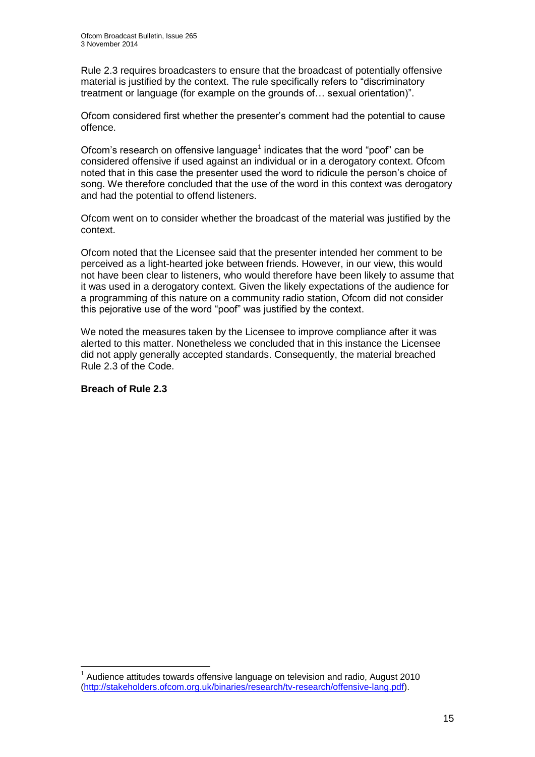Rule 2.3 requires broadcasters to ensure that the broadcast of potentially offensive material is justified by the context. The rule specifically refers to "discriminatory treatment or language (for example on the grounds of… sexual orientation)".

Ofcom considered first whether the presenter's comment had the potential to cause offence.

Ofcom's research on offensive language[1] indicates that the word "poof" can be considered offensive if used against an individual or in a derogatory context. Ofcom noted that in this case the presenter used the word to ridicule the person's choice of song. We therefore concluded that the use of the word in this context was derogatory and had the potential to offend listeners.

Ofcom went on to consider whether the broadcast of the material was justified by the context.

Ofcom noted that the Licensee said that the presenter intended her comment to be perceived as a light-hearted joke between friends. However, in our view, this would not have been clear to listeners, who would therefore have been likely to assume that it was used in a derogatory context. Given the likely expectations of the audience for a programming of this nature on a community radio station, Ofcom did not consider this pejorative use of the word "poof" was justified by the context.

We noted the measures taken by the Licensee to improve compliance after it was alerted to this matter. Nonetheless we concluded that in this instance the Licensee did not apply generally accepted standards. Consequently, the material breached Rule 2.3 of the Code.

**Breach of Rule 2.3**

---

[1] Audience attitudes towards offensive language on television and radio, August 2010 (http://stakeholders.ofcom.org.uk/binaries/research/tv-research/offensive-lang.pdf).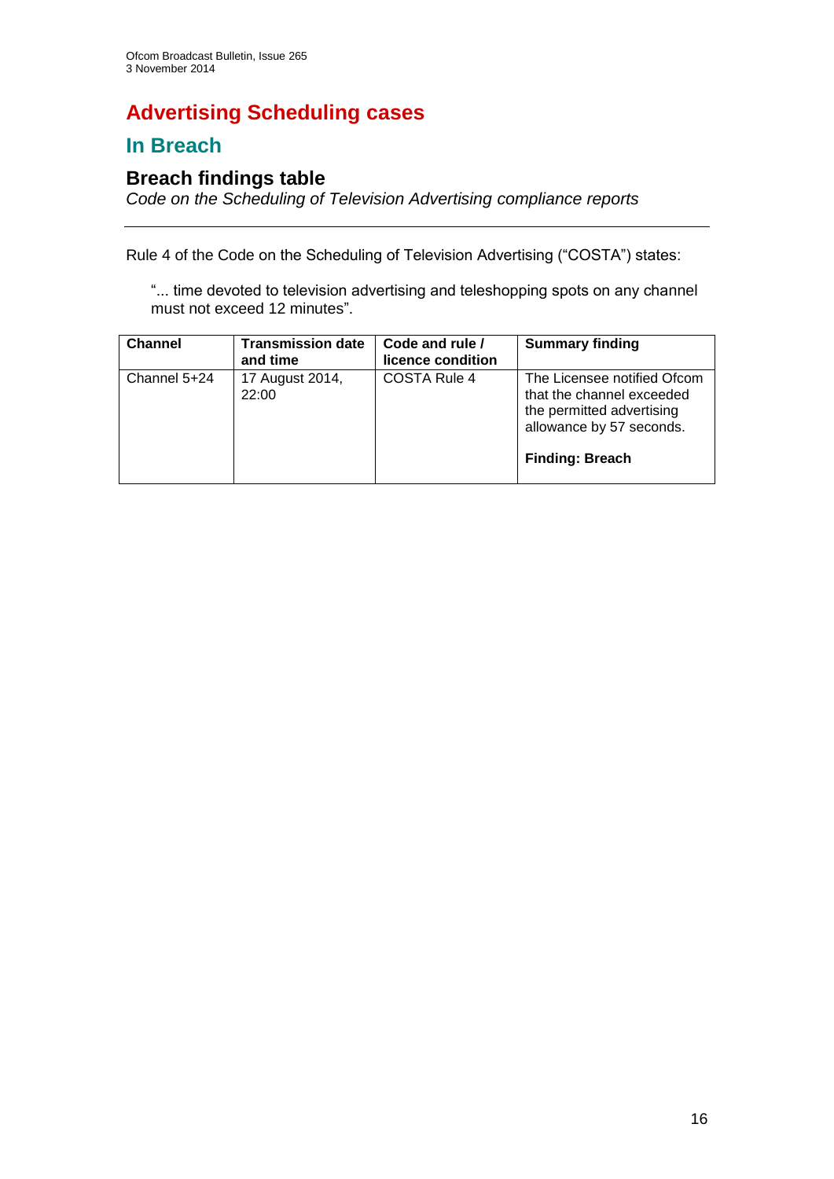# Advertising Scheduling cases

## In Breach

### Breach findings table

*Code on the Scheduling of Television Advertising compliance reports*

---

Rule 4 of the Code on the Scheduling of Television Advertising ("COSTA") states:

"... time devoted to television advertising and teleshopping spots on any channel must not exceed 12 minutes".

| Channel | Transmission date and time | Code and rule / licence condition | Summary finding |
|---|---|---|---|
| Channel 5+24 | 17 August 2014, 22:00 | COSTA Rule 4 | The Licensee notified Ofcom that the channel exceeded the permitted advertising allowance by 57 seconds.<br><br>**Finding: Breach** |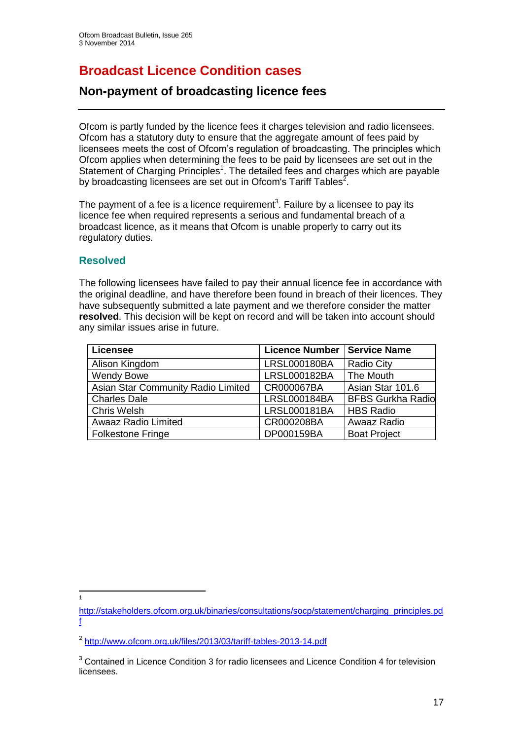# Broadcast Licence Condition cases

## Non-payment of broadcasting licence fees

Ofcom is partly funded by the licence fees it charges television and radio licensees. Ofcom has a statutory duty to ensure that the aggregate amount of fees paid by licensees meets the cost of Ofcom's regulation of broadcasting. The principles which Ofcom applies when determining the fees to be paid by licensees are set out in the Statement of Charging Principles[1]. The detailed fees and charges which are payable by broadcasting licensees are set out in Ofcom's Tariff Tables[2].

The payment of a fee is a licence requirement[3]. Failure by a licensee to pay its licence fee when required represents a serious and fundamental breach of a broadcast licence, as it means that Ofcom is unable properly to carry out its regulatory duties.

### Resolved

The following licensees have failed to pay their annual licence fee in accordance with the original deadline, and have therefore been found in breach of their licences. They have subsequently submitted a late payment and we therefore consider the matter **resolved**. This decision will be kept on record and will be taken into account should any similar issues arise in future.

| Licensee | Licence Number | Service Name |
|---|---|---|
| Alison Kingdom | LRSL000180BA | Radio City |
| Wendy Bowe | LRSL000182BA | The Mouth |
| Asian Star Community Radio Limited | CR000067BA | Asian Star 101.6 |
| Charles Dale | LRSL000184BA | BFBS Gurkha Radio |
| Chris Welsh | LRSL000181BA | HBS Radio |
| Awaaz Radio Limited | CR000208BA | Awaaz Radio |
| Folkestone Fringe | DP000159BA | Boat Project |

[1] http://stakeholders.ofcom.org.uk/binaries/consultations/socp/statement/charging_principles.pdf

[2] http://www.ofcom.org.uk/files/2013/03/tariff-tables-2013-14.pdf

[3] Contained in Licence Condition 3 for radio licensees and Licence Condition 4 for television licensees.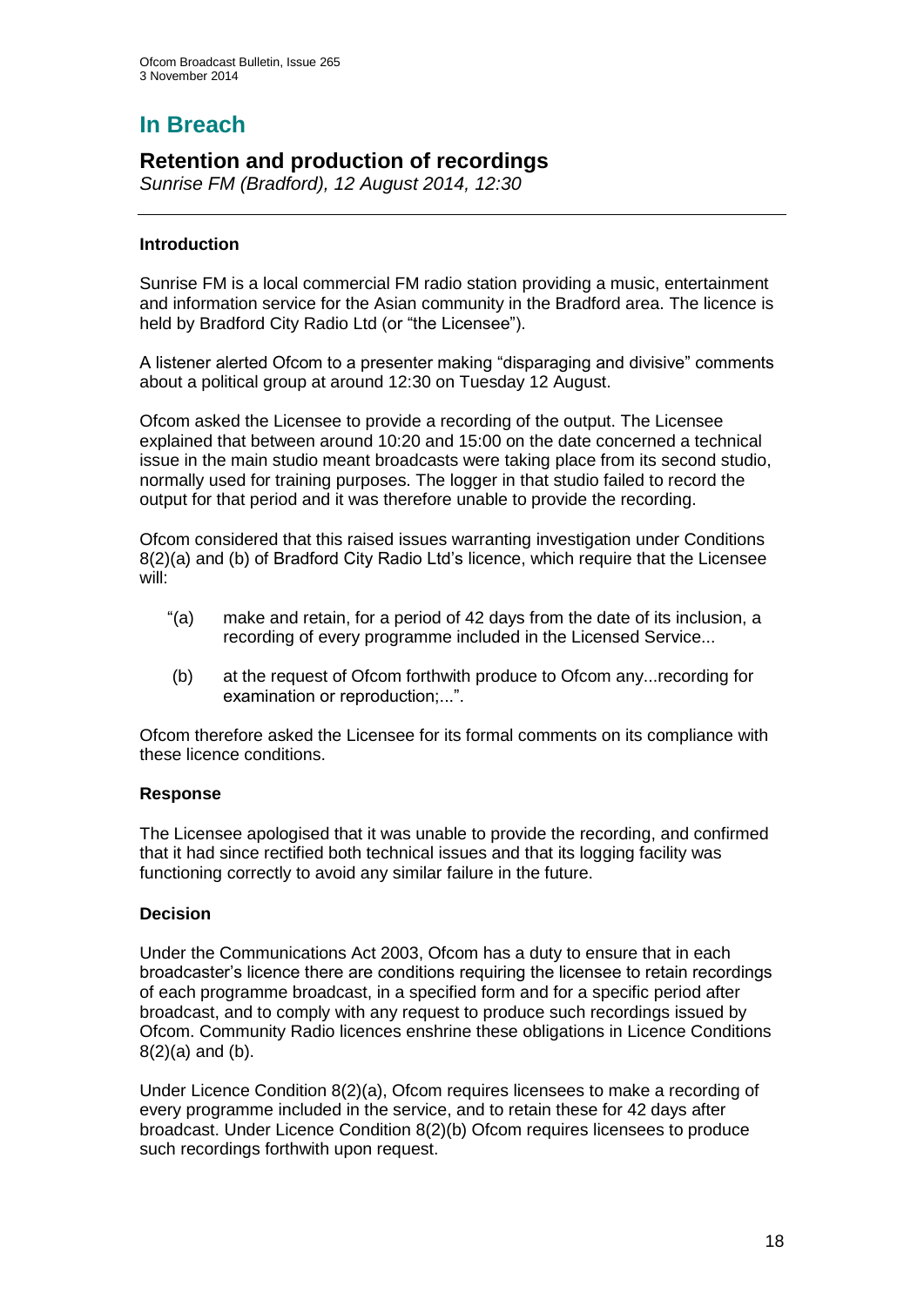# In Breach

## Retention and production of recordings

*Sunrise FM (Bradford), 12 August 2014, 12:30*

---

### Introduction

Sunrise FM is a local commercial FM radio station providing a music, entertainment and information service for the Asian community in the Bradford area. The licence is held by Bradford City Radio Ltd (or "the Licensee").

A listener alerted Ofcom to a presenter making "disparaging and divisive" comments about a political group at around 12:30 on Tuesday 12 August.

Ofcom asked the Licensee to provide a recording of the output. The Licensee explained that between around 10:20 and 15:00 on the date concerned a technical issue in the main studio meant broadcasts were taking place from its second studio, normally used for training purposes. The logger in that studio failed to record the output for that period and it was therefore unable to provide the recording.

Ofcom considered that this raised issues warranting investigation under Conditions 8(2)(a) and (b) of Bradford City Radio Ltd's licence, which require that the Licensee will:

> "(a) make and retain, for a period of 42 days from the date of its inclusion, a recording of every programme included in the Licensed Service...
>
> (b) at the request of Ofcom forthwith produce to Ofcom any...recording for examination or reproduction;...".

Ofcom therefore asked the Licensee for its formal comments on its compliance with these licence conditions.

### Response

The Licensee apologised that it was unable to provide the recording, and confirmed that it had since rectified both technical issues and that its logging facility was functioning correctly to avoid any similar failure in the future.

### Decision

Under the Communications Act 2003, Ofcom has a duty to ensure that in each broadcaster's licence there are conditions requiring the licensee to retain recordings of each programme broadcast, in a specified form and for a specific period after broadcast, and to comply with any request to produce such recordings issued by Ofcom. Community Radio licences enshrine these obligations in Licence Conditions 8(2)(a) and (b).

Under Licence Condition 8(2)(a), Ofcom requires licensees to make a recording of every programme included in the service, and to retain these for 42 days after broadcast. Under Licence Condition 8(2)(b) Ofcom requires licensees to produce such recordings forthwith upon request.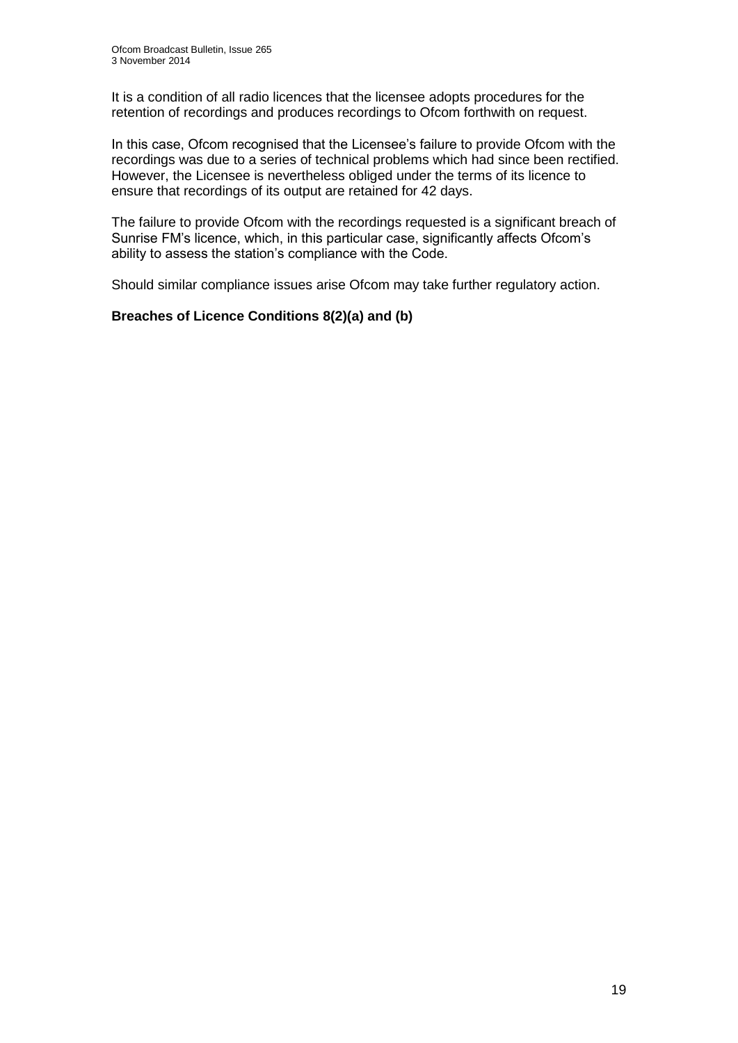It is a condition of all radio licences that the licensee adopts procedures for the retention of recordings and produces recordings to Ofcom forthwith on request.

In this case, Ofcom recognised that the Licensee's failure to provide Ofcom with the recordings was due to a series of technical problems which had since been rectified. However, the Licensee is nevertheless obliged under the terms of its licence to ensure that recordings of its output are retained for 42 days.

The failure to provide Ofcom with the recordings requested is a significant breach of Sunrise FM's licence, which, in this particular case, significantly affects Ofcom's ability to assess the station's compliance with the Code.

Should similar compliance issues arise Ofcom may take further regulatory action.

**Breaches of Licence Conditions 8(2)(a) and (b)**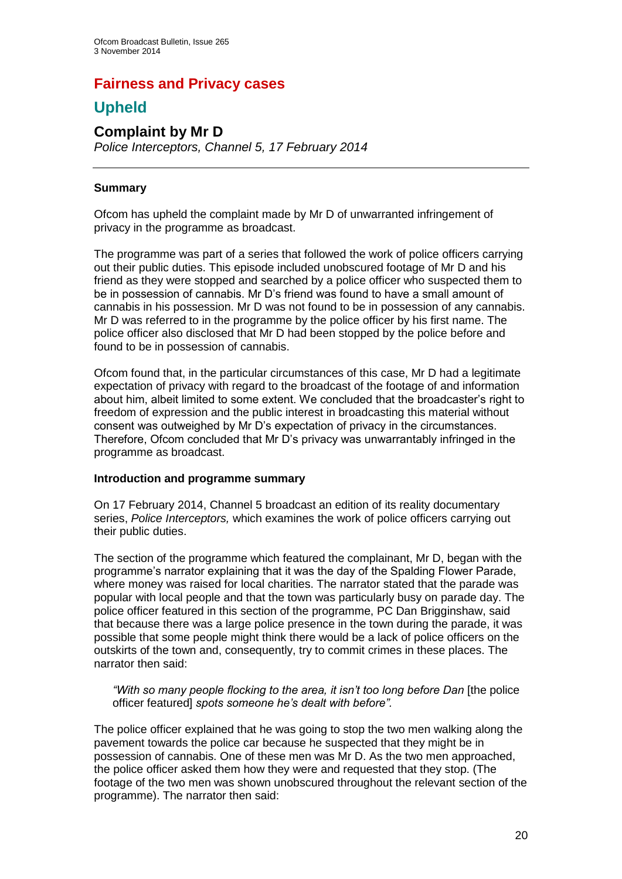# Fairness and Privacy cases

## Upheld

### Complaint by Mr D

*Police Interceptors, Channel 5, 17 February 2014*

---

**Summary**

Ofcom has upheld the complaint made by Mr D of unwarranted infringement of privacy in the programme as broadcast.

The programme was part of a series that followed the work of police officers carrying out their public duties. This episode included unobscured footage of Mr D and his friend as they were stopped and searched by a police officer who suspected them to be in possession of cannabis. Mr D's friend was found to have a small amount of cannabis in his possession. Mr D was not found to be in possession of any cannabis. Mr D was referred to in the programme by the police officer by his first name. The police officer also disclosed that Mr D had been stopped by the police before and found to be in possession of cannabis.

Ofcom found that, in the particular circumstances of this case, Mr D had a legitimate expectation of privacy with regard to the broadcast of the footage of and information about him, albeit limited to some extent. We concluded that the broadcaster's right to freedom of expression and the public interest in broadcasting this material without consent was outweighed by Mr D's expectation of privacy in the circumstances. Therefore, Ofcom concluded that Mr D's privacy was unwarrantably infringed in the programme as broadcast.

**Introduction and programme summary**

On 17 February 2014, Channel 5 broadcast an edition of its reality documentary series, *Police Interceptors,* which examines the work of police officers carrying out their public duties.

The section of the programme which featured the complainant, Mr D, began with the programme's narrator explaining that it was the day of the Spalding Flower Parade, where money was raised for local charities. The narrator stated that the parade was popular with local people and that the town was particularly busy on parade day. The police officer featured in this section of the programme, PC Dan Brigginshaw, said that because there was a large police presence in the town during the parade, it was possible that some people might think there would be a lack of police officers on the outskirts of the town and, consequently, try to commit crimes in these places. The narrator then said:

> *"With so many people flocking to the area, it isn't too long before Dan* [the police officer featured] *spots someone he's dealt with before".*

The police officer explained that he was going to stop the two men walking along the pavement towards the police car because he suspected that they might be in possession of cannabis. One of these men was Mr D. As the two men approached, the police officer asked them how they were and requested that they stop. (The footage of the two men was shown unobscured throughout the relevant section of the programme). The narrator then said: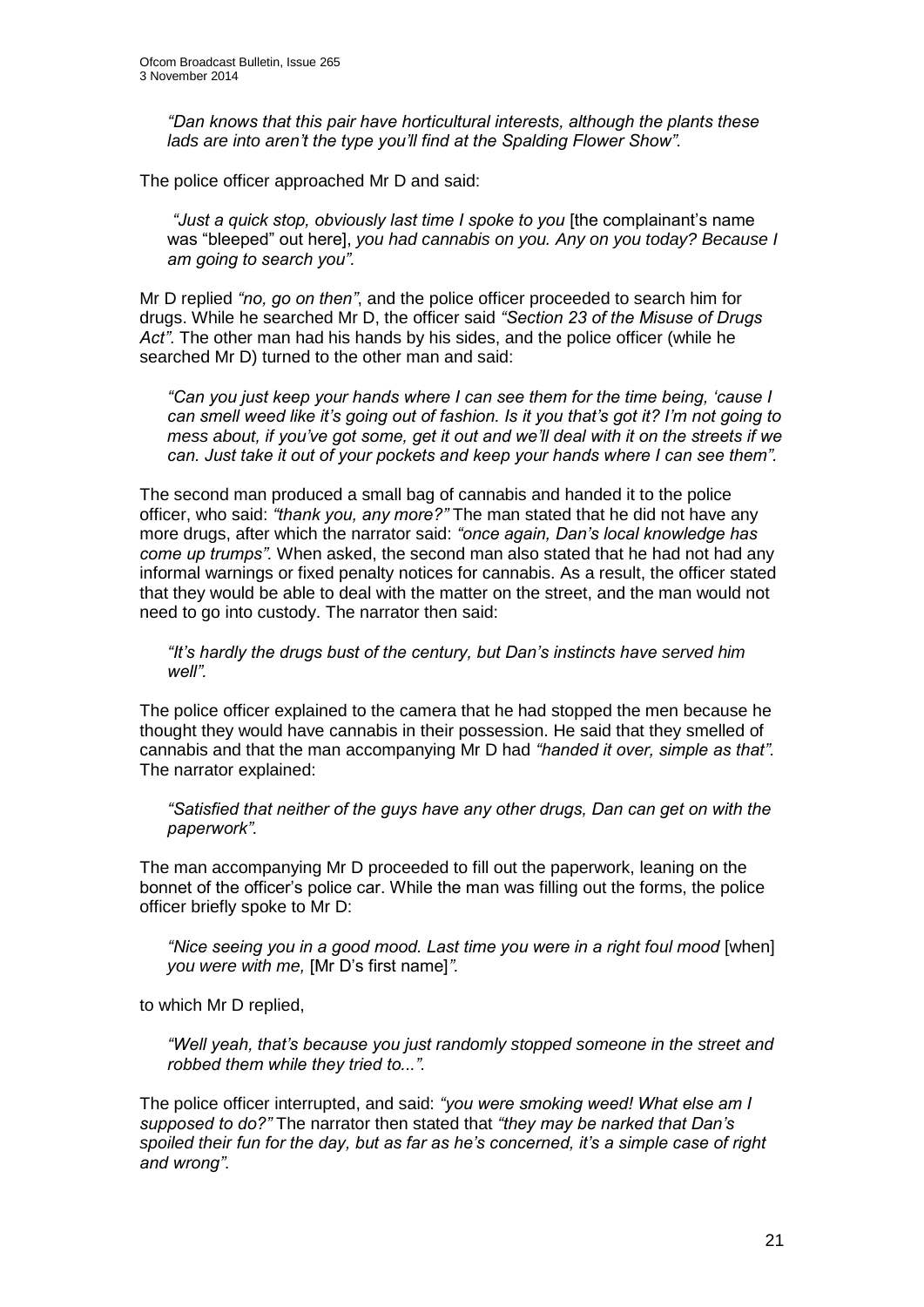*"Dan knows that this pair have horticultural interests, although the plants these lads are into aren't the type you'll find at the Spalding Flower Show".*

The police officer approached Mr D and said:

*"Just a quick stop, obviously last time I spoke to you* [the complainant's name was "bleeped" out here], *you had cannabis on you. Any on you today? Because I am going to search you".*

Mr D replied *"no, go on then"*, and the police officer proceeded to search him for drugs. While he searched Mr D, the officer said *"Section 23 of the Misuse of Drugs Act"*. The other man had his hands by his sides, and the police officer (while he searched Mr D) turned to the other man and said:

*"Can you just keep your hands where I can see them for the time being, 'cause I can smell weed like it's going out of fashion. Is it you that's got it? I'm not going to mess about, if you've got some, get it out and we'll deal with it on the streets if we can. Just take it out of your pockets and keep your hands where I can see them".*

The second man produced a small bag of cannabis and handed it to the police officer, who said: *"thank you, any more?"* The man stated that he did not have any more drugs, after which the narrator said: *"once again, Dan's local knowledge has come up trumps".* When asked, the second man also stated that he had not had any informal warnings or fixed penalty notices for cannabis. As a result, the officer stated that they would be able to deal with the matter on the street, and the man would not need to go into custody. The narrator then said:

*"It's hardly the drugs bust of the century, but Dan's instincts have served him well".*

The police officer explained to the camera that he had stopped the men because he thought they would have cannabis in their possession. He said that they smelled of cannabis and that the man accompanying Mr D had *"handed it over, simple as that".* The narrator explained:

*"Satisfied that neither of the guys have any other drugs, Dan can get on with the paperwork".*

The man accompanying Mr D proceeded to fill out the paperwork, leaning on the bonnet of the officer's police car. While the man was filling out the forms, the police officer briefly spoke to Mr D:

*"Nice seeing you in a good mood. Last time you were in a right foul mood* [when] *you were with me,* [Mr D's first name]*".*

to which Mr D replied,

*"Well yeah, that's because you just randomly stopped someone in the street and robbed them while they tried to...".*

The police officer interrupted, and said: *"you were smoking weed! What else am I supposed to do?"* The narrator then stated that *"they may be narked that Dan's spoiled their fun for the day, but as far as he's concerned, it's a simple case of right and wrong".*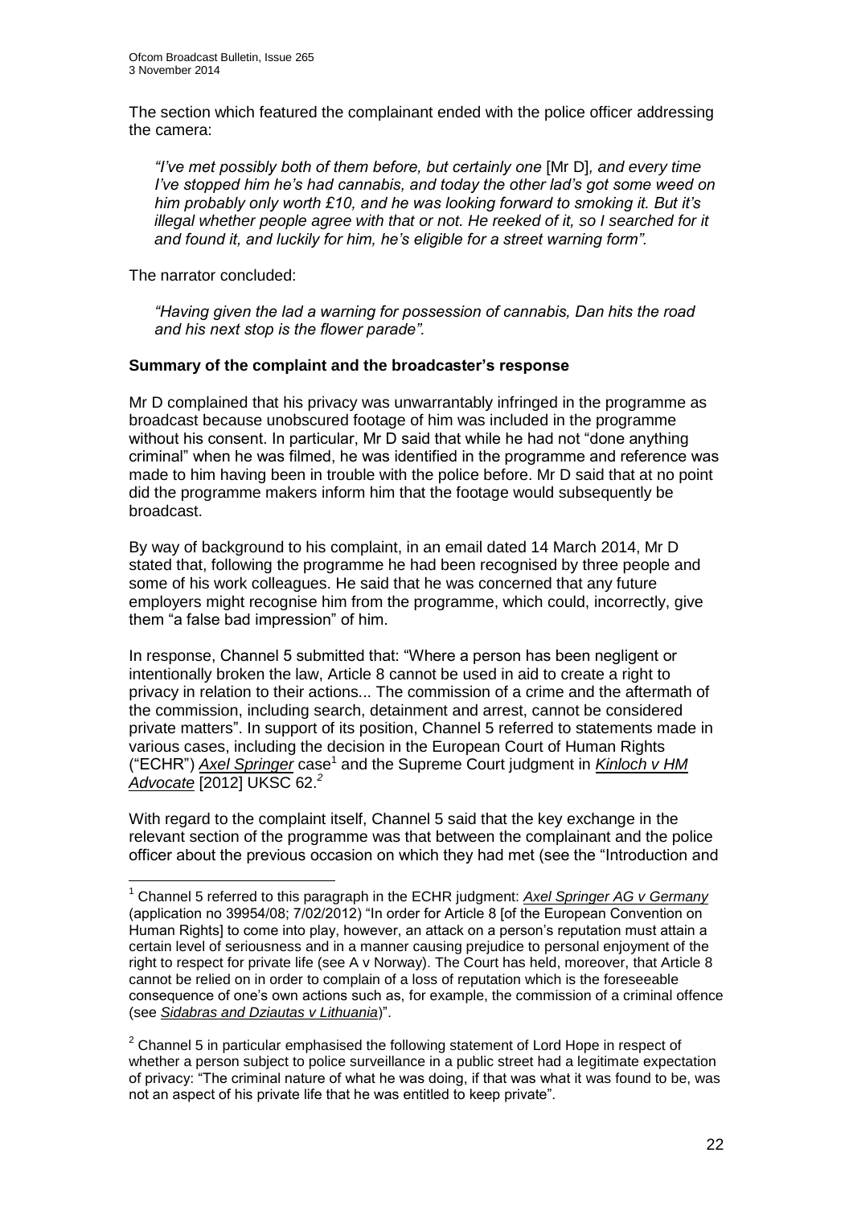The section which featured the complainant ended with the police officer addressing the camera:

> *"I've met possibly both of them before, but certainly one* [Mr D]*, and every time I've stopped him he's had cannabis, and today the other lad's got some weed on him probably only worth £10, and he was looking forward to smoking it. But it's illegal whether people agree with that or not. He reeked of it, so I searched for it and found it, and luckily for him, he's eligible for a street warning form".*

The narrator concluded:

> *"Having given the lad a warning for possession of cannabis, Dan hits the road and his next stop is the flower parade".*

**Summary of the complaint and the broadcaster's response**

Mr D complained that his privacy was unwarrantably infringed in the programme as broadcast because unobscured footage of him was included in the programme without his consent. In particular, Mr D said that while he had not "done anything criminal" when he was filmed, he was identified in the programme and reference was made to him having been in trouble with the police before. Mr D said that at no point did the programme makers inform him that the footage would subsequently be broadcast.

By way of background to his complaint, in an email dated 14 March 2014, Mr D stated that, following the programme he had been recognised by three people and some of his work colleagues. He said that he was concerned that any future employers might recognise him from the programme, which could, incorrectly, give them "a false bad impression" of him.

In response, Channel 5 submitted that: "Where a person has been negligent or intentionally broken the law, Article 8 cannot be used in aid to create a right to privacy in relation to their actions... The commission of a crime and the aftermath of the commission, including search, detainment and arrest, cannot be considered private matters". In support of its position, Channel 5 referred to statements made in various cases, including the decision in the European Court of Human Rights ("ECHR") *Axel Springer* case[1] and the Supreme Court judgment in *Kinloch v HM Advocate* [2012] UKSC 62.[2]

With regard to the complaint itself, Channel 5 said that the key exchange in the relevant section of the programme was that between the complainant and the police officer about the previous occasion on which they had met (see the "Introduction and

---

[1] Channel 5 referred to this paragraph in the ECHR judgment: *Axel Springer AG v Germany* (application no 39954/08; 7/02/2012) "In order for Article 8 [of the European Convention on Human Rights] to come into play, however, an attack on a person's reputation must attain a certain level of seriousness and in a manner causing prejudice to personal enjoyment of the right to respect for private life (see A v Norway). The Court has held, moreover, that Article 8 cannot be relied on in order to complain of a loss of reputation which is the foreseeable consequence of one's own actions such as, for example, the commission of a criminal offence (see *Sidabras and Dziautas v Lithuania*)".

[2] Channel 5 in particular emphasised the following statement of Lord Hope in respect of whether a person subject to police surveillance in a public street had a legitimate expectation of privacy: "The criminal nature of what he was doing, if that was what it was found to be, was not an aspect of his private life that he was entitled to keep private".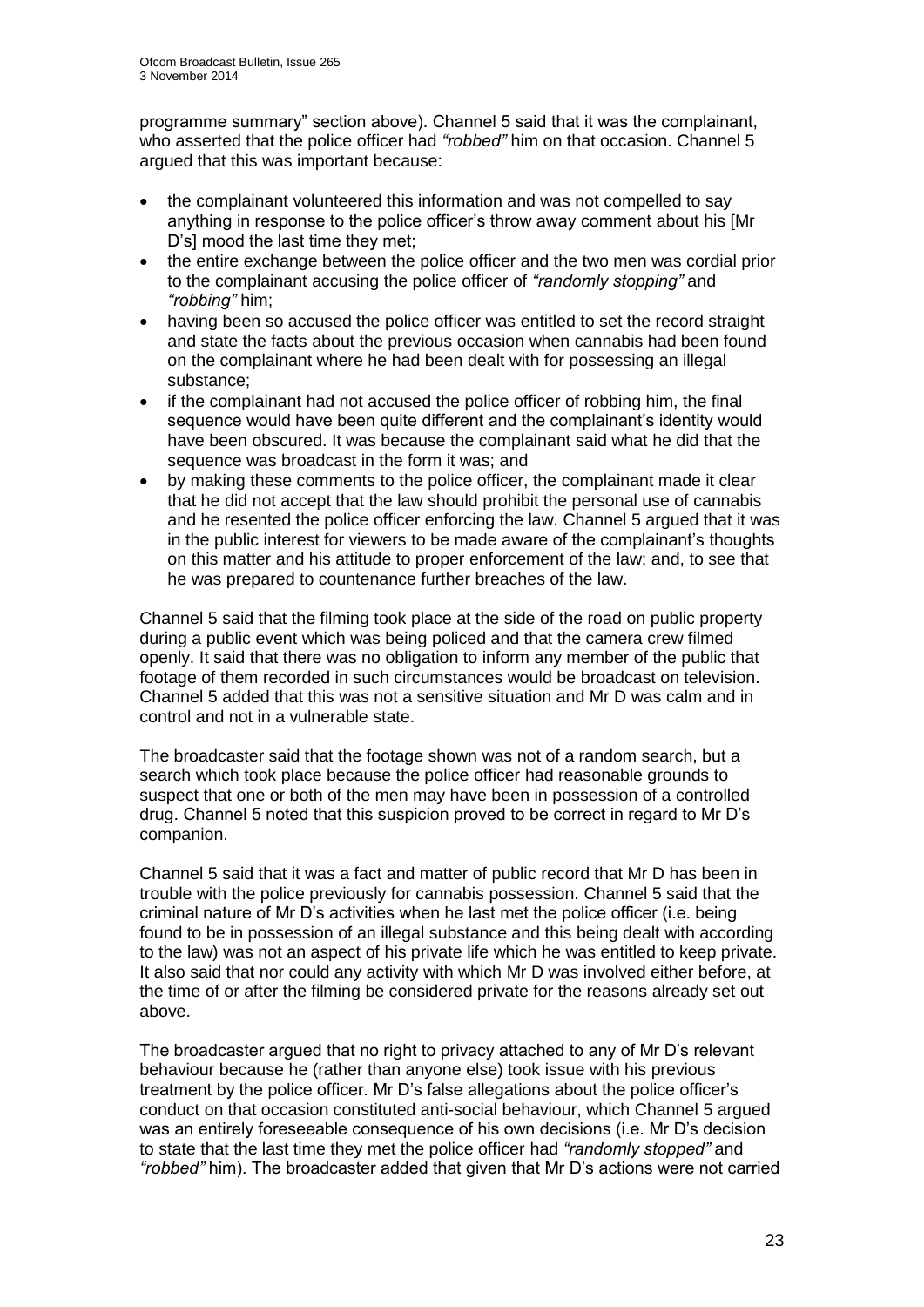programme summary" section above). Channel 5 said that it was the complainant, who asserted that the police officer had *"robbed"* him on that occasion. Channel 5 argued that this was important because:

- the complainant volunteered this information and was not compelled to say anything in response to the police officer's throw away comment about his [Mr D's] mood the last time they met;
- the entire exchange between the police officer and the two men was cordial prior to the complainant accusing the police officer of *"randomly stopping"* and *"robbing"* him;
- having been so accused the police officer was entitled to set the record straight and state the facts about the previous occasion when cannabis had been found on the complainant where he had been dealt with for possessing an illegal substance;
- if the complainant had not accused the police officer of robbing him, the final sequence would have been quite different and the complainant's identity would have been obscured. It was because the complainant said what he did that the sequence was broadcast in the form it was; and
- by making these comments to the police officer, the complainant made it clear that he did not accept that the law should prohibit the personal use of cannabis and he resented the police officer enforcing the law. Channel 5 argued that it was in the public interest for viewers to be made aware of the complainant's thoughts on this matter and his attitude to proper enforcement of the law; and, to see that he was prepared to countenance further breaches of the law.

Channel 5 said that the filming took place at the side of the road on public property during a public event which was being policed and that the camera crew filmed openly. It said that there was no obligation to inform any member of the public that footage of them recorded in such circumstances would be broadcast on television. Channel 5 added that this was not a sensitive situation and Mr D was calm and in control and not in a vulnerable state.

The broadcaster said that the footage shown was not of a random search, but a search which took place because the police officer had reasonable grounds to suspect that one or both of the men may have been in possession of a controlled drug. Channel 5 noted that this suspicion proved to be correct in regard to Mr D's companion.

Channel 5 said that it was a fact and matter of public record that Mr D has been in trouble with the police previously for cannabis possession. Channel 5 said that the criminal nature of Mr D's activities when he last met the police officer (i.e. being found to be in possession of an illegal substance and this being dealt with according to the law) was not an aspect of his private life which he was entitled to keep private. It also said that nor could any activity with which Mr D was involved either before, at the time of or after the filming be considered private for the reasons already set out above.

The broadcaster argued that no right to privacy attached to any of Mr D's relevant behaviour because he (rather than anyone else) took issue with his previous treatment by the police officer. Mr D's false allegations about the police officer's conduct on that occasion constituted anti-social behaviour, which Channel 5 argued was an entirely foreseeable consequence of his own decisions (i.e. Mr D's decision to state that the last time they met the police officer had *"randomly stopped"* and *"robbed"* him). The broadcaster added that given that Mr D's actions were not carried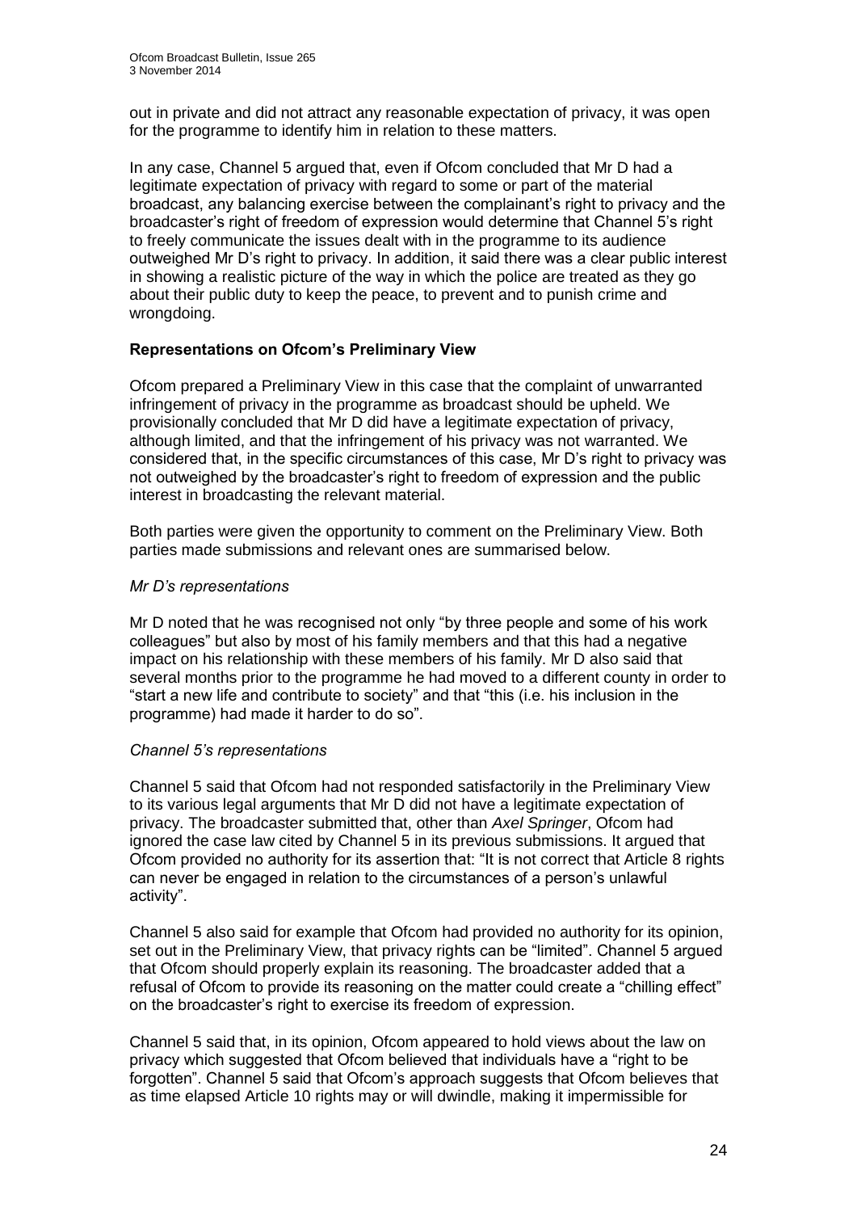out in private and did not attract any reasonable expectation of privacy, it was open for the programme to identify him in relation to these matters.

In any case, Channel 5 argued that, even if Ofcom concluded that Mr D had a legitimate expectation of privacy with regard to some or part of the material broadcast, any balancing exercise between the complainant's right to privacy and the broadcaster's right of freedom of expression would determine that Channel 5's right to freely communicate the issues dealt with in the programme to its audience outweighed Mr D's right to privacy. In addition, it said there was a clear public interest in showing a realistic picture of the way in which the police are treated as they go about their public duty to keep the peace, to prevent and to punish crime and wrongdoing.

**Representations on Ofcom's Preliminary View**

Ofcom prepared a Preliminary View in this case that the complaint of unwarranted infringement of privacy in the programme as broadcast should be upheld. We provisionally concluded that Mr D did have a legitimate expectation of privacy, although limited, and that the infringement of his privacy was not warranted. We considered that, in the specific circumstances of this case, Mr D's right to privacy was not outweighed by the broadcaster's right to freedom of expression and the public interest in broadcasting the relevant material.

Both parties were given the opportunity to comment on the Preliminary View. Both parties made submissions and relevant ones are summarised below.

*Mr D's representations*

Mr D noted that he was recognised not only "by three people and some of his work colleagues" but also by most of his family members and that this had a negative impact on his relationship with these members of his family. Mr D also said that several months prior to the programme he had moved to a different county in order to "start a new life and contribute to society" and that "this (i.e. his inclusion in the programme) had made it harder to do so".

*Channel 5's representations*

Channel 5 said that Ofcom had not responded satisfactorily in the Preliminary View to its various legal arguments that Mr D did not have a legitimate expectation of privacy. The broadcaster submitted that, other than *Axel Springer*, Ofcom had ignored the case law cited by Channel 5 in its previous submissions. It argued that Ofcom provided no authority for its assertion that: "It is not correct that Article 8 rights can never be engaged in relation to the circumstances of a person's unlawful activity".

Channel 5 also said for example that Ofcom had provided no authority for its opinion, set out in the Preliminary View, that privacy rights can be "limited". Channel 5 argued that Ofcom should properly explain its reasoning. The broadcaster added that a refusal of Ofcom to provide its reasoning on the matter could create a "chilling effect" on the broadcaster's right to exercise its freedom of expression.

Channel 5 said that, in its opinion, Ofcom appeared to hold views about the law on privacy which suggested that Ofcom believed that individuals have a "right to be forgotten". Channel 5 said that Ofcom's approach suggests that Ofcom believes that as time elapsed Article 10 rights may or will dwindle, making it impermissible for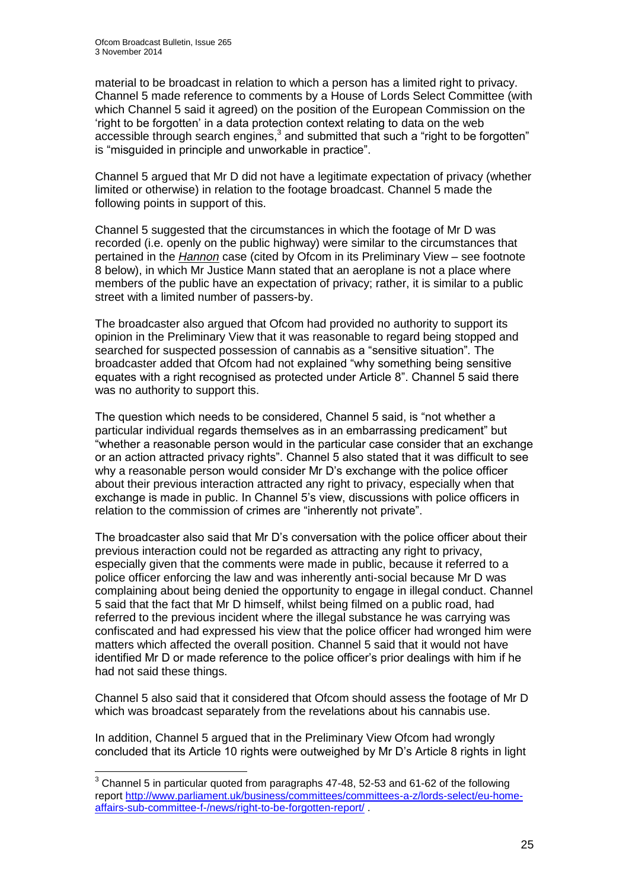material to be broadcast in relation to which a person has a limited right to privacy. Channel 5 made reference to comments by a House of Lords Select Committee (with which Channel 5 said it agreed) on the position of the European Commission on the 'right to be forgotten' in a data protection context relating to data on the web accessible through search engines,[3] and submitted that such a "right to be forgotten" is "misguided in principle and unworkable in practice".

Channel 5 argued that Mr D did not have a legitimate expectation of privacy (whether limited or otherwise) in relation to the footage broadcast. Channel 5 made the following points in support of this.

Channel 5 suggested that the circumstances in which the footage of Mr D was recorded (i.e. openly on the public highway) were similar to the circumstances that pertained in the *Hannon* case (cited by Ofcom in its Preliminary View – see footnote 8 below), in which Mr Justice Mann stated that an aeroplane is not a place where members of the public have an expectation of privacy; rather, it is similar to a public street with a limited number of passers-by.

The broadcaster also argued that Ofcom had provided no authority to support its opinion in the Preliminary View that it was reasonable to regard being stopped and searched for suspected possession of cannabis as a "sensitive situation". The broadcaster added that Ofcom had not explained "why something being sensitive equates with a right recognised as protected under Article 8". Channel 5 said there was no authority to support this.

The question which needs to be considered, Channel 5 said, is "not whether a particular individual regards themselves as in an embarrassing predicament" but "whether a reasonable person would in the particular case consider that an exchange or an action attracted privacy rights". Channel 5 also stated that it was difficult to see why a reasonable person would consider Mr D's exchange with the police officer about their previous interaction attracted any right to privacy, especially when that exchange is made in public. In Channel 5's view, discussions with police officers in relation to the commission of crimes are "inherently not private".

The broadcaster also said that Mr D's conversation with the police officer about their previous interaction could not be regarded as attracting any right to privacy, especially given that the comments were made in public, because it referred to a police officer enforcing the law and was inherently anti-social because Mr D was complaining about being denied the opportunity to engage in illegal conduct. Channel 5 said that the fact that Mr D himself, whilst being filmed on a public road, had referred to the previous incident where the illegal substance he was carrying was confiscated and had expressed his view that the police officer had wronged him were matters which affected the overall position. Channel 5 said that it would not have identified Mr D or made reference to the police officer's prior dealings with him if he had not said these things.

Channel 5 also said that it considered that Ofcom should assess the footage of Mr D which was broadcast separately from the revelations about his cannabis use.

In addition, Channel 5 argued that in the Preliminary View Ofcom had wrongly concluded that its Article 10 rights were outweighed by Mr D's Article 8 rights in light

---

[3] Channel 5 in particular quoted from paragraphs 47-48, 52-53 and 61-62 of the following report http://www.parliament.uk/business/committees/committees-a-z/lords-select/eu-home-affairs-sub-committee-f-/news/right-to-be-forgotten-report/ .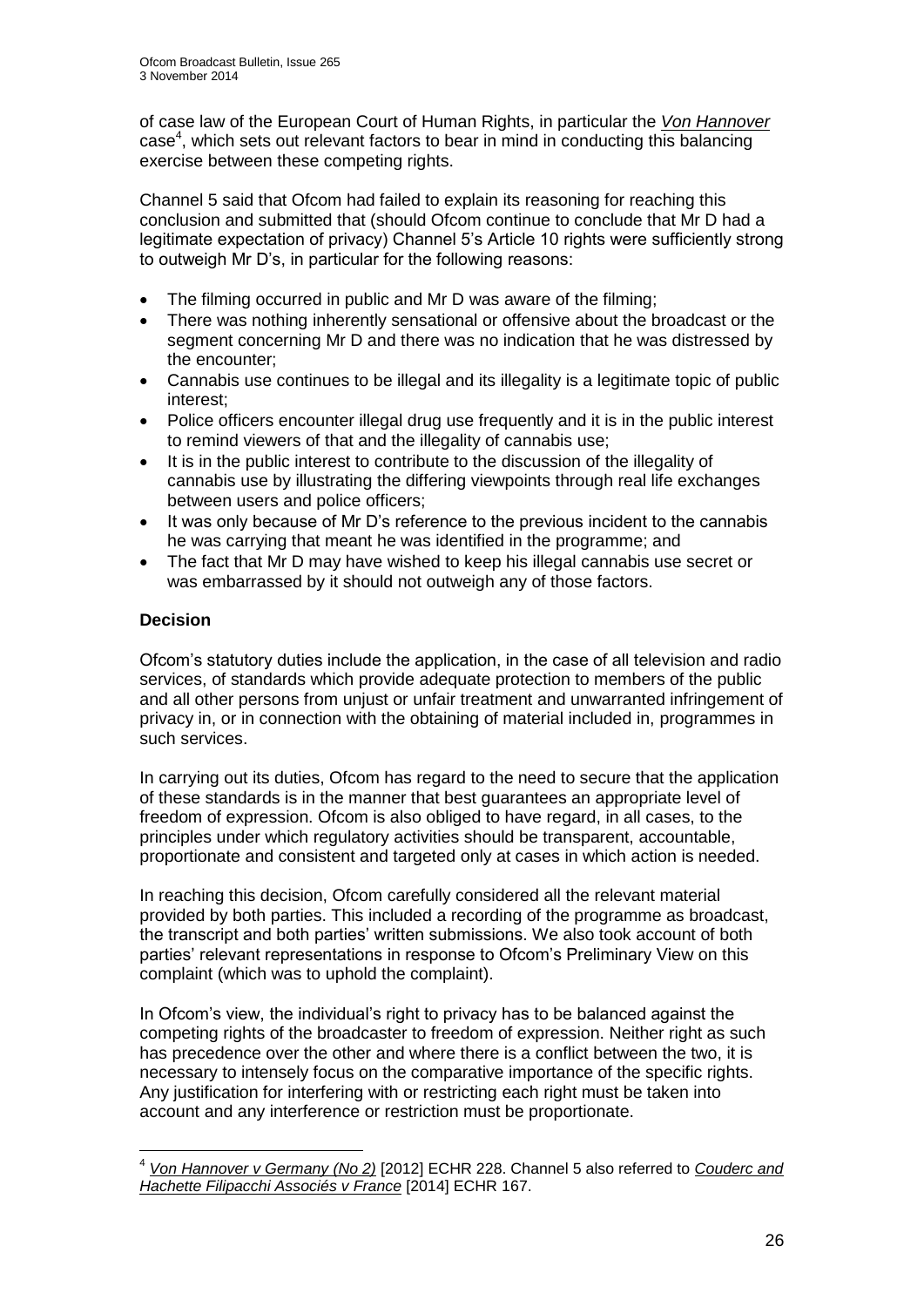of case law of the European Court of Human Rights, in particular the *Von Hannover* case[4], which sets out relevant factors to bear in mind in conducting this balancing exercise between these competing rights.

Channel 5 said that Ofcom had failed to explain its reasoning for reaching this conclusion and submitted that (should Ofcom continue to conclude that Mr D had a legitimate expectation of privacy) Channel 5's Article 10 rights were sufficiently strong to outweigh Mr D's, in particular for the following reasons:

- The filming occurred in public and Mr D was aware of the filming;
- There was nothing inherently sensational or offensive about the broadcast or the segment concerning Mr D and there was no indication that he was distressed by the encounter;
- Cannabis use continues to be illegal and its illegality is a legitimate topic of public interest;
- Police officers encounter illegal drug use frequently and it is in the public interest to remind viewers of that and the illegality of cannabis use;
- It is in the public interest to contribute to the discussion of the illegality of cannabis use by illustrating the differing viewpoints through real life exchanges between users and police officers;
- It was only because of Mr D's reference to the previous incident to the cannabis he was carrying that meant he was identified in the programme; and
- The fact that Mr D may have wished to keep his illegal cannabis use secret or was embarrassed by it should not outweigh any of those factors.

**Decision**

Ofcom's statutory duties include the application, in the case of all television and radio services, of standards which provide adequate protection to members of the public and all other persons from unjust or unfair treatment and unwarranted infringement of privacy in, or in connection with the obtaining of material included in, programmes in such services.

In carrying out its duties, Ofcom has regard to the need to secure that the application of these standards is in the manner that best guarantees an appropriate level of freedom of expression. Ofcom is also obliged to have regard, in all cases, to the principles under which regulatory activities should be transparent, accountable, proportionate and consistent and targeted only at cases in which action is needed.

In reaching this decision, Ofcom carefully considered all the relevant material provided by both parties. This included a recording of the programme as broadcast, the transcript and both parties' written submissions. We also took account of both parties' relevant representations in response to Ofcom's Preliminary View on this complaint (which was to uphold the complaint).

In Ofcom's view, the individual's right to privacy has to be balanced against the competing rights of the broadcaster to freedom of expression. Neither right as such has precedence over the other and where there is a conflict between the two, it is necessary to intensely focus on the comparative importance of the specific rights. Any justification for interfering with or restricting each right must be taken into account and any interference or restriction must be proportionate.

[4] *Von Hannover v Germany (No 2)* [2012] ECHR 228. Channel 5 also referred to *Couderc and Hachette Filipacchi Associés v France* [2014] ECHR 167.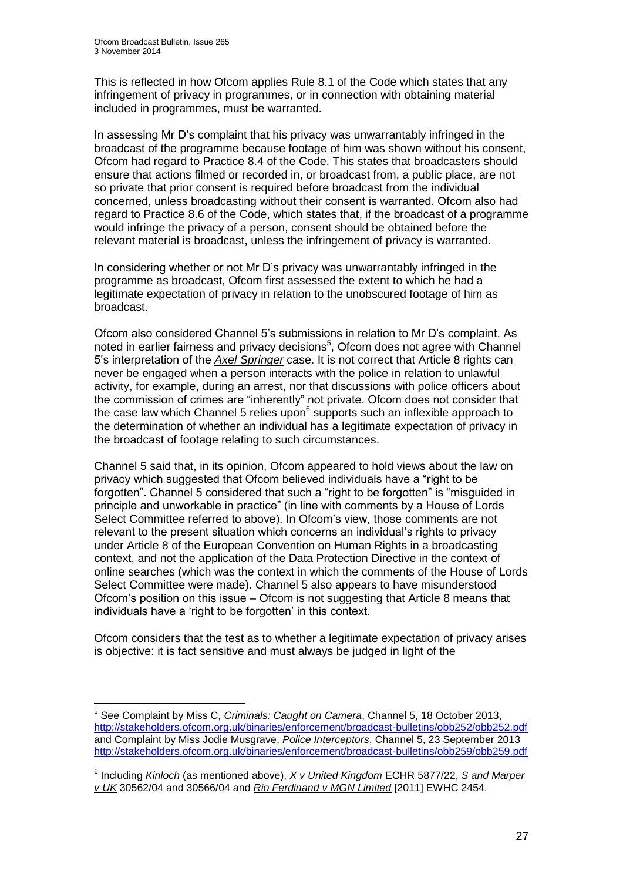This is reflected in how Ofcom applies Rule 8.1 of the Code which states that any infringement of privacy in programmes, or in connection with obtaining material included in programmes, must be warranted.

In assessing Mr D's complaint that his privacy was unwarrantably infringed in the broadcast of the programme because footage of him was shown without his consent, Ofcom had regard to Practice 8.4 of the Code. This states that broadcasters should ensure that actions filmed or recorded in, or broadcast from, a public place, are not so private that prior consent is required before broadcast from the individual concerned, unless broadcasting without their consent is warranted. Ofcom also had regard to Practice 8.6 of the Code, which states that, if the broadcast of a programme would infringe the privacy of a person, consent should be obtained before the relevant material is broadcast, unless the infringement of privacy is warranted.

In considering whether or not Mr D's privacy was unwarrantably infringed in the programme as broadcast, Ofcom first assessed the extent to which he had a legitimate expectation of privacy in relation to the unobscured footage of him as broadcast.

Ofcom also considered Channel 5's submissions in relation to Mr D's complaint. As noted in earlier fairness and privacy decisions[5], Ofcom does not agree with Channel 5's interpretation of the *Axel Springer* case. It is not correct that Article 8 rights can never be engaged when a person interacts with the police in relation to unlawful activity, for example, during an arrest, nor that discussions with police officers about the commission of crimes are "inherently" not private. Ofcom does not consider that the case law which Channel 5 relies upon[6] supports such an inflexible approach to the determination of whether an individual has a legitimate expectation of privacy in the broadcast of footage relating to such circumstances.

Channel 5 said that, in its opinion, Ofcom appeared to hold views about the law on privacy which suggested that Ofcom believed individuals have a "right to be forgotten". Channel 5 considered that such a "right to be forgotten" is "misguided in principle and unworkable in practice" (in line with comments by a House of Lords Select Committee referred to above). In Ofcom's view, those comments are not relevant to the present situation which concerns an individual's rights to privacy under Article 8 of the European Convention on Human Rights in a broadcasting context, and not the application of the Data Protection Directive in the context of online searches (which was the context in which the comments of the House of Lords Select Committee were made). Channel 5 also appears to have misunderstood Ofcom's position on this issue – Ofcom is not suggesting that Article 8 means that individuals have a 'right to be forgotten' in this context.

Ofcom considers that the test as to whether a legitimate expectation of privacy arises is objective: it is fact sensitive and must always be judged in light of the

---

[5] See Complaint by Miss C, *Criminals: Caught on Camera*, Channel 5, 18 October 2013, http://stakeholders.ofcom.org.uk/binaries/enforcement/broadcast-bulletins/obb252/obb252.pdf and Complaint by Miss Jodie Musgrave, *Police Interceptors*, Channel 5, 23 September 2013 http://stakeholders.ofcom.org.uk/binaries/enforcement/broadcast-bulletins/obb259/obb259.pdf

[6] Including *Kinloch* (as mentioned above), *X v United Kingdom* ECHR 5877/22, *S and Marper v UK* 30562/04 and 30566/04 and *Rio Ferdinand v MGN Limited* [2011] EWHC 2454.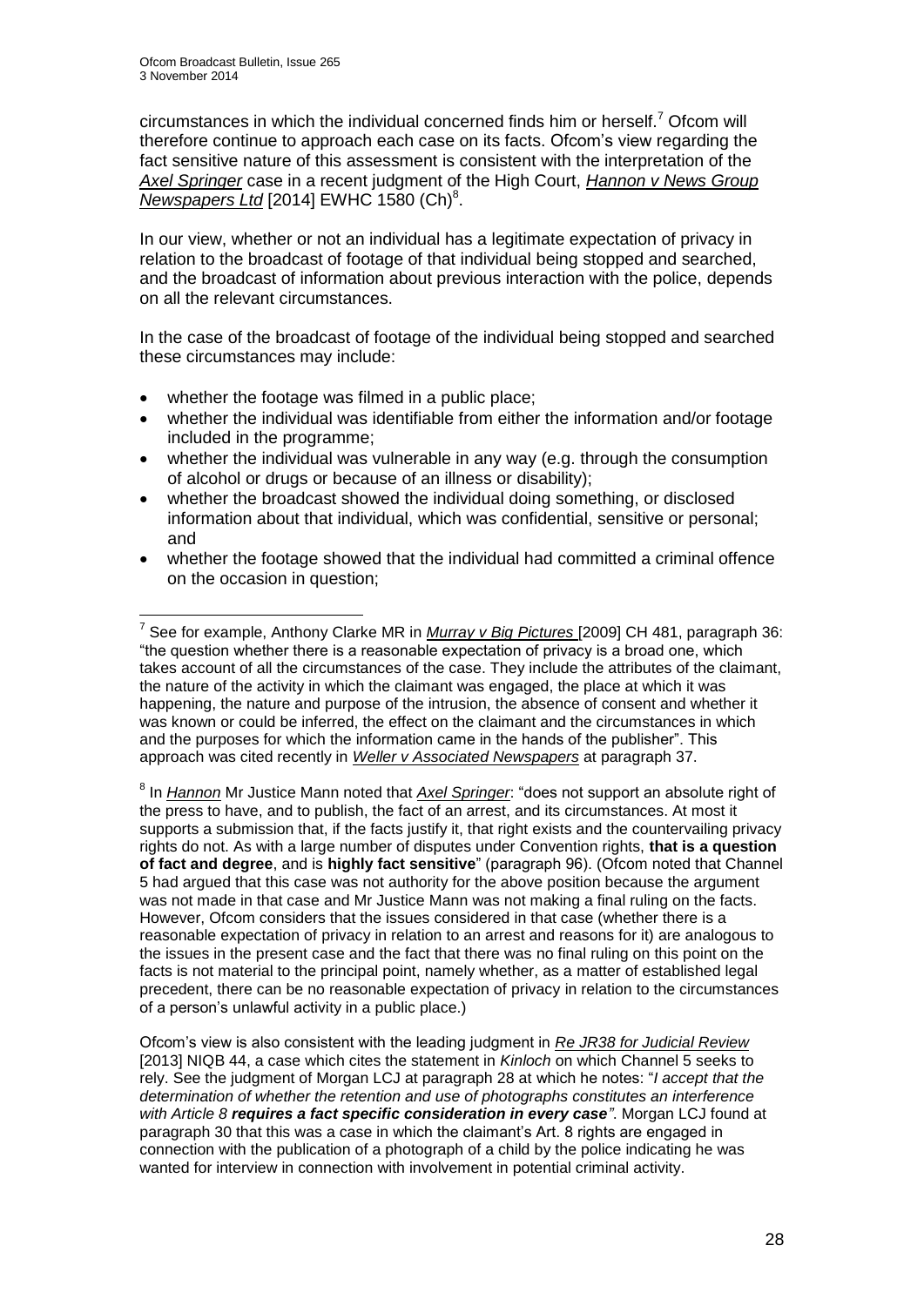circumstances in which the individual concerned finds him or herself.[7] Ofcom will therefore continue to approach each case on its facts. Ofcom's view regarding the fact sensitive nature of this assessment is consistent with the interpretation of the *Axel Springer* case in a recent judgment of the High Court, *Hannon v News Group Newspapers Ltd* [2014] EWHC 1580 (Ch)[8].

In our view, whether or not an individual has a legitimate expectation of privacy in relation to the broadcast of footage of that individual being stopped and searched, and the broadcast of information about previous interaction with the police, depends on all the relevant circumstances.

In the case of the broadcast of footage of the individual being stopped and searched these circumstances may include:

- whether the footage was filmed in a public place;
- whether the individual was identifiable from either the information and/or footage included in the programme;
- whether the individual was vulnerable in any way (e.g. through the consumption of alcohol or drugs or because of an illness or disability);
- whether the broadcast showed the individual doing something, or disclosed information about that individual, which was confidential, sensitive or personal; and
- whether the footage showed that the individual had committed a criminal offence on the occasion in question;

[7] See for example, Anthony Clarke MR in *Murray v Big Pictures* [2009] CH 481, paragraph 36: "the question whether there is a reasonable expectation of privacy is a broad one, which takes account of all the circumstances of the case. They include the attributes of the claimant, the nature of the activity in which the claimant was engaged, the place at which it was happening, the nature and purpose of the intrusion, the absence of consent and whether it was known or could be inferred, the effect on the claimant and the circumstances in which and the purposes for which the information came in the hands of the publisher". This approach was cited recently in *Weller v Associated Newspapers* at paragraph 37.

[8] In *Hannon* Mr Justice Mann noted that *Axel Springer*: "does not support an absolute right of the press to have, and to publish, the fact of an arrest, and its circumstances. At most it supports a submission that, if the facts justify it, that right exists and the countervailing privacy rights do not. As with a large number of disputes under Convention rights, **that is a question of fact and degree**, and is **highly fact sensitive**" (paragraph 96). (Ofcom noted that Channel 5 had argued that this case was not authority for the above position because the argument was not made in that case and Mr Justice Mann was not making a final ruling on the facts. However, Ofcom considers that the issues considered in that case (whether there is a reasonable expectation of privacy in relation to an arrest and reasons for it) are analogous to the issues in the present case and the fact that there was no final ruling on this point on the facts is not material to the principal point, namely whether, as a matter of established legal precedent, there can be no reasonable expectation of privacy in relation to the circumstances of a person's unlawful activity in a public place.)

Ofcom's view is also consistent with the leading judgment in *Re JR38 for Judicial Review* [2013] NIQB 44, a case which cites the statement in *Kinloch* on which Channel 5 seeks to rely. See the judgment of Morgan LCJ at paragraph 28 at which he notes: "*I accept that the determination of whether the retention and use of photographs constitutes an interference with Article 8* ***requires a fact specific consideration in every case****"*. Morgan LCJ found at paragraph 30 that this was a case in which the claimant's Art. 8 rights are engaged in connection with the publication of a photograph of a child by the police indicating he was wanted for interview in connection with involvement in potential criminal activity.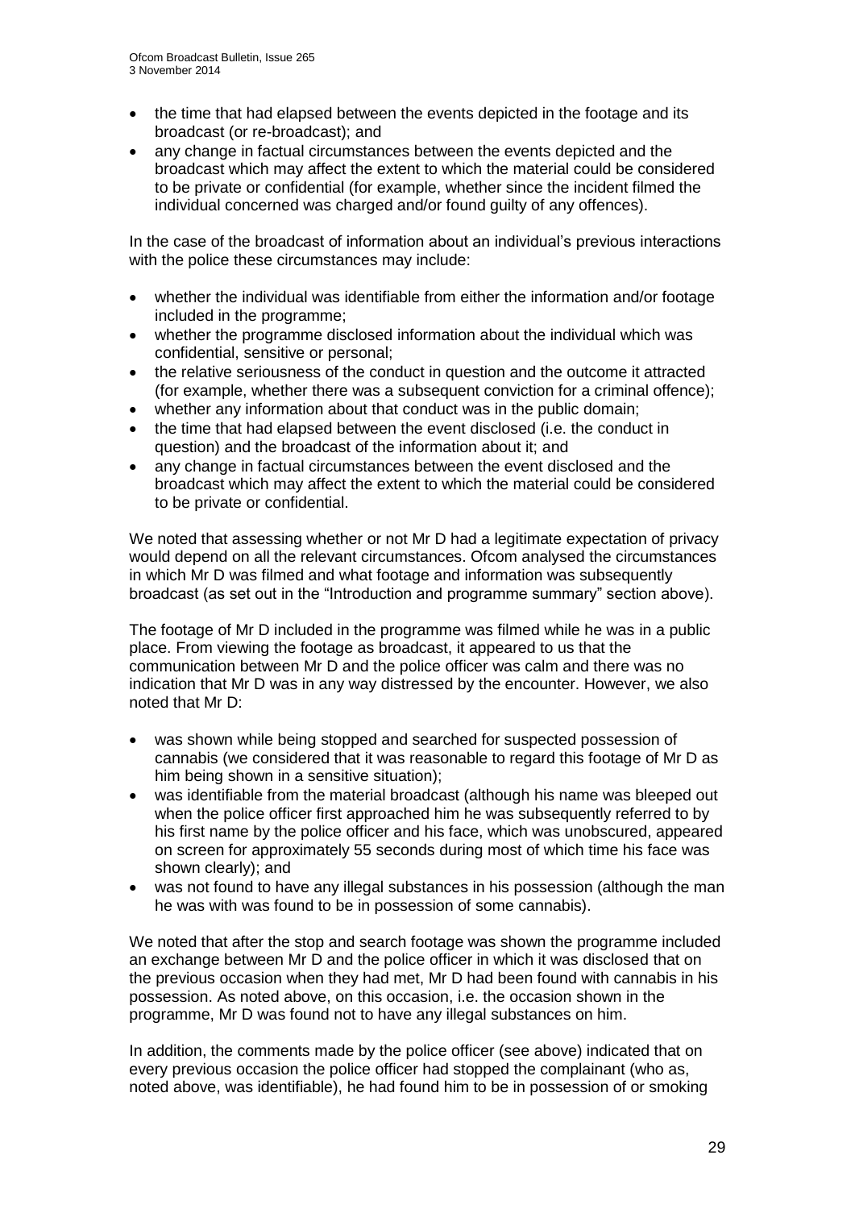- the time that had elapsed between the events depicted in the footage and its broadcast (or re-broadcast); and
- any change in factual circumstances between the events depicted and the broadcast which may affect the extent to which the material could be considered to be private or confidential (for example, whether since the incident filmed the individual concerned was charged and/or found guilty of any offences).

In the case of the broadcast of information about an individual's previous interactions with the police these circumstances may include:

- whether the individual was identifiable from either the information and/or footage included in the programme;
- whether the programme disclosed information about the individual which was confidential, sensitive or personal;
- the relative seriousness of the conduct in question and the outcome it attracted (for example, whether there was a subsequent conviction for a criminal offence);
- whether any information about that conduct was in the public domain;
- the time that had elapsed between the event disclosed (i.e. the conduct in question) and the broadcast of the information about it; and
- any change in factual circumstances between the event disclosed and the broadcast which may affect the extent to which the material could be considered to be private or confidential.

We noted that assessing whether or not Mr D had a legitimate expectation of privacy would depend on all the relevant circumstances. Ofcom analysed the circumstances in which Mr D was filmed and what footage and information was subsequently broadcast (as set out in the "Introduction and programme summary" section above).

The footage of Mr D included in the programme was filmed while he was in a public place. From viewing the footage as broadcast, it appeared to us that the communication between Mr D and the police officer was calm and there was no indication that Mr D was in any way distressed by the encounter. However, we also noted that Mr D:

- was shown while being stopped and searched for suspected possession of cannabis (we considered that it was reasonable to regard this footage of Mr D as him being shown in a sensitive situation);
- was identifiable from the material broadcast (although his name was bleeped out when the police officer first approached him he was subsequently referred to by his first name by the police officer and his face, which was unobscured, appeared on screen for approximately 55 seconds during most of which time his face was shown clearly); and
- was not found to have any illegal substances in his possession (although the man he was with was found to be in possession of some cannabis).

We noted that after the stop and search footage was shown the programme included an exchange between Mr D and the police officer in which it was disclosed that on the previous occasion when they had met, Mr D had been found with cannabis in his possession. As noted above, on this occasion, i.e. the occasion shown in the programme, Mr D was found not to have any illegal substances on him.

In addition, the comments made by the police officer (see above) indicated that on every previous occasion the police officer had stopped the complainant (who as, noted above, was identifiable), he had found him to be in possession of or smoking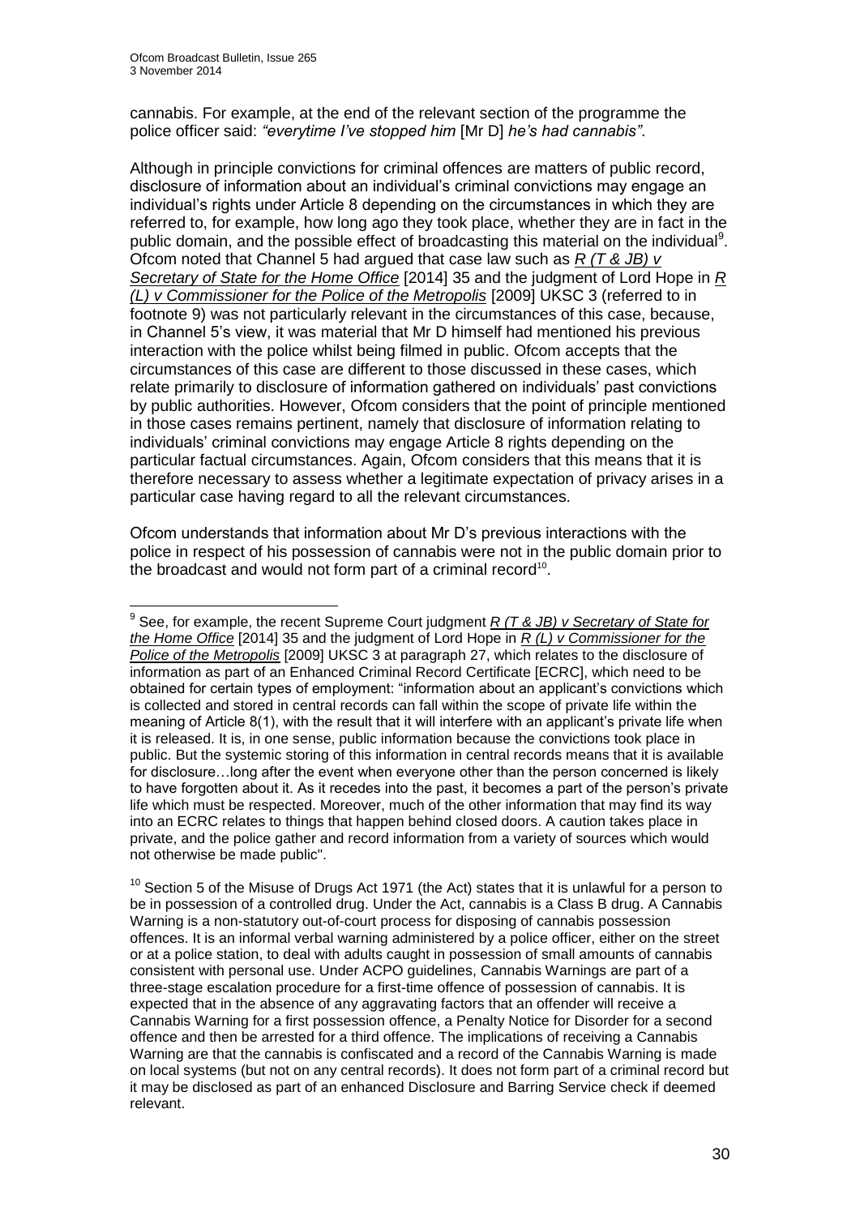cannabis. For example, at the end of the relevant section of the programme the police officer said: *"everytime I've stopped him* [Mr D] *he's had cannabis"*.

Although in principle convictions for criminal offences are matters of public record, disclosure of information about an individual's criminal convictions may engage an individual's rights under Article 8 depending on the circumstances in which they are referred to, for example, how long ago they took place, whether they are in fact in the public domain, and the possible effect of broadcasting this material on the individual[9]. Ofcom noted that Channel 5 had argued that case law such as *R (T & JB) v Secretary of State for the Home Office* [2014] 35 and the judgment of Lord Hope in *R (L) v Commissioner for the Police of the Metropolis* [2009] UKSC 3 (referred to in footnote 9) was not particularly relevant in the circumstances of this case, because, in Channel 5's view, it was material that Mr D himself had mentioned his previous interaction with the police whilst being filmed in public. Ofcom accepts that the circumstances of this case are different to those discussed in these cases, which relate primarily to disclosure of information gathered on individuals' past convictions by public authorities. However, Ofcom considers that the point of principle mentioned in those cases remains pertinent, namely that disclosure of information relating to individuals' criminal convictions may engage Article 8 rights depending on the particular factual circumstances. Again, Ofcom considers that this means that it is therefore necessary to assess whether a legitimate expectation of privacy arises in a particular case having regard to all the relevant circumstances.

Ofcom understands that information about Mr D's previous interactions with the police in respect of his possession of cannabis were not in the public domain prior to the broadcast and would not form part of a criminal record[10].

---

[9] See, for example, the recent Supreme Court judgment *R (T & JB) v Secretary of State for the Home Office* [2014] 35 and the judgment of Lord Hope in *R (L) v Commissioner for the Police of the Metropolis* [2009] UKSC 3 at paragraph 27, which relates to the disclosure of information as part of an Enhanced Criminal Record Certificate [ECRC], which need to be obtained for certain types of employment: "information about an applicant's convictions which is collected and stored in central records can fall within the scope of private life within the meaning of Article 8(1), with the result that it will interfere with an applicant's private life when it is released. It is, in one sense, public information because the convictions took place in public. But the systemic storing of this information in central records means that it is available for disclosure…long after the event when everyone other than the person concerned is likely to have forgotten about it. As it recedes into the past, it becomes a part of the person's private life which must be respected. Moreover, much of the other information that may find its way into an ECRC relates to things that happen behind closed doors. A caution takes place in private, and the police gather and record information from a variety of sources which would not otherwise be made public".

[10] Section 5 of the Misuse of Drugs Act 1971 (the Act) states that it is unlawful for a person to be in possession of a controlled drug. Under the Act, cannabis is a Class B drug. A Cannabis Warning is a non-statutory out-of-court process for disposing of cannabis possession offences. It is an informal verbal warning administered by a police officer, either on the street or at a police station, to deal with adults caught in possession of small amounts of cannabis consistent with personal use. Under ACPO guidelines, Cannabis Warnings are part of a three-stage escalation procedure for a first-time offence of possession of cannabis. It is expected that in the absence of any aggravating factors that an offender will receive a Cannabis Warning for a first possession offence, a Penalty Notice for Disorder for a second offence and then be arrested for a third offence. The implications of receiving a Cannabis Warning are that the cannabis is confiscated and a record of the Cannabis Warning is made on local systems (but not on any central records). It does not form part of a criminal record but it may be disclosed as part of an enhanced Disclosure and Barring Service check if deemed relevant.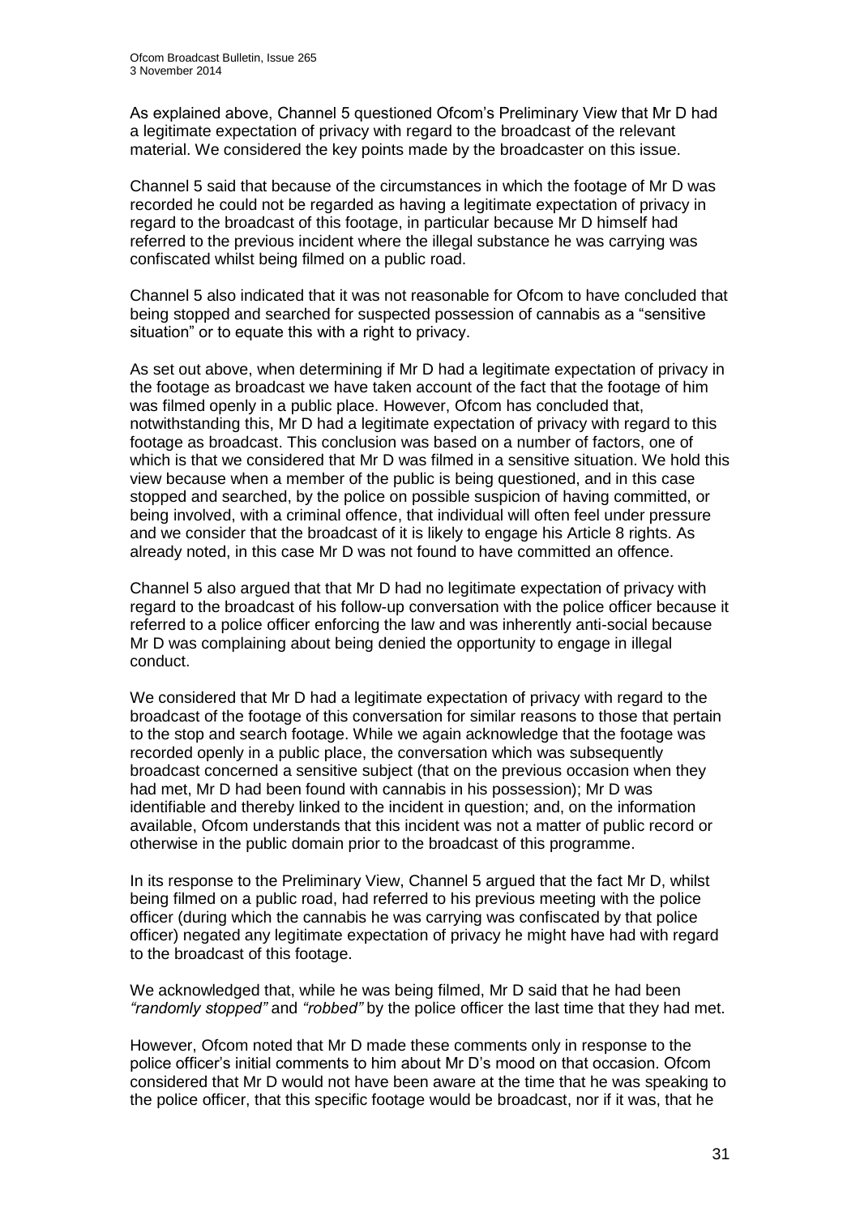As explained above, Channel 5 questioned Ofcom's Preliminary View that Mr D had a legitimate expectation of privacy with regard to the broadcast of the relevant material. We considered the key points made by the broadcaster on this issue.

Channel 5 said that because of the circumstances in which the footage of Mr D was recorded he could not be regarded as having a legitimate expectation of privacy in regard to the broadcast of this footage, in particular because Mr D himself had referred to the previous incident where the illegal substance he was carrying was confiscated whilst being filmed on a public road.

Channel 5 also indicated that it was not reasonable for Ofcom to have concluded that being stopped and searched for suspected possession of cannabis as a "sensitive situation" or to equate this with a right to privacy.

As set out above, when determining if Mr D had a legitimate expectation of privacy in the footage as broadcast we have taken account of the fact that the footage of him was filmed openly in a public place. However, Ofcom has concluded that, notwithstanding this, Mr D had a legitimate expectation of privacy with regard to this footage as broadcast. This conclusion was based on a number of factors, one of which is that we considered that Mr D was filmed in a sensitive situation. We hold this view because when a member of the public is being questioned, and in this case stopped and searched, by the police on possible suspicion of having committed, or being involved, with a criminal offence, that individual will often feel under pressure and we consider that the broadcast of it is likely to engage his Article 8 rights. As already noted, in this case Mr D was not found to have committed an offence.

Channel 5 also argued that that Mr D had no legitimate expectation of privacy with regard to the broadcast of his follow-up conversation with the police officer because it referred to a police officer enforcing the law and was inherently anti-social because Mr D was complaining about being denied the opportunity to engage in illegal conduct.

We considered that Mr D had a legitimate expectation of privacy with regard to the broadcast of the footage of this conversation for similar reasons to those that pertain to the stop and search footage. While we again acknowledge that the footage was recorded openly in a public place, the conversation which was subsequently broadcast concerned a sensitive subject (that on the previous occasion when they had met, Mr D had been found with cannabis in his possession); Mr D was identifiable and thereby linked to the incident in question; and, on the information available, Ofcom understands that this incident was not a matter of public record or otherwise in the public domain prior to the broadcast of this programme.

In its response to the Preliminary View, Channel 5 argued that the fact Mr D, whilst being filmed on a public road, had referred to his previous meeting with the police officer (during which the cannabis he was carrying was confiscated by that police officer) negated any legitimate expectation of privacy he might have had with regard to the broadcast of this footage.

We acknowledged that, while he was being filmed, Mr D said that he had been *"randomly stopped"* and *"robbed"* by the police officer the last time that they had met.

However, Ofcom noted that Mr D made these comments only in response to the police officer's initial comments to him about Mr D's mood on that occasion. Ofcom considered that Mr D would not have been aware at the time that he was speaking to the police officer, that this specific footage would be broadcast, nor if it was, that he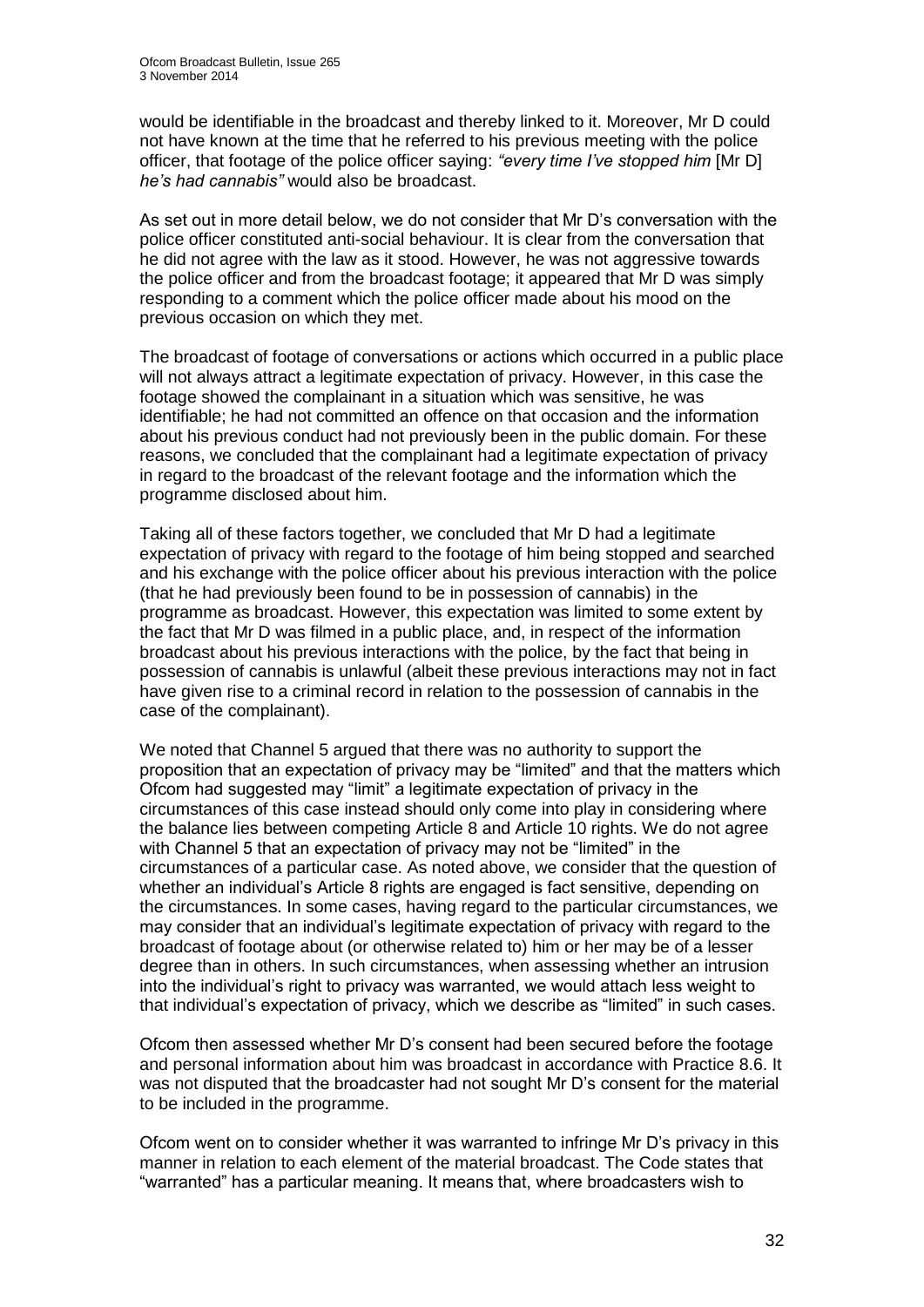would be identifiable in the broadcast and thereby linked to it. Moreover, Mr D could not have known at the time that he referred to his previous meeting with the police officer, that footage of the police officer saying: *"every time I've stopped him* [Mr D] *he's had cannabis"* would also be broadcast.

As set out in more detail below, we do not consider that Mr D's conversation with the police officer constituted anti-social behaviour. It is clear from the conversation that he did not agree with the law as it stood. However, he was not aggressive towards the police officer and from the broadcast footage; it appeared that Mr D was simply responding to a comment which the police officer made about his mood on the previous occasion on which they met.

The broadcast of footage of conversations or actions which occurred in a public place will not always attract a legitimate expectation of privacy. However, in this case the footage showed the complainant in a situation which was sensitive, he was identifiable; he had not committed an offence on that occasion and the information about his previous conduct had not previously been in the public domain. For these reasons, we concluded that the complainant had a legitimate expectation of privacy in regard to the broadcast of the relevant footage and the information which the programme disclosed about him.

Taking all of these factors together, we concluded that Mr D had a legitimate expectation of privacy with regard to the footage of him being stopped and searched and his exchange with the police officer about his previous interaction with the police (that he had previously been found to be in possession of cannabis) in the programme as broadcast. However, this expectation was limited to some extent by the fact that Mr D was filmed in a public place, and, in respect of the information broadcast about his previous interactions with the police, by the fact that being in possession of cannabis is unlawful (albeit these previous interactions may not in fact have given rise to a criminal record in relation to the possession of cannabis in the case of the complainant).

We noted that Channel 5 argued that there was no authority to support the proposition that an expectation of privacy may be "limited" and that the matters which Ofcom had suggested may "limit" a legitimate expectation of privacy in the circumstances of this case instead should only come into play in considering where the balance lies between competing Article 8 and Article 10 rights. We do not agree with Channel 5 that an expectation of privacy may not be "limited" in the circumstances of a particular case. As noted above, we consider that the question of whether an individual's Article 8 rights are engaged is fact sensitive, depending on the circumstances. In some cases, having regard to the particular circumstances, we may consider that an individual's legitimate expectation of privacy with regard to the broadcast of footage about (or otherwise related to) him or her may be of a lesser degree than in others. In such circumstances, when assessing whether an intrusion into the individual's right to privacy was warranted, we would attach less weight to that individual's expectation of privacy, which we describe as "limited" in such cases.

Ofcom then assessed whether Mr D's consent had been secured before the footage and personal information about him was broadcast in accordance with Practice 8.6. It was not disputed that the broadcaster had not sought Mr D's consent for the material to be included in the programme.

Ofcom went on to consider whether it was warranted to infringe Mr D's privacy in this manner in relation to each element of the material broadcast. The Code states that "warranted" has a particular meaning. It means that, where broadcasters wish to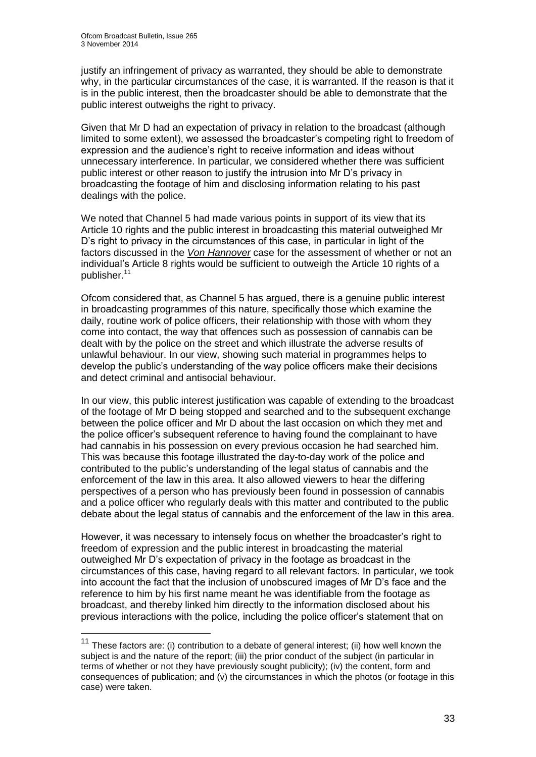justify an infringement of privacy as warranted, they should be able to demonstrate why, in the particular circumstances of the case, it is warranted. If the reason is that it is in the public interest, then the broadcaster should be able to demonstrate that the public interest outweighs the right to privacy.

Given that Mr D had an expectation of privacy in relation to the broadcast (although limited to some extent), we assessed the broadcaster's competing right to freedom of expression and the audience's right to receive information and ideas without unnecessary interference. In particular, we considered whether there was sufficient public interest or other reason to justify the intrusion into Mr D's privacy in broadcasting the footage of him and disclosing information relating to his past dealings with the police.

We noted that Channel 5 had made various points in support of its view that its Article 10 rights and the public interest in broadcasting this material outweighed Mr D's right to privacy in the circumstances of this case, in particular in light of the factors discussed in the *Von Hannover* case for the assessment of whether or not an individual's Article 8 rights would be sufficient to outweigh the Article 10 rights of a publisher.[11]

Ofcom considered that, as Channel 5 has argued, there is a genuine public interest in broadcasting programmes of this nature, specifically those which examine the daily, routine work of police officers, their relationship with those with whom they come into contact, the way that offences such as possession of cannabis can be dealt with by the police on the street and which illustrate the adverse results of unlawful behaviour. In our view, showing such material in programmes helps to develop the public's understanding of the way police officers make their decisions and detect criminal and antisocial behaviour.

In our view, this public interest justification was capable of extending to the broadcast of the footage of Mr D being stopped and searched and to the subsequent exchange between the police officer and Mr D about the last occasion on which they met and the police officer's subsequent reference to having found the complainant to have had cannabis in his possession on every previous occasion he had searched him. This was because this footage illustrated the day-to-day work of the police and contributed to the public's understanding of the legal status of cannabis and the enforcement of the law in this area. It also allowed viewers to hear the differing perspectives of a person who has previously been found in possession of cannabis and a police officer who regularly deals with this matter and contributed to the public debate about the legal status of cannabis and the enforcement of the law in this area.

However, it was necessary to intensely focus on whether the broadcaster's right to freedom of expression and the public interest in broadcasting the material outweighed Mr D's expectation of privacy in the footage as broadcast in the circumstances of this case, having regard to all relevant factors. In particular, we took into account the fact that the inclusion of unobscured images of Mr D's face and the reference to him by his first name meant he was identifiable from the footage as broadcast, and thereby linked him directly to the information disclosed about his previous interactions with the police, including the police officer's statement that on

[11] These factors are: (i) contribution to a debate of general interest; (ii) how well known the subject is and the nature of the report; (iii) the prior conduct of the subject (in particular in terms of whether or not they have previously sought publicity); (iv) the content, form and consequences of publication; and (v) the circumstances in which the photos (or footage in this case) were taken.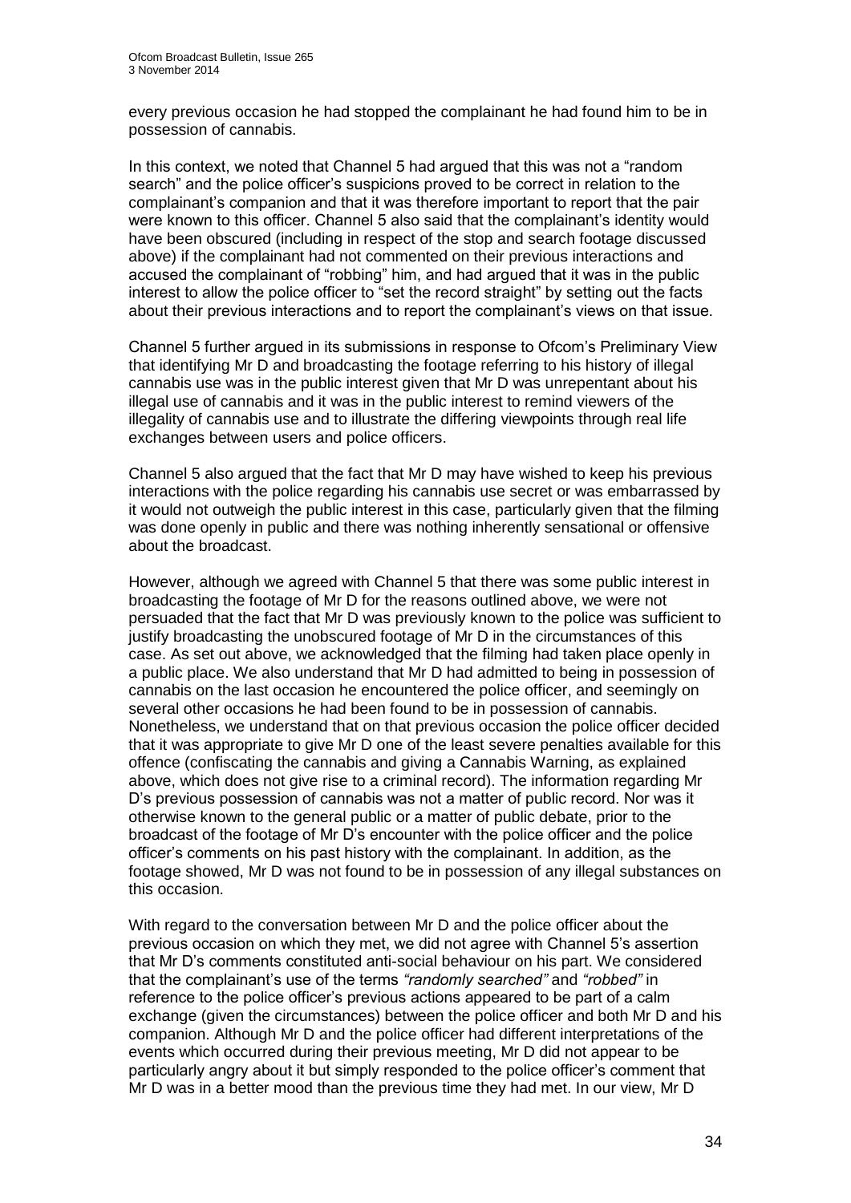every previous occasion he had stopped the complainant he had found him to be in possession of cannabis.

In this context, we noted that Channel 5 had argued that this was not a "random search" and the police officer's suspicions proved to be correct in relation to the complainant's companion and that it was therefore important to report that the pair were known to this officer. Channel 5 also said that the complainant's identity would have been obscured (including in respect of the stop and search footage discussed above) if the complainant had not commented on their previous interactions and accused the complainant of "robbing" him, and had argued that it was in the public interest to allow the police officer to "set the record straight" by setting out the facts about their previous interactions and to report the complainant's views on that issue.

Channel 5 further argued in its submissions in response to Ofcom's Preliminary View that identifying Mr D and broadcasting the footage referring to his history of illegal cannabis use was in the public interest given that Mr D was unrepentant about his illegal use of cannabis and it was in the public interest to remind viewers of the illegality of cannabis use and to illustrate the differing viewpoints through real life exchanges between users and police officers.

Channel 5 also argued that the fact that Mr D may have wished to keep his previous interactions with the police regarding his cannabis use secret or was embarrassed by it would not outweigh the public interest in this case, particularly given that the filming was done openly in public and there was nothing inherently sensational or offensive about the broadcast.

However, although we agreed with Channel 5 that there was some public interest in broadcasting the footage of Mr D for the reasons outlined above, we were not persuaded that the fact that Mr D was previously known to the police was sufficient to justify broadcasting the unobscured footage of Mr D in the circumstances of this case. As set out above, we acknowledged that the filming had taken place openly in a public place. We also understand that Mr D had admitted to being in possession of cannabis on the last occasion he encountered the police officer, and seemingly on several other occasions he had been found to be in possession of cannabis. Nonetheless, we understand that on that previous occasion the police officer decided that it was appropriate to give Mr D one of the least severe penalties available for this offence (confiscating the cannabis and giving a Cannabis Warning, as explained above, which does not give rise to a criminal record). The information regarding Mr D's previous possession of cannabis was not a matter of public record. Nor was it otherwise known to the general public or a matter of public debate, prior to the broadcast of the footage of Mr D's encounter with the police officer and the police officer's comments on his past history with the complainant. In addition, as the footage showed, Mr D was not found to be in possession of any illegal substances on this occasion.

With regard to the conversation between Mr D and the police officer about the previous occasion on which they met, we did not agree with Channel 5's assertion that Mr D's comments constituted anti-social behaviour on his part. We considered that the complainant's use of the terms *"randomly searched"* and *"robbed"* in reference to the police officer's previous actions appeared to be part of a calm exchange (given the circumstances) between the police officer and both Mr D and his companion. Although Mr D and the police officer had different interpretations of the events which occurred during their previous meeting, Mr D did not appear to be particularly angry about it but simply responded to the police officer's comment that Mr D was in a better mood than the previous time they had met. In our view, Mr D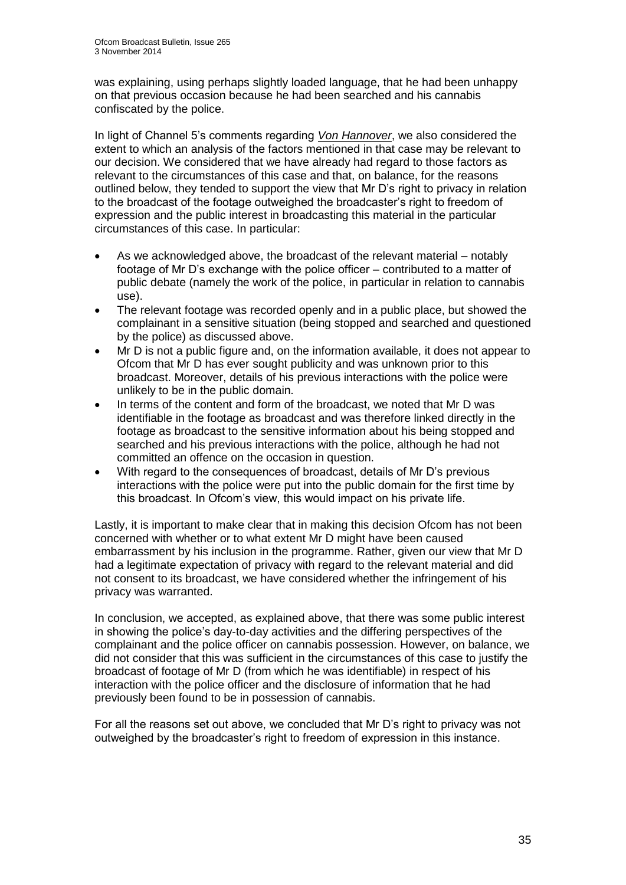was explaining, using perhaps slightly loaded language, that he had been unhappy on that previous occasion because he had been searched and his cannabis confiscated by the police.

In light of Channel 5's comments regarding *Von Hannover*, we also considered the extent to which an analysis of the factors mentioned in that case may be relevant to our decision. We considered that we have already had regard to those factors as relevant to the circumstances of this case and that, on balance, for the reasons outlined below, they tended to support the view that Mr D's right to privacy in relation to the broadcast of the footage outweighed the broadcaster's right to freedom of expression and the public interest in broadcasting this material in the particular circumstances of this case. In particular:

- As we acknowledged above, the broadcast of the relevant material – notably footage of Mr D's exchange with the police officer – contributed to a matter of public debate (namely the work of the police, in particular in relation to cannabis use).
- The relevant footage was recorded openly and in a public place, but showed the complainant in a sensitive situation (being stopped and searched and questioned by the police) as discussed above.
- Mr D is not a public figure and, on the information available, it does not appear to Ofcom that Mr D has ever sought publicity and was unknown prior to this broadcast. Moreover, details of his previous interactions with the police were unlikely to be in the public domain.
- In terms of the content and form of the broadcast, we noted that Mr D was identifiable in the footage as broadcast and was therefore linked directly in the footage as broadcast to the sensitive information about his being stopped and searched and his previous interactions with the police, although he had not committed an offence on the occasion in question.
- With regard to the consequences of broadcast, details of Mr D's previous interactions with the police were put into the public domain for the first time by this broadcast. In Ofcom's view, this would impact on his private life.

Lastly, it is important to make clear that in making this decision Ofcom has not been concerned with whether or to what extent Mr D might have been caused embarrassment by his inclusion in the programme. Rather, given our view that Mr D had a legitimate expectation of privacy with regard to the relevant material and did not consent to its broadcast, we have considered whether the infringement of his privacy was warranted.

In conclusion, we accepted, as explained above, that there was some public interest in showing the police's day-to-day activities and the differing perspectives of the complainant and the police officer on cannabis possession. However, on balance, we did not consider that this was sufficient in the circumstances of this case to justify the broadcast of footage of Mr D (from which he was identifiable) in respect of his interaction with the police officer and the disclosure of information that he had previously been found to be in possession of cannabis.

For all the reasons set out above, we concluded that Mr D's right to privacy was not outweighed by the broadcaster's right to freedom of expression in this instance.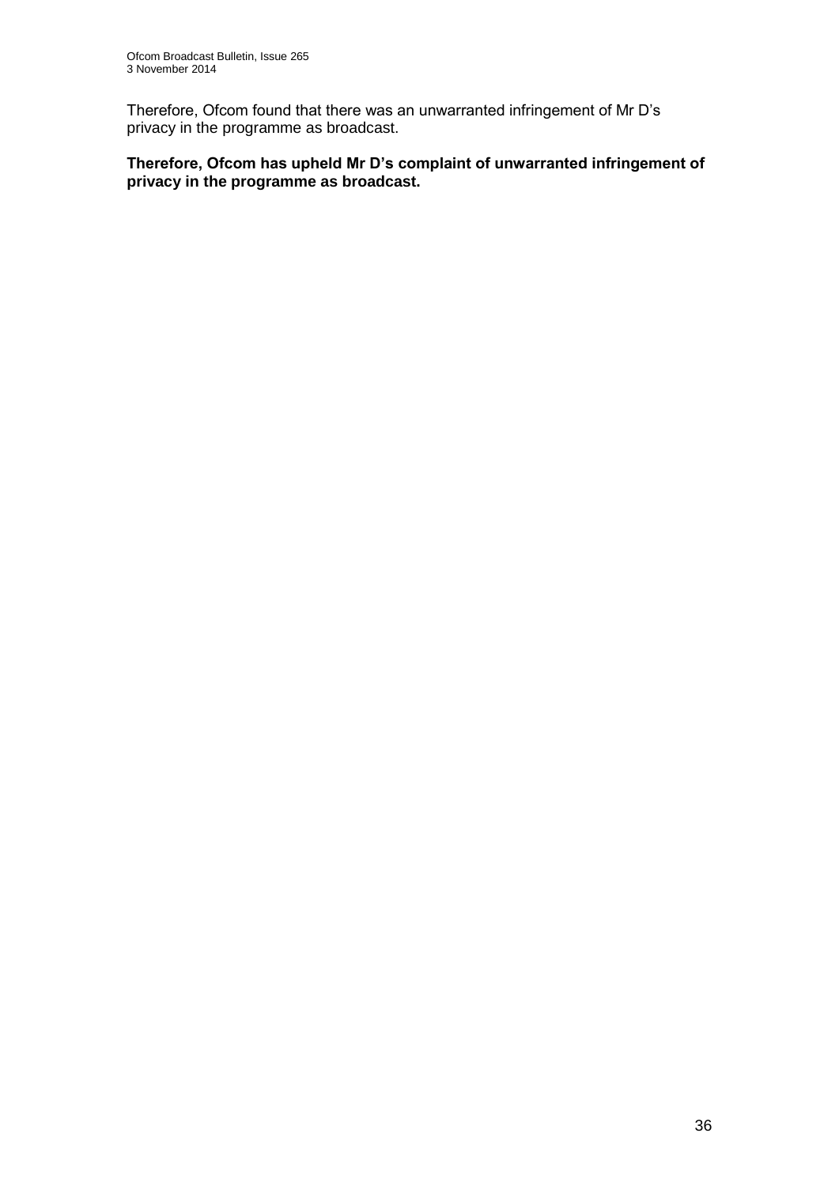Therefore, Ofcom found that there was an unwarranted infringement of Mr D's privacy in the programme as broadcast.

**Therefore, Ofcom has upheld Mr D's complaint of unwarranted infringement of privacy in the programme as broadcast.**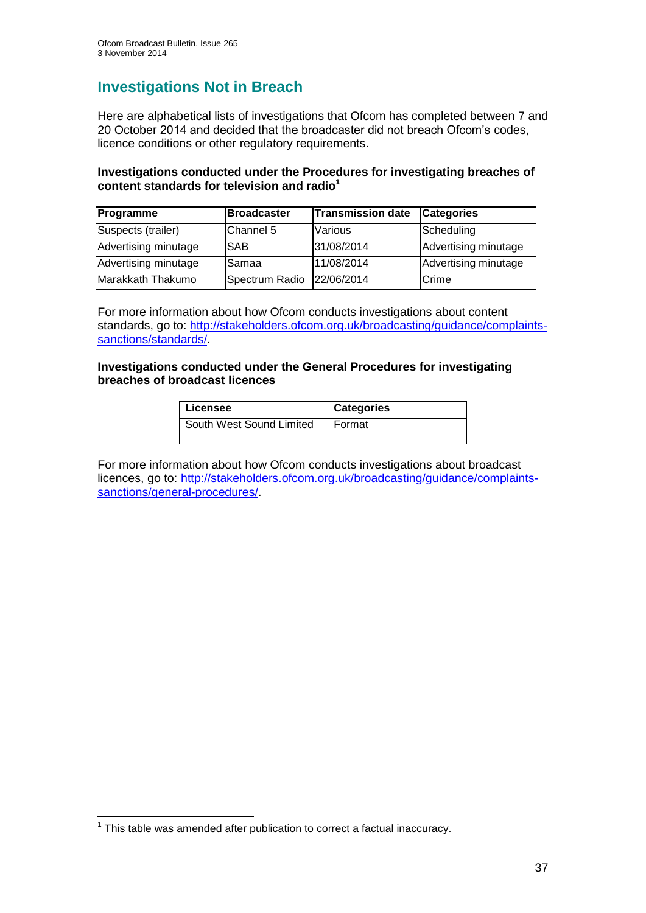## Investigations Not in Breach

Here are alphabetical lists of investigations that Ofcom has completed between 7 and 20 October 2014 and decided that the broadcaster did not breach Ofcom's codes, licence conditions or other regulatory requirements.

**Investigations conducted under the Procedures for investigating breaches of content standards for television and radio[1]**

| Programme | Broadcaster | Transmission date | Categories |
|---|---|---|---|
| Suspects (trailer) | Channel 5 | Various | Scheduling |
| Advertising minutage | SAB | 31/08/2014 | Advertising minutage |
| Advertising minutage | Samaa | 11/08/2014 | Advertising minutage |
| Marakkath Thakumo | Spectrum Radio | 22/06/2014 | Crime |

For more information about how Ofcom conducts investigations about content standards, go to: http://stakeholders.ofcom.org.uk/broadcasting/guidance/complaints-sanctions/standards/.

**Investigations conducted under the General Procedures for investigating breaches of broadcast licences**

| Licensee | Categories |
|---|---|
| South West Sound Limited | Format |

For more information about how Ofcom conducts investigations about broadcast licences, go to: http://stakeholders.ofcom.org.uk/broadcasting/guidance/complaints-sanctions/general-procedures/.

[1] This table was amended after publication to correct a factual inaccuracy.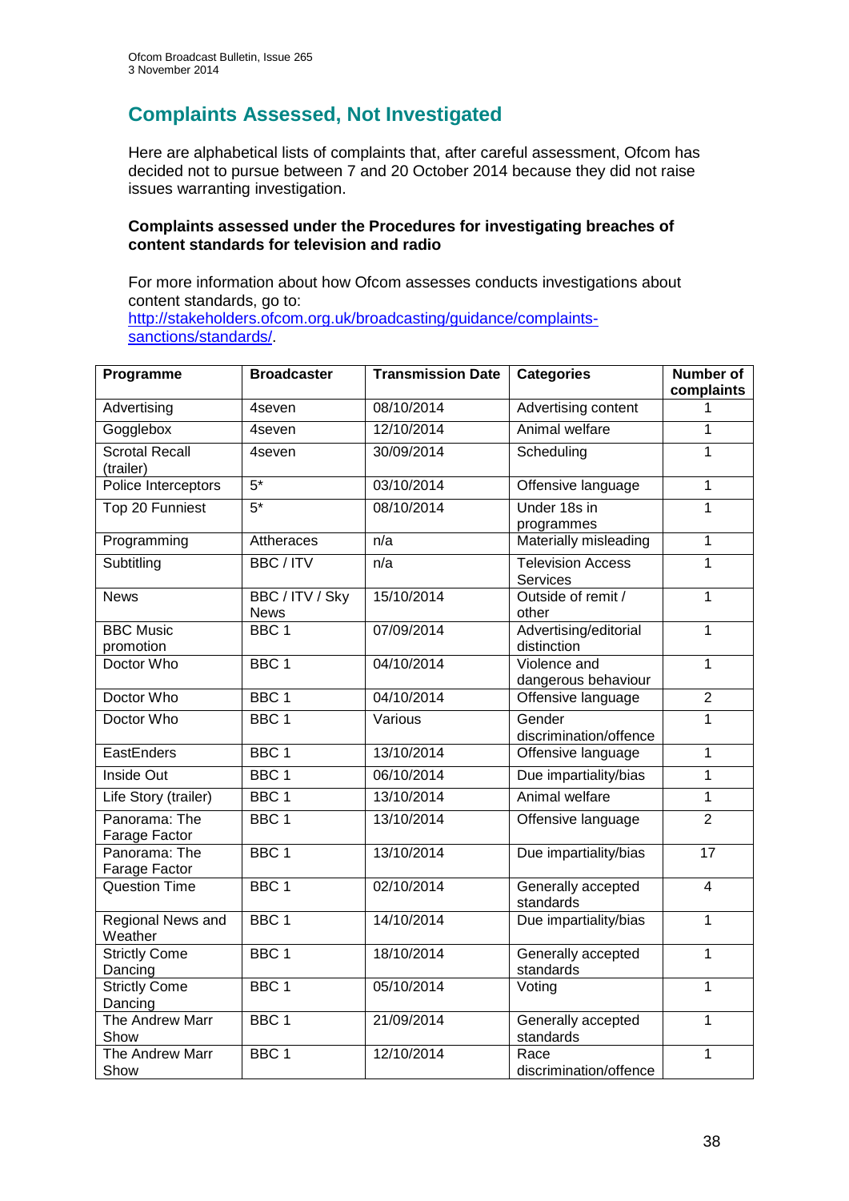## Complaints Assessed, Not Investigated

Here are alphabetical lists of complaints that, after careful assessment, Ofcom has decided not to pursue between 7 and 20 October 2014 because they did not raise issues warranting investigation.

**Complaints assessed under the Procedures for investigating breaches of content standards for television and radio**

For more information about how Ofcom assesses conducts investigations about content standards, go to: [http://stakeholders.ofcom.org.uk/broadcasting/guidance/complaints-sanctions/standards/](http://stakeholders.ofcom.org.uk/broadcasting/guidance/complaints-sanctions/standards/).

| Programme | Broadcaster | Transmission Date | Categories | Number of complaints |
|---|---|---|---|---|
| Advertising | 4seven | 08/10/2014 | Advertising content | 1 |
| Gogglebox | 4seven | 12/10/2014 | Animal welfare | 1 |
| Scrotal Recall (trailer) | 4seven | 30/09/2014 | Scheduling | 1 |
| Police Interceptors | 5* | 03/10/2014 | Offensive language | 1 |
| Top 20 Funniest | 5* | 08/10/2014 | Under 18s in programmes | 1 |
| Programming | Attheraces | n/a | Materially misleading | 1 |
| Subtitling | BBC / ITV | n/a | Television Access Services | 1 |
| News | BBC / ITV / Sky News | 15/10/2014 | Outside of remit / other | 1 |
| BBC Music promotion | BBC 1 | 07/09/2014 | Advertising/editorial distinction | 1 |
| Doctor Who | BBC 1 | 04/10/2014 | Violence and dangerous behaviour | 1 |
| Doctor Who | BBC 1 | 04/10/2014 | Offensive language | 2 |
| Doctor Who | BBC 1 | Various | Gender discrimination/offence | 1 |
| EastEnders | BBC 1 | 13/10/2014 | Offensive language | 1 |
| Inside Out | BBC 1 | 06/10/2014 | Due impartiality/bias | 1 |
| Life Story (trailer) | BBC 1 | 13/10/2014 | Animal welfare | 1 |
| Panorama: The Farage Factor | BBC 1 | 13/10/2014 | Offensive language | 2 |
| Panorama: The Farage Factor | BBC 1 | 13/10/2014 | Due impartiality/bias | 17 |
| Question Time | BBC 1 | 02/10/2014 | Generally accepted standards | 4 |
| Regional News and Weather | BBC 1 | 14/10/2014 | Due impartiality/bias | 1 |
| Strictly Come Dancing | BBC 1 | 18/10/2014 | Generally accepted standards | 1 |
| Strictly Come Dancing | BBC 1 | 05/10/2014 | Voting | 1 |
| The Andrew Marr Show | BBC 1 | 21/09/2014 | Generally accepted standards | 1 |
| The Andrew Marr Show | BBC 1 | 12/10/2014 | Race discrimination/offence | 1 |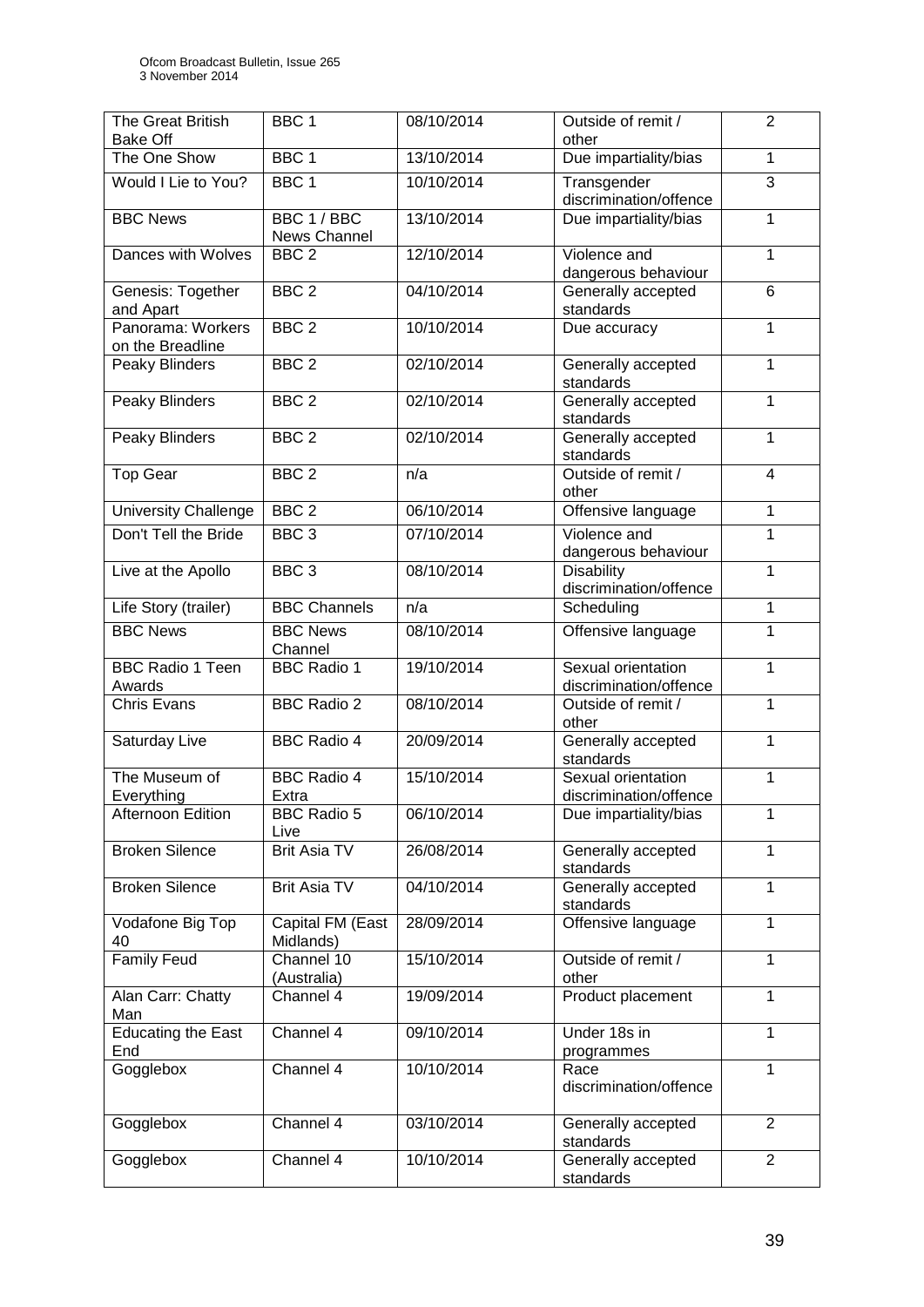| | | | | |
|---|---|---|---|---|
| The Great British Bake Off | BBC 1 | 08/10/2014 | Outside of remit / other | 2 |
| The One Show | BBC 1 | 13/10/2014 | Due impartiality/bias | 1 |
| Would I Lie to You? | BBC 1 | 10/10/2014 | Transgender discrimination/offence | 3 |
| BBC News | BBC 1 / BBC News Channel | 13/10/2014 | Due impartiality/bias | 1 |
| Dances with Wolves | BBC 2 | 12/10/2014 | Violence and dangerous behaviour | 1 |
| Genesis: Together and Apart | BBC 2 | 04/10/2014 | Generally accepted standards | 6 |
| Panorama: Workers on the Breadline | BBC 2 | 10/10/2014 | Due accuracy | 1 |
| Peaky Blinders | BBC 2 | 02/10/2014 | Generally accepted standards | 1 |
| Peaky Blinders | BBC 2 | 02/10/2014 | Generally accepted standards | 1 |
| Peaky Blinders | BBC 2 | 02/10/2014 | Generally accepted standards | 1 |
| Top Gear | BBC 2 | n/a | Outside of remit / other | 4 |
| University Challenge | BBC 2 | 06/10/2014 | Offensive language | 1 |
| Don't Tell the Bride | BBC 3 | 07/10/2014 | Violence and dangerous behaviour | 1 |
| Live at the Apollo | BBC 3 | 08/10/2014 | Disability discrimination/offence | 1 |
| Life Story (trailer) | BBC Channels | n/a | Scheduling | 1 |
| BBC News | BBC News Channel | 08/10/2014 | Offensive language | 1 |
| BBC Radio 1 Teen Awards | BBC Radio 1 | 19/10/2014 | Sexual orientation discrimination/offence | 1 |
| Chris Evans | BBC Radio 2 | 08/10/2014 | Outside of remit / other | 1 |
| Saturday Live | BBC Radio 4 | 20/09/2014 | Generally accepted standards | 1 |
| The Museum of Everything | BBC Radio 4 Extra | 15/10/2014 | Sexual orientation discrimination/offence | 1 |
| Afternoon Edition | BBC Radio 5 Live | 06/10/2014 | Due impartiality/bias | 1 |
| Broken Silence | Brit Asia TV | 26/08/2014 | Generally accepted standards | 1 |
| Broken Silence | Brit Asia TV | 04/10/2014 | Generally accepted standards | 1 |
| Vodafone Big Top 40 | Capital FM (East Midlands) | 28/09/2014 | Offensive language | 1 |
| Family Feud | Channel 10 (Australia) | 15/10/2014 | Outside of remit / other | 1 |
| Alan Carr: Chatty Man | Channel 4 | 19/09/2014 | Product placement | 1 |
| Educating the East End | Channel 4 | 09/10/2014 | Under 18s in programmes | 1 |
| Gogglebox | Channel 4 | 10/10/2014 | Race discrimination/offence | 1 |
| Gogglebox | Channel 4 | 03/10/2014 | Generally accepted standards | 2 |
| Gogglebox | Channel 4 | 10/10/2014 | Generally accepted standards | 2 |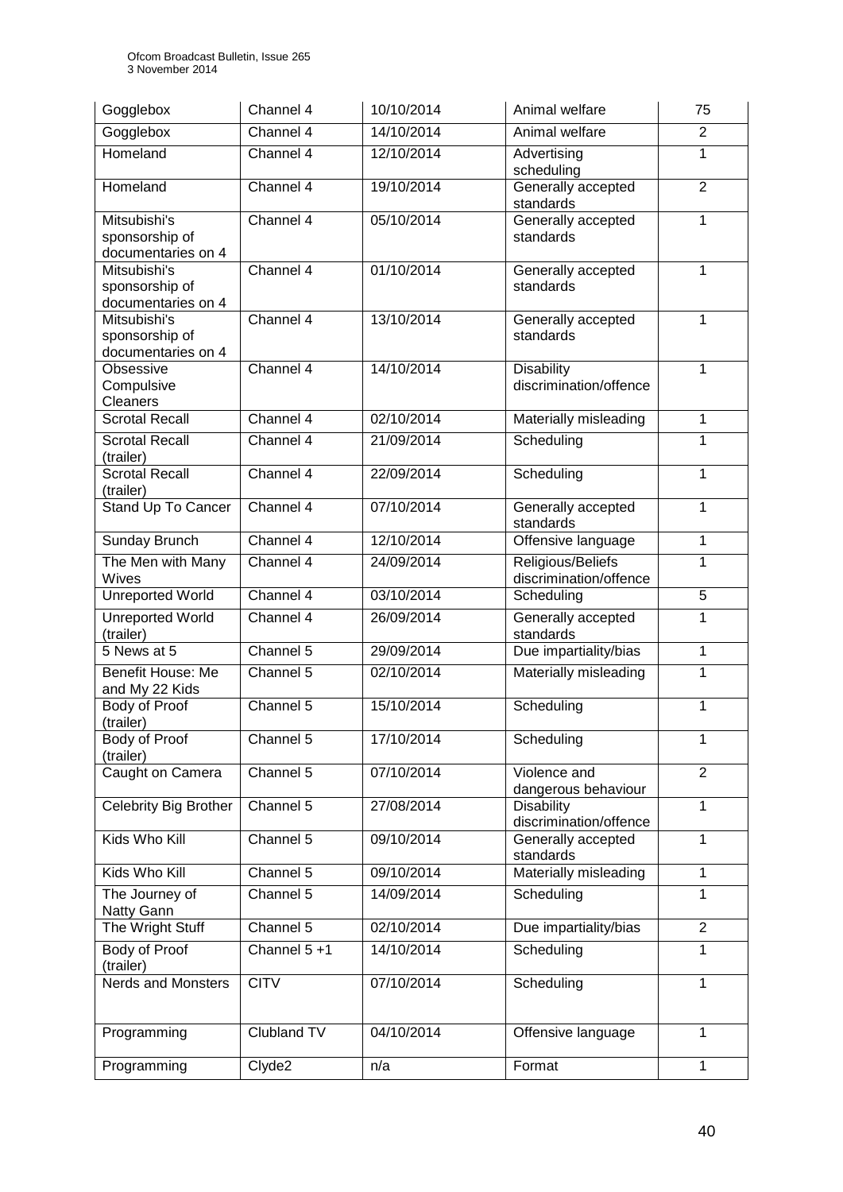| | | | | |
|---|---|---|---|---|
| Gogglebox | Channel 4 | 10/10/2014 | Animal welfare | 75 |
| Gogglebox | Channel 4 | 14/10/2014 | Animal welfare | 2 |
| Homeland | Channel 4 | 12/10/2014 | Advertising scheduling | 1 |
| Homeland | Channel 4 | 19/10/2014 | Generally accepted standards | 2 |
| Mitsubishi's sponsorship of documentaries on 4 | Channel 4 | 05/10/2014 | Generally accepted standards | 1 |
| Mitsubishi's sponsorship of documentaries on 4 | Channel 4 | 01/10/2014 | Generally accepted standards | 1 |
| Mitsubishi's sponsorship of documentaries on 4 | Channel 4 | 13/10/2014 | Generally accepted standards | 1 |
| Obsessive Compulsive Cleaners | Channel 4 | 14/10/2014 | Disability discrimination/offence | 1 |
| Scrotal Recall | Channel 4 | 02/10/2014 | Materially misleading | 1 |
| Scrotal Recall (trailer) | Channel 4 | 21/09/2014 | Scheduling | 1 |
| Scrotal Recall (trailer) | Channel 4 | 22/09/2014 | Scheduling | 1 |
| Stand Up To Cancer | Channel 4 | 07/10/2014 | Generally accepted standards | 1 |
| Sunday Brunch | Channel 4 | 12/10/2014 | Offensive language | 1 |
| The Men with Many Wives | Channel 4 | 24/09/2014 | Religious/Beliefs discrimination/offence | 1 |
| Unreported World | Channel 4 | 03/10/2014 | Scheduling | 5 |
| Unreported World (trailer) | Channel 4 | 26/09/2014 | Generally accepted standards | 1 |
| 5 News at 5 | Channel 5 | 29/09/2014 | Due impartiality/bias | 1 |
| Benefit House: Me and My 22 Kids | Channel 5 | 02/10/2014 | Materially misleading | 1 |
| Body of Proof (trailer) | Channel 5 | 15/10/2014 | Scheduling | 1 |
| Body of Proof (trailer) | Channel 5 | 17/10/2014 | Scheduling | 1 |
| Caught on Camera | Channel 5 | 07/10/2014 | Violence and dangerous behaviour | 2 |
| Celebrity Big Brother | Channel 5 | 27/08/2014 | Disability discrimination/offence | 1 |
| Kids Who Kill | Channel 5 | 09/10/2014 | Generally accepted standards | 1 |
| Kids Who Kill | Channel 5 | 09/10/2014 | Materially misleading | 1 |
| The Journey of Natty Gann | Channel 5 | 14/09/2014 | Scheduling | 1 |
| The Wright Stuff | Channel 5 | 02/10/2014 | Due impartiality/bias | 2 |
| Body of Proof (trailer) | Channel 5 +1 | 14/10/2014 | Scheduling | 1 |
| Nerds and Monsters | CITV | 07/10/2014 | Scheduling | 1 |
| Programming | Clubland TV | 04/10/2014 | Offensive language | 1 |
| Programming | Clyde2 | n/a | Format | 1 |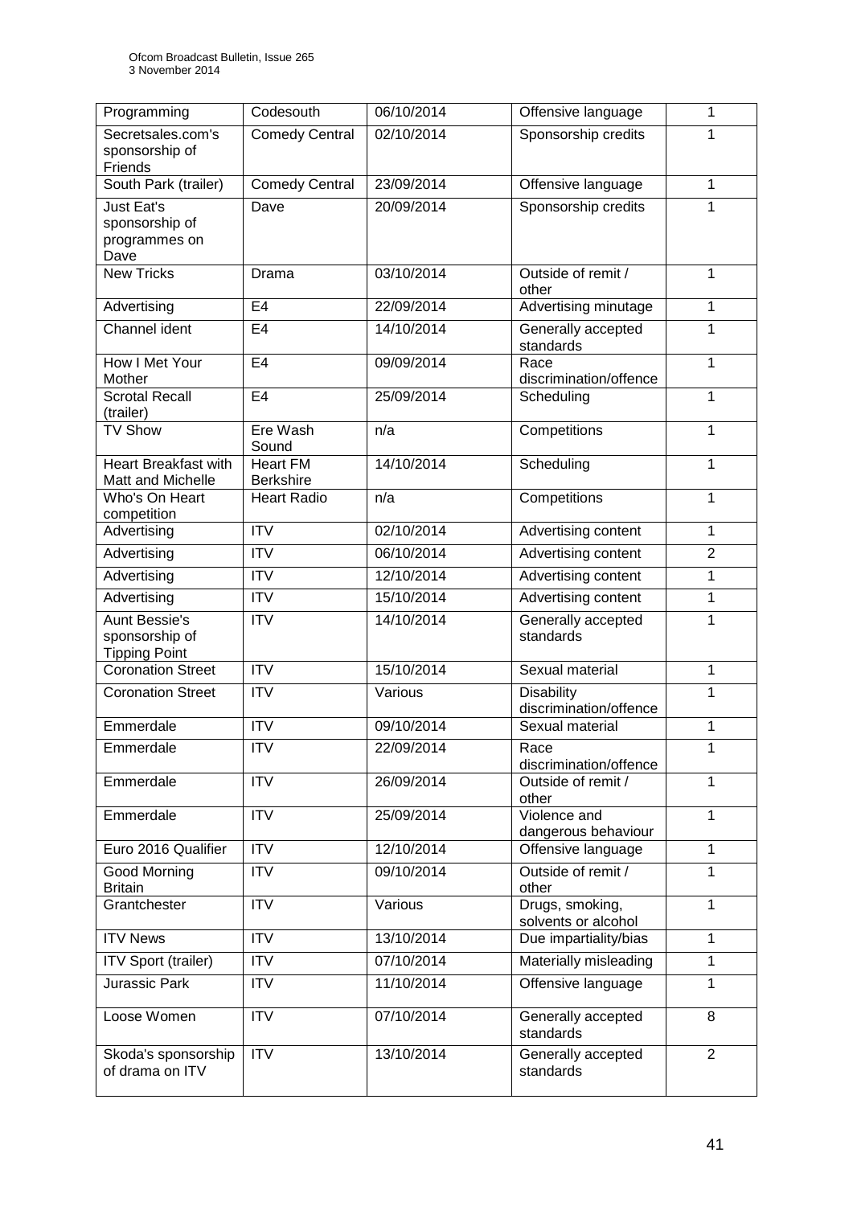| | | | | |
|---|---|---|---|---|
| Programming | Codesouth | 06/10/2014 | Offensive language | 1 |
| Secretsales.com's sponsorship of Friends | Comedy Central | 02/10/2014 | Sponsorship credits | 1 |
| South Park (trailer) | Comedy Central | 23/09/2014 | Offensive language | 1 |
| Just Eat's sponsorship of programmes on Dave | Dave | 20/09/2014 | Sponsorship credits | 1 |
| New Tricks | Drama | 03/10/2014 | Outside of remit / other | 1 |
| Advertising | E4 | 22/09/2014 | Advertising minutage | 1 |
| Channel ident | E4 | 14/10/2014 | Generally accepted standards | 1 |
| How I Met Your Mother | E4 | 09/09/2014 | Race discrimination/offence | 1 |
| Scrotal Recall (trailer) | E4 | 25/09/2014 | Scheduling | 1 |
| TV Show | Ere Wash Sound | n/a | Competitions | 1 |
| Heart Breakfast with Matt and Michelle | Heart FM Berkshire | 14/10/2014 | Scheduling | 1 |
| Who's On Heart competition | Heart Radio | n/a | Competitions | 1 |
| Advertising | ITV | 02/10/2014 | Advertising content | 1 |
| Advertising | ITV | 06/10/2014 | Advertising content | 2 |
| Advertising | ITV | 12/10/2014 | Advertising content | 1 |
| Advertising | ITV | 15/10/2014 | Advertising content | 1 |
| Aunt Bessie's sponsorship of Tipping Point | ITV | 14/10/2014 | Generally accepted standards | 1 |
| Coronation Street | ITV | 15/10/2014 | Sexual material | 1 |
| Coronation Street | ITV | Various | Disability discrimination/offence | 1 |
| Emmerdale | ITV | 09/10/2014 | Sexual material | 1 |
| Emmerdale | ITV | 22/09/2014 | Race discrimination/offence | 1 |
| Emmerdale | ITV | 26/09/2014 | Outside of remit / other | 1 |
| Emmerdale | ITV | 25/09/2014 | Violence and dangerous behaviour | 1 |
| Euro 2016 Qualifier | ITV | 12/10/2014 | Offensive language | 1 |
| Good Morning Britain | ITV | 09/10/2014 | Outside of remit / other | 1 |
| Grantchester | ITV | Various | Drugs, smoking, solvents or alcohol | 1 |
| ITV News | ITV | 13/10/2014 | Due impartiality/bias | 1 |
| ITV Sport (trailer) | ITV | 07/10/2014 | Materially misleading | 1 |
| Jurassic Park | ITV | 11/10/2014 | Offensive language | 1 |
| Loose Women | ITV | 07/10/2014 | Generally accepted standards | 8 |
| Skoda's sponsorship of drama on ITV | ITV | 13/10/2014 | Generally accepted standards | 2 |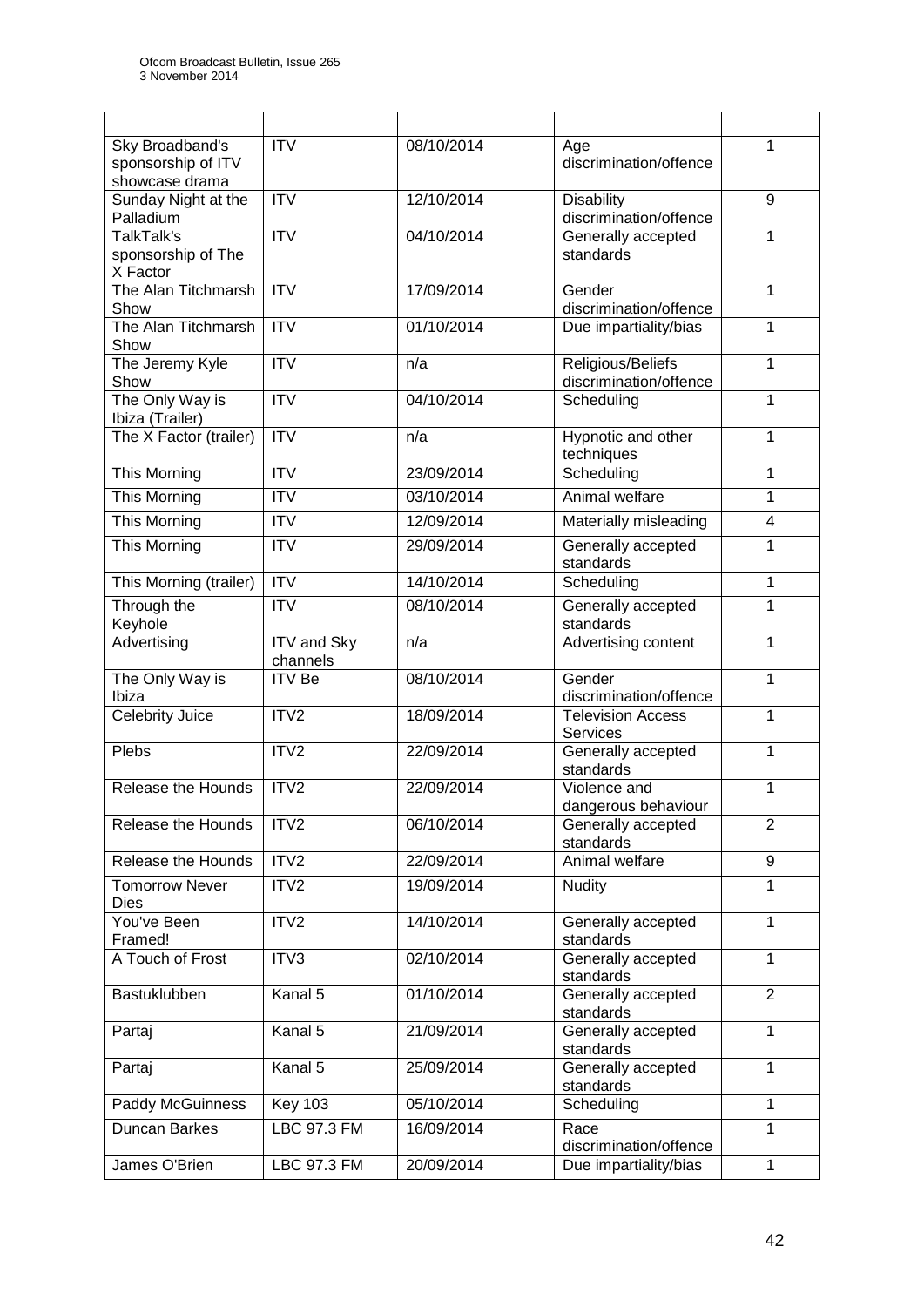| | | | | |
|---|---|---|---|---|
| Sky Broadband's sponsorship of ITV showcase drama | ITV | 08/10/2014 | Age discrimination/offence | 1 |
| Sunday Night at the Palladium | ITV | 12/10/2014 | Disability discrimination/offence | 9 |
| TalkTalk's sponsorship of The X Factor | ITV | 04/10/2014 | Generally accepted standards | 1 |
| The Alan Titchmarsh Show | ITV | 17/09/2014 | Gender discrimination/offence | 1 |
| The Alan Titchmarsh Show | ITV | 01/10/2014 | Due impartiality/bias | 1 |
| The Jeremy Kyle Show | ITV | n/a | Religious/Beliefs discrimination/offence | 1 |
| The Only Way is Ibiza (Trailer) | ITV | 04/10/2014 | Scheduling | 1 |
| The X Factor (trailer) | ITV | n/a | Hypnotic and other techniques | 1 |
| This Morning | ITV | 23/09/2014 | Scheduling | 1 |
| This Morning | ITV | 03/10/2014 | Animal welfare | 1 |
| This Morning | ITV | 12/09/2014 | Materially misleading | 4 |
| This Morning | ITV | 29/09/2014 | Generally accepted standards | 1 |
| This Morning (trailer) | ITV | 14/10/2014 | Scheduling | 1 |
| Through the Keyhole | ITV | 08/10/2014 | Generally accepted standards | 1 |
| Advertising | ITV and Sky channels | n/a | Advertising content | 1 |
| The Only Way is Ibiza | ITV Be | 08/10/2014 | Gender discrimination/offence | 1 |
| Celebrity Juice | ITV2 | 18/09/2014 | Television Access Services | 1 |
| Plebs | ITV2 | 22/09/2014 | Generally accepted standards | 1 |
| Release the Hounds | ITV2 | 22/09/2014 | Violence and dangerous behaviour | 1 |
| Release the Hounds | ITV2 | 06/10/2014 | Generally accepted standards | 2 |
| Release the Hounds | ITV2 | 22/09/2014 | Animal welfare | 9 |
| Tomorrow Never Dies | ITV2 | 19/09/2014 | Nudity | 1 |
| You've Been Framed! | ITV2 | 14/10/2014 | Generally accepted standards | 1 |
| A Touch of Frost | ITV3 | 02/10/2014 | Generally accepted standards | 1 |
| Bastuklubben | Kanal 5 | 01/10/2014 | Generally accepted standards | 2 |
| Partaj | Kanal 5 | 21/09/2014 | Generally accepted standards | 1 |
| Partaj | Kanal 5 | 25/09/2014 | Generally accepted standards | 1 |
| Paddy McGuinness | Key 103 | 05/10/2014 | Scheduling | 1 |
| Duncan Barkes | LBC 97.3 FM | 16/09/2014 | Race discrimination/offence | 1 |
| James O'Brien | LBC 97.3 FM | 20/09/2014 | Due impartiality/bias | 1 |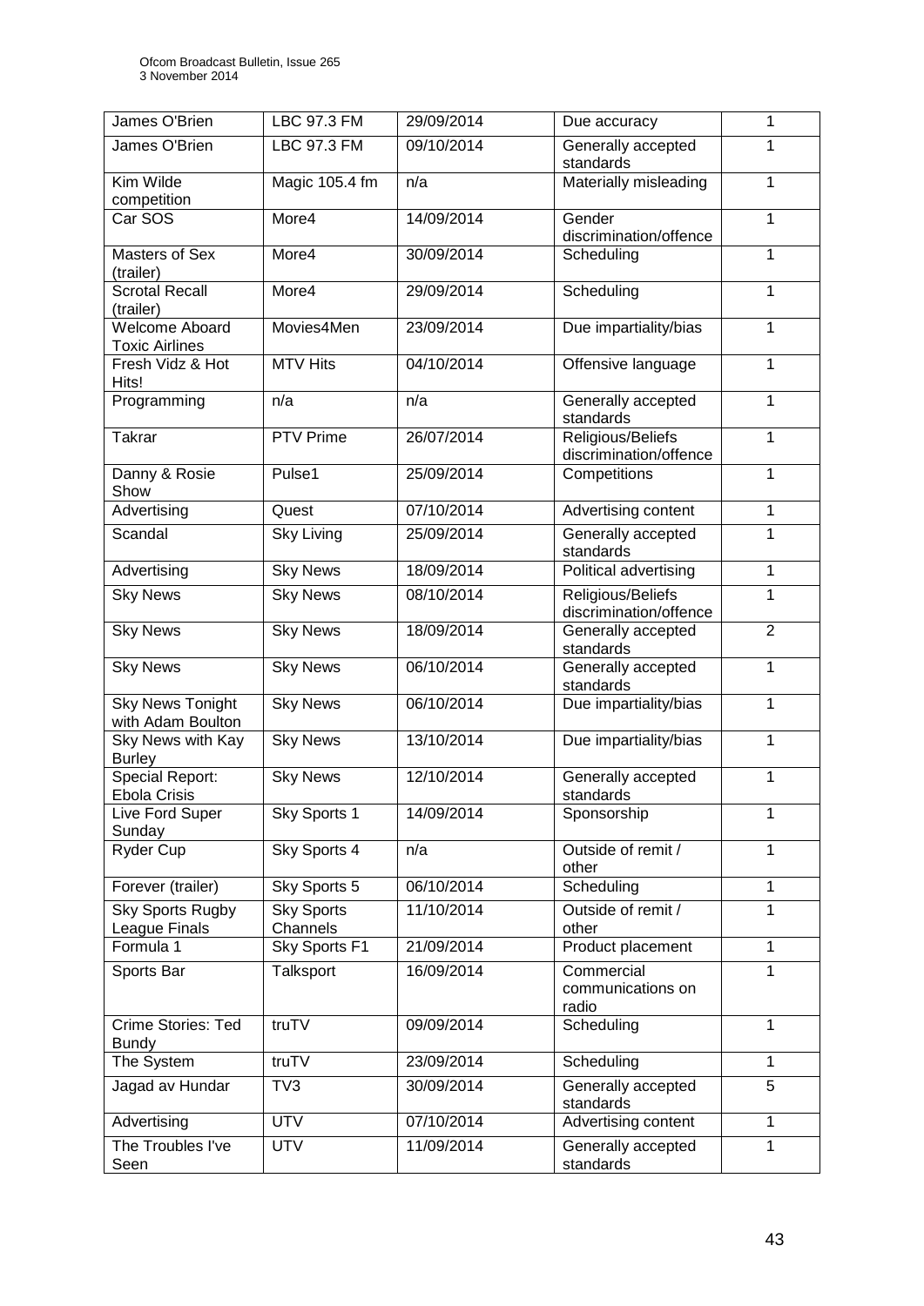| | | | | |
|---|---|---|---|---|
| James O'Brien | LBC 97.3 FM | 29/09/2014 | Due accuracy | 1 |
| James O'Brien | LBC 97.3 FM | 09/10/2014 | Generally accepted standards | 1 |
| Kim Wilde competition | Magic 105.4 fm | n/a | Materially misleading | 1 |
| Car SOS | More4 | 14/09/2014 | Gender discrimination/offence | 1 |
| Masters of Sex (trailer) | More4 | 30/09/2014 | Scheduling | 1 |
| Scrotal Recall (trailer) | More4 | 29/09/2014 | Scheduling | 1 |
| Welcome Aboard Toxic Airlines | Movies4Men | 23/09/2014 | Due impartiality/bias | 1 |
| Fresh Vidz & Hot Hits! | MTV Hits | 04/10/2014 | Offensive language | 1 |
| Programming | n/a | n/a | Generally accepted standards | 1 |
| Takrar | PTV Prime | 26/07/2014 | Religious/Beliefs discrimination/offence | 1 |
| Danny & Rosie Show | Pulse1 | 25/09/2014 | Competitions | 1 |
| Advertising | Quest | 07/10/2014 | Advertising content | 1 |
| Scandal | Sky Living | 25/09/2014 | Generally accepted standards | 1 |
| Advertising | Sky News | 18/09/2014 | Political advertising | 1 |
| Sky News | Sky News | 08/10/2014 | Religious/Beliefs discrimination/offence | 1 |
| Sky News | Sky News | 18/09/2014 | Generally accepted standards | 2 |
| Sky News | Sky News | 06/10/2014 | Generally accepted standards | 1 |
| Sky News Tonight with Adam Boulton | Sky News | 06/10/2014 | Due impartiality/bias | 1 |
| Sky News with Kay Burley | Sky News | 13/10/2014 | Due impartiality/bias | 1 |
| Special Report: Ebola Crisis | Sky News | 12/10/2014 | Generally accepted standards | 1 |
| Live Ford Super Sunday | Sky Sports 1 | 14/09/2014 | Sponsorship | 1 |
| Ryder Cup | Sky Sports 4 | n/a | Outside of remit / other | 1 |
| Forever (trailer) | Sky Sports 5 | 06/10/2014 | Scheduling | 1 |
| Sky Sports Rugby League Finals | Sky Sports Channels | 11/10/2014 | Outside of remit / other | 1 |
| Formula 1 | Sky Sports F1 | 21/09/2014 | Product placement | 1 |
| Sports Bar | Talksport | 16/09/2014 | Commercial communications on radio | 1 |
| Crime Stories: Ted Bundy | truTV | 09/09/2014 | Scheduling | 1 |
| The System | truTV | 23/09/2014 | Scheduling | 1 |
| Jagad av Hundar | TV3 | 30/09/2014 | Generally accepted standards | 5 |
| Advertising | UTV | 07/10/2014 | Advertising content | 1 |
| The Troubles I've Seen | UTV | 11/09/2014 | Generally accepted standards | 1 |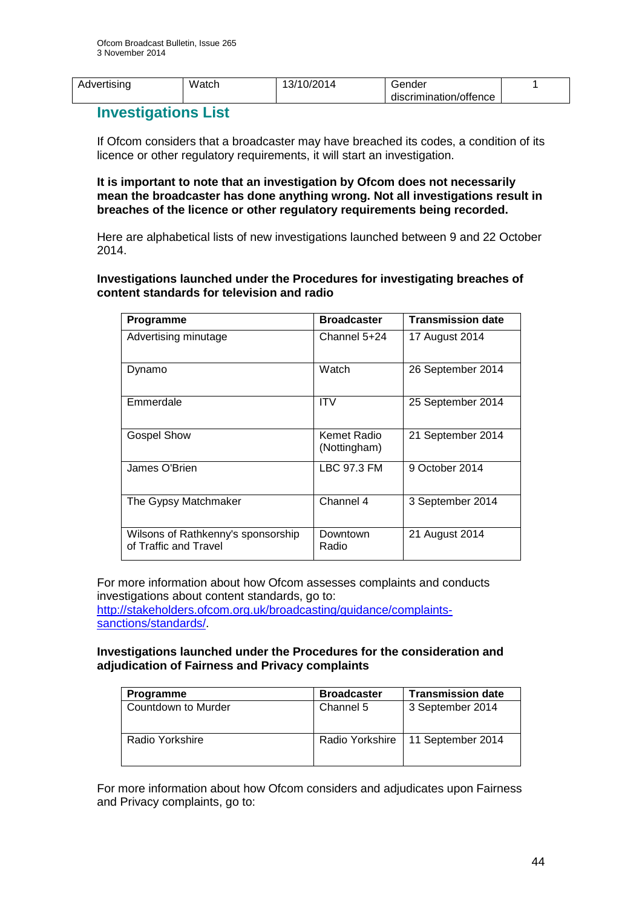| | | | | |
|---|---|---|---|---|
| Advertising | Watch | 13/10/2014 | Gender discrimination/offence | 1 |

## Investigations List

If Ofcom considers that a broadcaster may have breached its codes, a condition of its licence or other regulatory requirements, it will start an investigation.

**It is important to note that an investigation by Ofcom does not necessarily mean the broadcaster has done anything wrong. Not all investigations result in breaches of the licence or other regulatory requirements being recorded.**

Here are alphabetical lists of new investigations launched between 9 and 22 October 2014.

**Investigations launched under the Procedures for investigating breaches of content standards for television and radio**

| Programme | Broadcaster | Transmission date |
|---|---|---|
| Advertising minutage | Channel 5+24 | 17 August 2014 |
| Dynamo | Watch | 26 September 2014 |
| Emmerdale | ITV | 25 September 2014 |
| Gospel Show | Kemet Radio (Nottingham) | 21 September 2014 |
| James O'Brien | LBC 97.3 FM | 9 October 2014 |
| The Gypsy Matchmaker | Channel 4 | 3 September 2014 |
| Wilsons of Rathkenny's sponsorship of Traffic and Travel | Downtown Radio | 21 August 2014 |

For more information about how Ofcom assesses complaints and conducts investigations about content standards, go to: http://stakeholders.ofcom.org.uk/broadcasting/guidance/complaints-sanctions/standards/.

**Investigations launched under the Procedures for the consideration and adjudication of Fairness and Privacy complaints**

| Programme | Broadcaster | Transmission date |
|---|---|---|
| Countdown to Murder | Channel 5 | 3 September 2014 |
| Radio Yorkshire | Radio Yorkshire | 11 September 2014 |

For more information about how Ofcom considers and adjudicates upon Fairness and Privacy complaints, go to: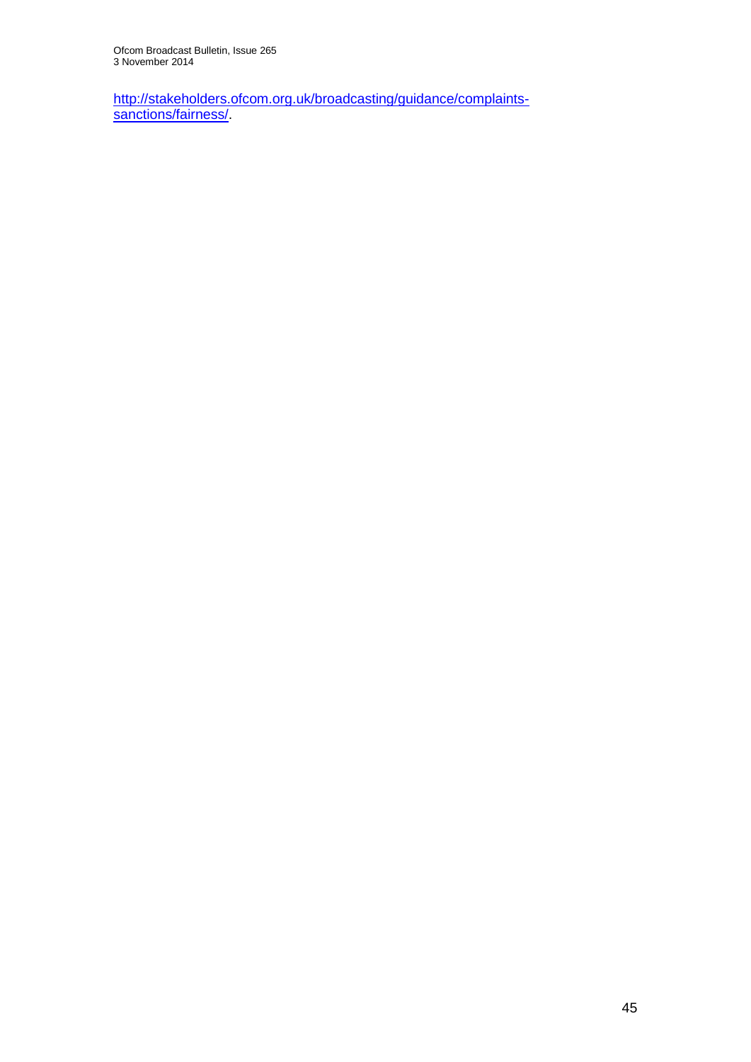http://stakeholders.ofcom.org.uk/broadcasting/guidance/complaints-sanctions/fairness/.